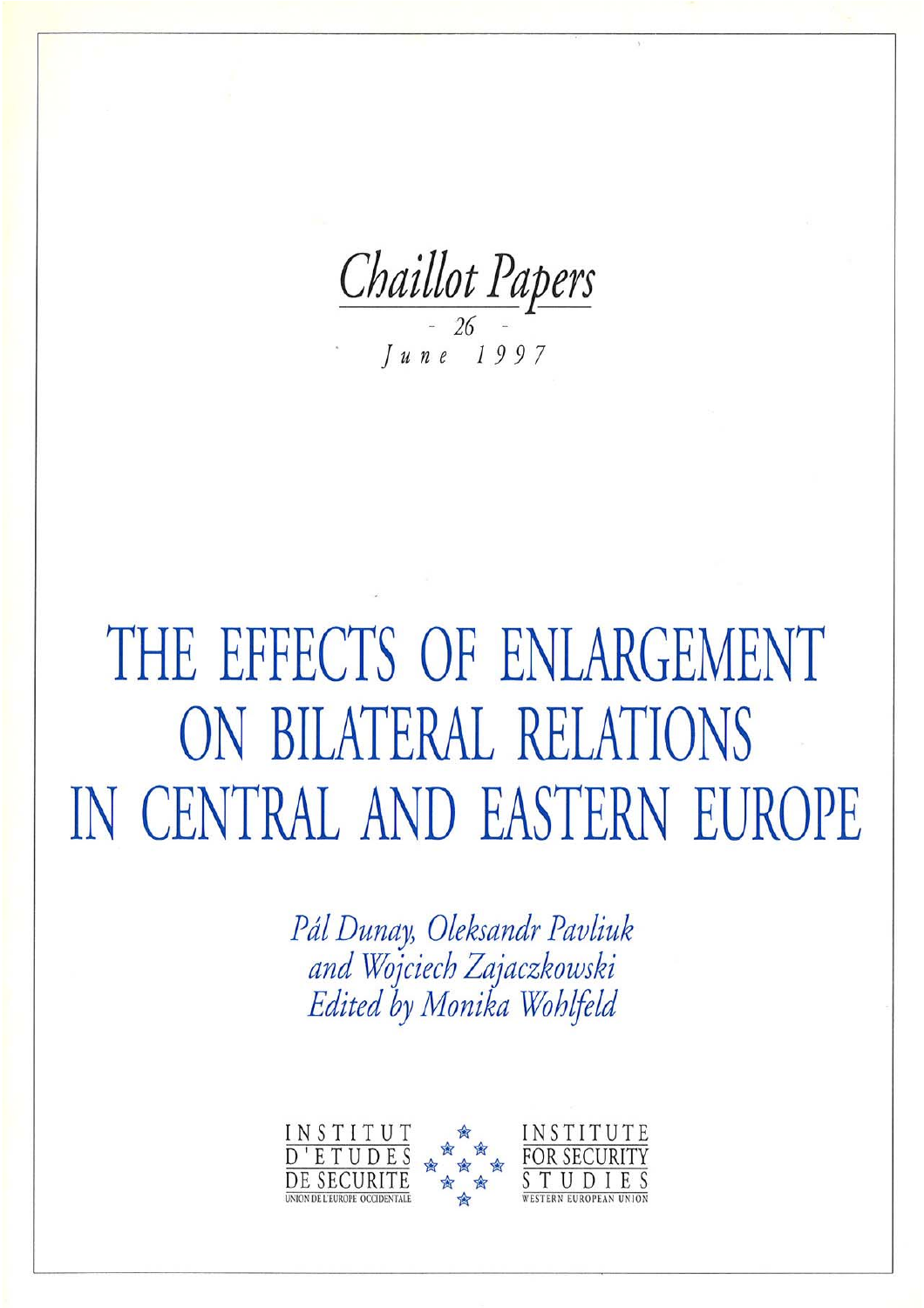*Chaillot Papers*

*- 26 -*

*June 1997*

# THE EFFECTS OF ENLARGEMENT ON BILATERAL RELATIONS IN CENTRAL AND EASTERN EUROPE

*Pál Dunay, Oleksandr Pavliuk and Wojciech Zajaczkowski*

*Edited by Monika Wohlfeld*

INSTITUT D'ETUDES DE SECURITE
UNION DE L'EUROPE OCCIDENTALE

INSTITUTE FOR SECURITY STUDIES
WESTERN EUROPEAN UNION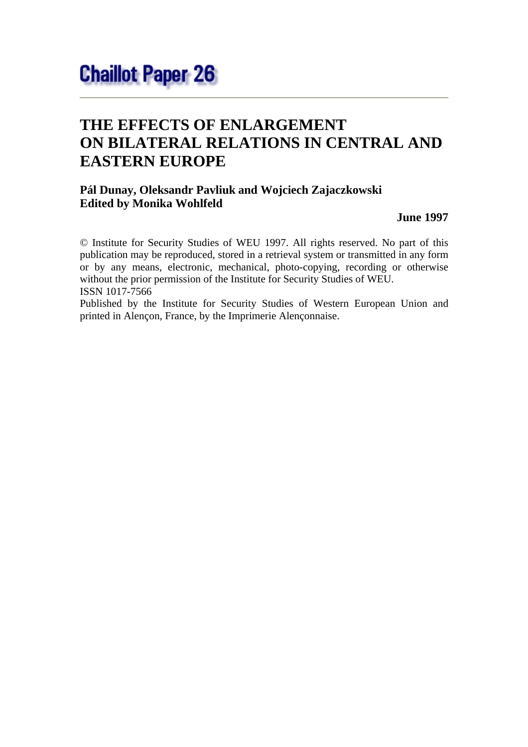# Chaillot Paper 26

## THE EFFECTS OF ENLARGEMENT ON BILATERAL RELATIONS IN CENTRAL AND EASTERN EUROPE

**Pál Dunay, Oleksandr Pavliuk and Wojciech Zajaczkowski**
**Edited by Monika Wohlfeld**

**June 1997**

© Institute for Security Studies of WEU 1997. All rights reserved. No part of this publication may be reproduced, stored in a retrieval system or transmitted in any form or by any means, electronic, mechanical, photo-copying, recording or otherwise without the prior permission of the Institute for Security Studies of WEU.
ISSN 1017-7566
Published by the Institute for Security Studies of Western European Union and printed in Alençon, France, by the Imprimerie Alençonnaise.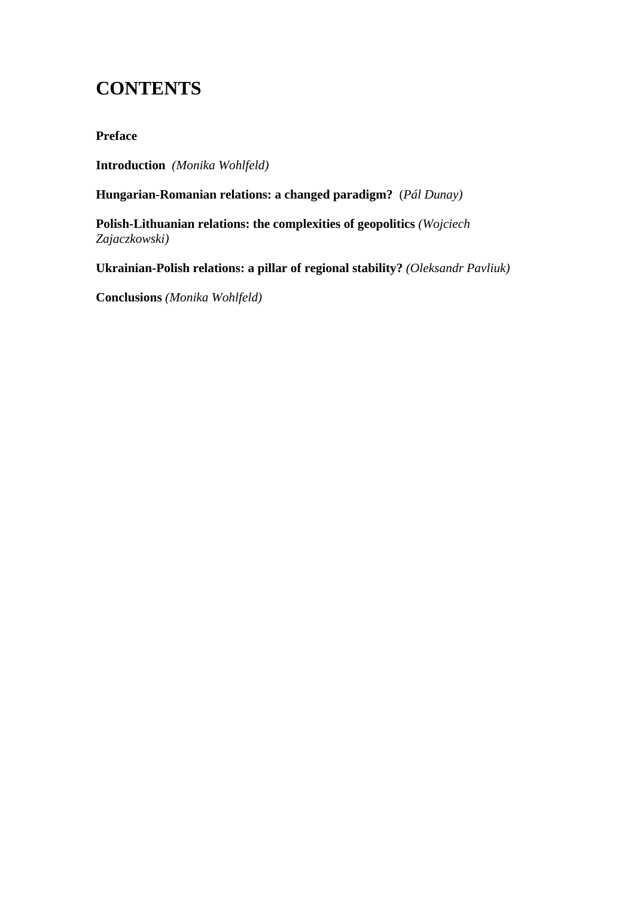# CONTENTS

**Preface**

**Introduction** *(Monika Wohlfeld)*

**Hungarian-Romanian relations: a changed paradigm?** (*Pál Dunay)*

**Polish-Lithuanian relations: the complexities of geopolitics** *(Wojciech Zajaczkowski)*

**Ukrainian-Polish relations: a pillar of regional stability?** *(Oleksandr Pavliuk)*

**Conclusions** *(Monika Wohlfeld)*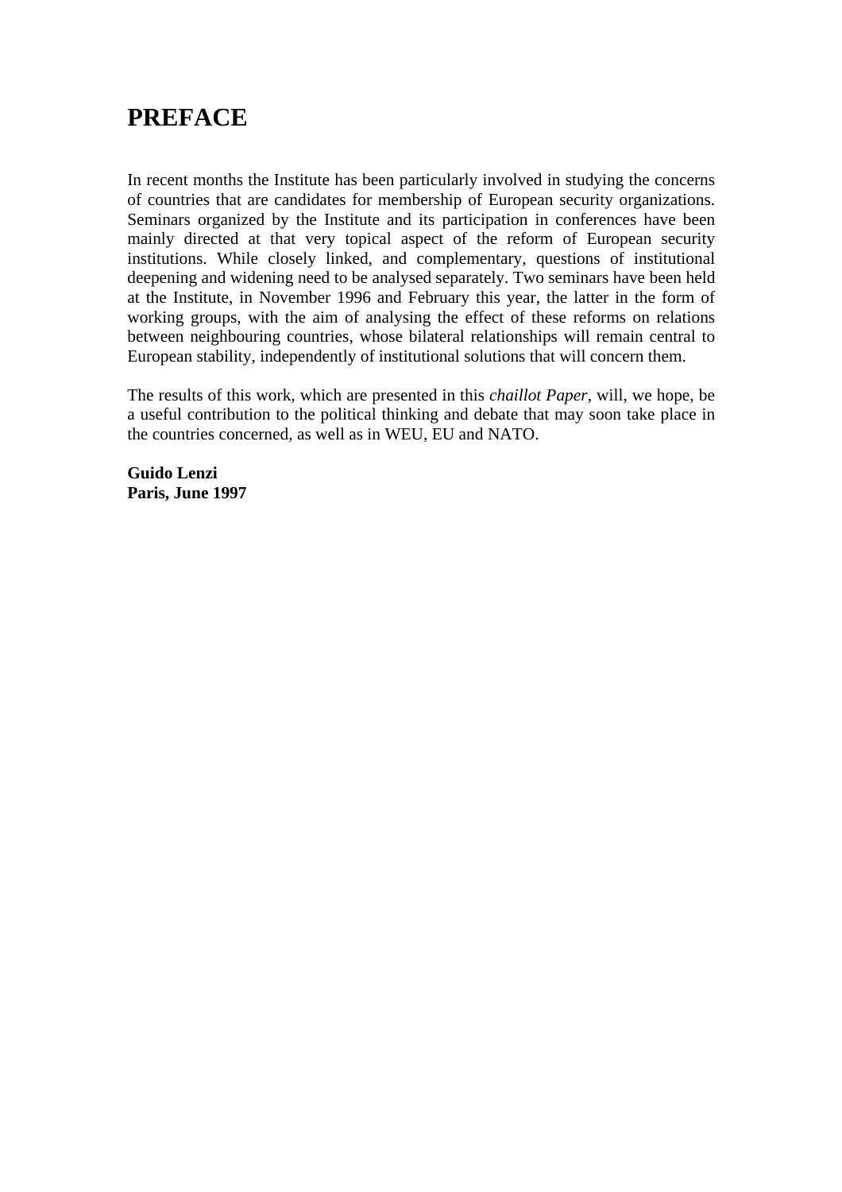# PREFACE

In recent months the Institute has been particularly involved in studying the concerns of countries that are candidates for membership of European security organizations. Seminars organized by the Institute and its participation in conferences have been mainly directed at that very topical aspect of the reform of European security institutions. While closely linked, and complementary, questions of institutional deepening and widening need to be analysed separately. Two seminars have been held at the Institute, in November 1996 and February this year, the latter in the form of working groups, with the aim of analysing the effect of these reforms on relations between neighbouring countries, whose bilateral relationships will remain central to European stability, independently of institutional solutions that will concern them.

The results of this work, which are presented in this *chaillot Paper*, will, we hope, be a useful contribution to the political thinking and debate that may soon take place in the countries concerned, as well as in WEU, EU and NATO.

**Guido Lenzi**
**Paris, June 1997**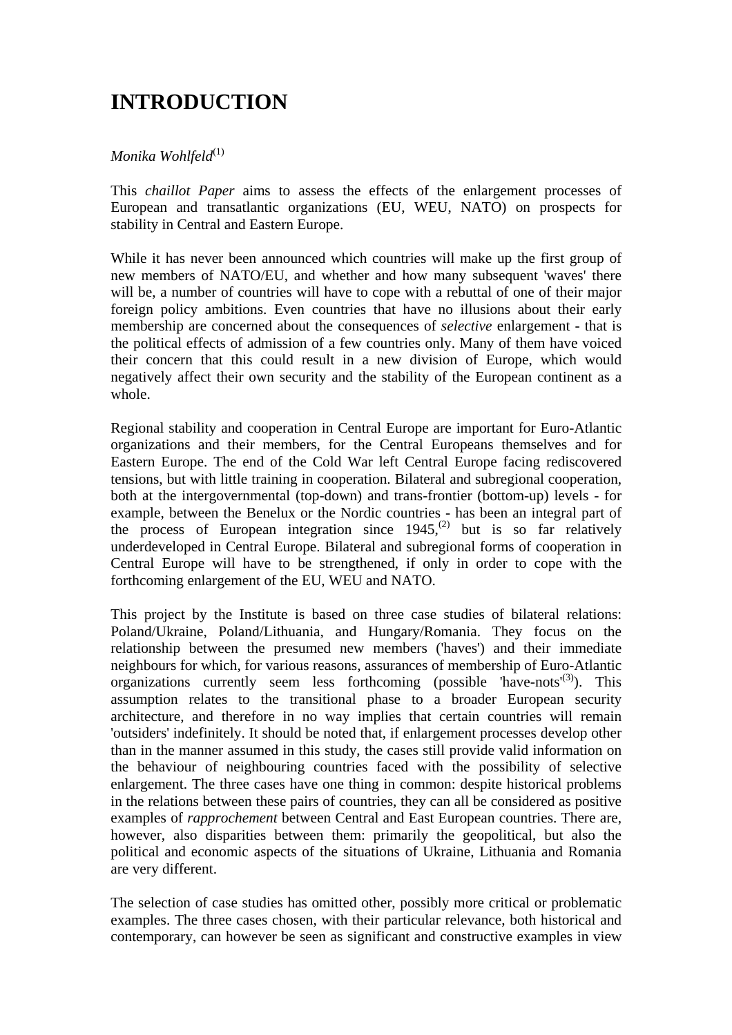# INTRODUCTION

*Monika Wohlfeld*[(1)]

This *chaillot Paper* aims to assess the effects of the enlargement processes of European and transatlantic organizations (EU, WEU, NATO) on prospects for stability in Central and Eastern Europe.

While it has never been announced which countries will make up the first group of new members of NATO/EU, and whether and how many subsequent 'waves' there will be, a number of countries will have to cope with a rebuttal of one of their major foreign policy ambitions. Even countries that have no illusions about their early membership are concerned about the consequences of *selective* enlargement - that is the political effects of admission of a few countries only. Many of them have voiced their concern that this could result in a new division of Europe, which would negatively affect their own security and the stability of the European continent as a whole.

Regional stability and cooperation in Central Europe are important for Euro-Atlantic organizations and their members, for the Central Europeans themselves and for Eastern Europe. The end of the Cold War left Central Europe facing rediscovered tensions, but with little training in cooperation. Bilateral and subregional cooperation, both at the intergovernmental (top-down) and trans-frontier (bottom-up) levels - for example, between the Benelux or the Nordic countries - has been an integral part of the process of European integration since 1945,[(2)] but is so far relatively underdeveloped in Central Europe. Bilateral and subregional forms of cooperation in Central Europe will have to be strengthened, if only in order to cope with the forthcoming enlargement of the EU, WEU and NATO.

This project by the Institute is based on three case studies of bilateral relations: Poland/Ukraine, Poland/Lithuania, and Hungary/Romania. They focus on the relationship between the presumed new members ('haves') and their immediate neighbours for which, for various reasons, assurances of membership of Euro-Atlantic organizations currently seem less forthcoming (possible 'have-nots'[(3)]). This assumption relates to the transitional phase to a broader European security architecture, and therefore in no way implies that certain countries will remain 'outsiders' indefinitely. It should be noted that, if enlargement processes develop other than in the manner assumed in this study, the cases still provide valid information on the behaviour of neighbouring countries faced with the possibility of selective enlargement. The three cases have one thing in common: despite historical problems in the relations between these pairs of countries, they can all be considered as positive examples of *rapprochement* between Central and East European countries. There are, however, also disparities between them: primarily the geopolitical, but also the political and economic aspects of the situations of Ukraine, Lithuania and Romania are very different.

The selection of case studies has omitted other, possibly more critical or problematic examples. The three cases chosen, with their particular relevance, both historical and contemporary, can however be seen as significant and constructive examples in view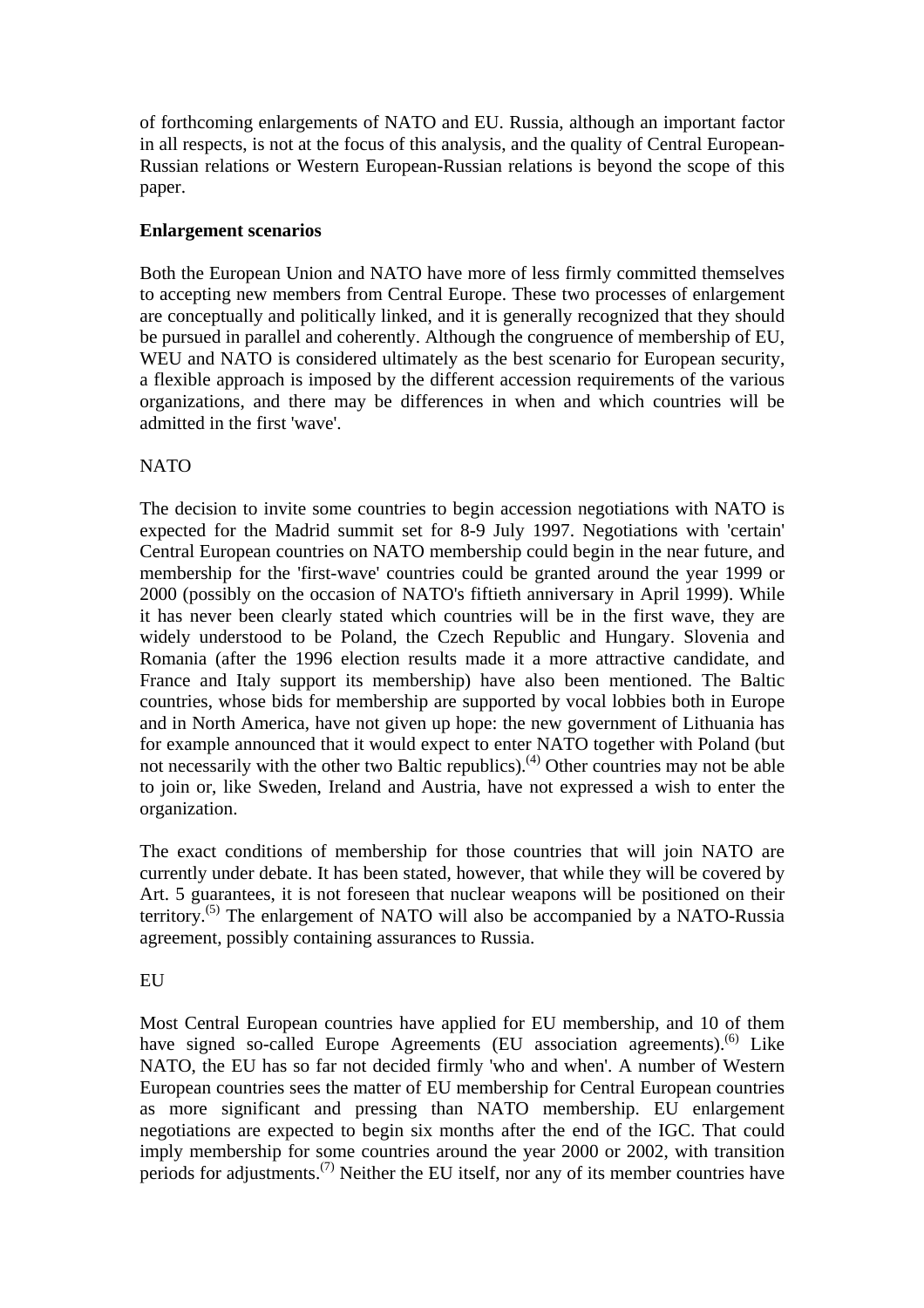of forthcoming enlargements of NATO and EU. Russia, although an important factor in all respects, is not at the focus of this analysis, and the quality of Central European-Russian relations or Western European-Russian relations is beyond the scope of this paper.

**Enlargement scenarios**

Both the European Union and NATO have more of less firmly committed themselves to accepting new members from Central Europe. These two processes of enlargement are conceptually and politically linked, and it is generally recognized that they should be pursued in parallel and coherently. Although the congruence of membership of EU, WEU and NATO is considered ultimately as the best scenario for European security, a flexible approach is imposed by the different accession requirements of the various organizations, and there may be differences in when and which countries will be admitted in the first 'wave'.

NATO

The decision to invite some countries to begin accession negotiations with NATO is expected for the Madrid summit set for 8-9 July 1997. Negotiations with 'certain' Central European countries on NATO membership could begin in the near future, and membership for the 'first-wave' countries could be granted around the year 1999 or 2000 (possibly on the occasion of NATO's fiftieth anniversary in April 1999). While it has never been clearly stated which countries will be in the first wave, they are widely understood to be Poland, the Czech Republic and Hungary. Slovenia and Romania (after the 1996 election results made it a more attractive candidate, and France and Italy support its membership) have also been mentioned. The Baltic countries, whose bids for membership are supported by vocal lobbies both in Europe and in North America, have not given up hope: the new government of Lithuania has for example announced that it would expect to enter NATO together with Poland (but not necessarily with the other two Baltic republics).[4] Other countries may not be able to join or, like Sweden, Ireland and Austria, have not expressed a wish to enter the organization.

The exact conditions of membership for those countries that will join NATO are currently under debate. It has been stated, however, that while they will be covered by Art. 5 guarantees, it is not foreseen that nuclear weapons will be positioned on their territory.[5] The enlargement of NATO will also be accompanied by a NATO-Russia agreement, possibly containing assurances to Russia.

EU

Most Central European countries have applied for EU membership, and 10 of them have signed so-called Europe Agreements (EU association agreements).[6] Like NATO, the EU has so far not decided firmly 'who and when'. A number of Western European countries sees the matter of EU membership for Central European countries as more significant and pressing than NATO membership. EU enlargement negotiations are expected to begin six months after the end of the IGC. That could imply membership for some countries around the year 2000 or 2002, with transition periods for adjustments.[7] Neither the EU itself, nor any of its member countries have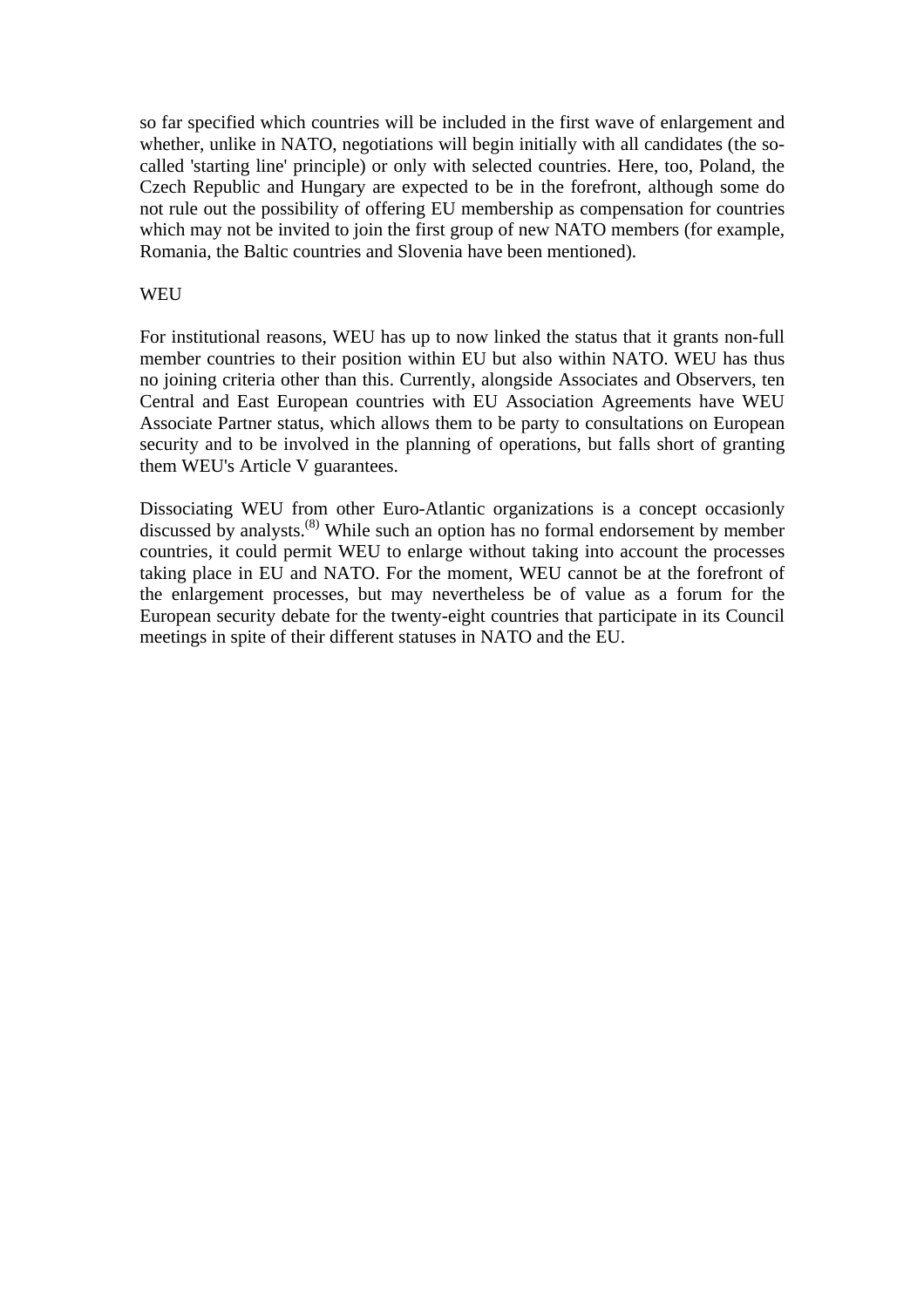so far specified which countries will be included in the first wave of enlargement and whether, unlike in NATO, negotiations will begin initially with all candidates (the so-called 'starting line' principle) or only with selected countries. Here, too, Poland, the Czech Republic and Hungary are expected to be in the forefront, although some do not rule out the possibility of offering EU membership as compensation for countries which may not be invited to join the first group of new NATO members (for example, Romania, the Baltic countries and Slovenia have been mentioned).

WEU

For institutional reasons, WEU has up to now linked the status that it grants non-full member countries to their position within EU but also within NATO. WEU has thus no joining criteria other than this. Currently, alongside Associates and Observers, ten Central and East European countries with EU Association Agreements have WEU Associate Partner status, which allows them to be party to consultations on European security and to be involved in the planning of operations, but falls short of granting them WEU's Article V guarantees.

Dissociating WEU from other Euro-Atlantic organizations is a concept occasionly discussed by analysts.[(8)] While such an option has no formal endorsement by member countries, it could permit WEU to enlarge without taking into account the processes taking place in EU and NATO. For the moment, WEU cannot be at the forefront of the enlargement processes, but may nevertheless be of value as a forum for the European security debate for the twenty-eight countries that participate in its Council meetings in spite of their different statuses in NATO and the EU.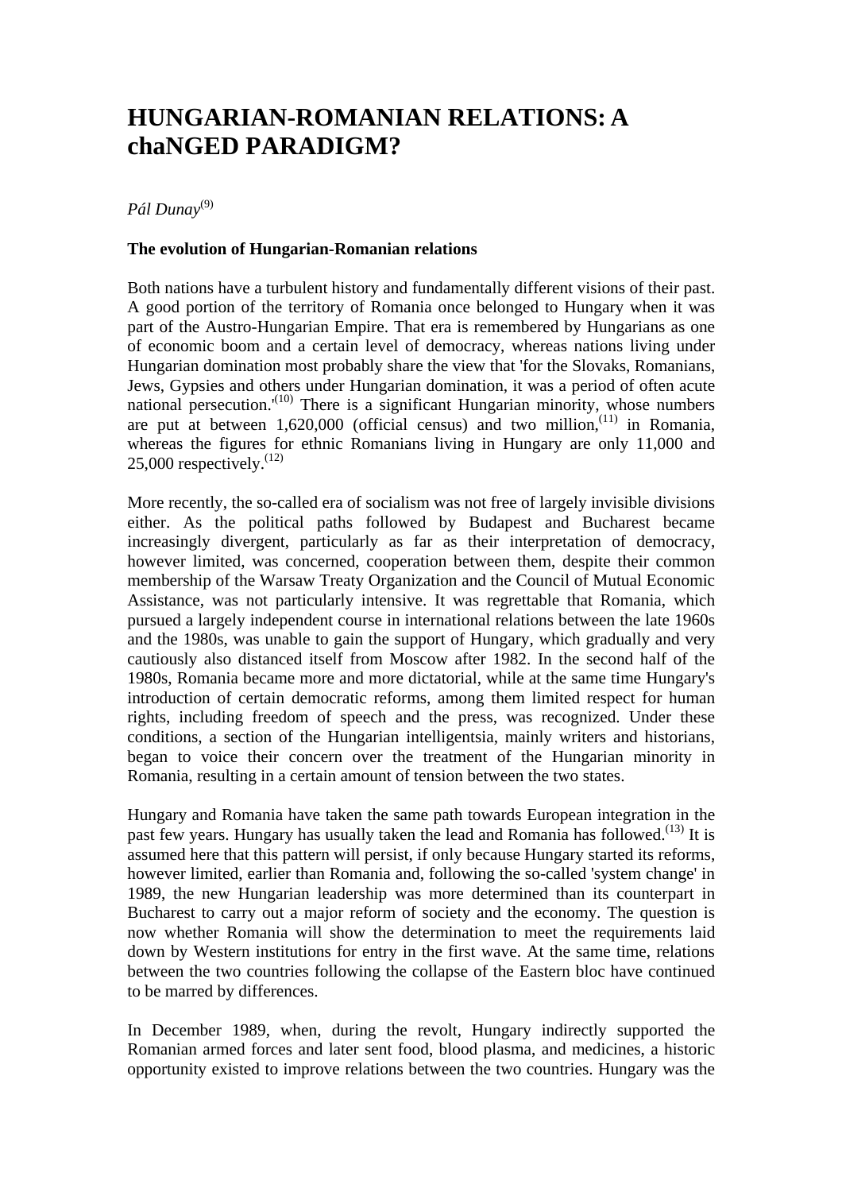# HUNGARIAN-ROMANIAN RELATIONS: A chaNGED PARADIGM?

*Pál Dunay*[9]

**The evolution of Hungarian-Romanian relations**

Both nations have a turbulent history and fundamentally different visions of their past. A good portion of the territory of Romania once belonged to Hungary when it was part of the Austro-Hungarian Empire. That era is remembered by Hungarians as one of economic boom and a certain level of democracy, whereas nations living under Hungarian domination most probably share the view that 'for the Slovaks, Romanians, Jews, Gypsies and others under Hungarian domination, it was a period of often acute national persecution.'[10] There is a significant Hungarian minority, whose numbers are put at between 1,620,000 (official census) and two million,[11] in Romania, whereas the figures for ethnic Romanians living in Hungary are only 11,000 and 25,000 respectively.[12]

More recently, the so-called era of socialism was not free of largely invisible divisions either. As the political paths followed by Budapest and Bucharest became increasingly divergent, particularly as far as their interpretation of democracy, however limited, was concerned, cooperation between them, despite their common membership of the Warsaw Treaty Organization and the Council of Mutual Economic Assistance, was not particularly intensive. It was regrettable that Romania, which pursued a largely independent course in international relations between the late 1960s and the 1980s, was unable to gain the support of Hungary, which gradually and very cautiously also distanced itself from Moscow after 1982. In the second half of the 1980s, Romania became more and more dictatorial, while at the same time Hungary's introduction of certain democratic reforms, among them limited respect for human rights, including freedom of speech and the press, was recognized. Under these conditions, a section of the Hungarian intelligentsia, mainly writers and historians, began to voice their concern over the treatment of the Hungarian minority in Romania, resulting in a certain amount of tension between the two states.

Hungary and Romania have taken the same path towards European integration in the past few years. Hungary has usually taken the lead and Romania has followed.[13] It is assumed here that this pattern will persist, if only because Hungary started its reforms, however limited, earlier than Romania and, following the so-called 'system change' in 1989, the new Hungarian leadership was more determined than its counterpart in Bucharest to carry out a major reform of society and the economy. The question is now whether Romania will show the determination to meet the requirements laid down by Western institutions for entry in the first wave. At the same time, relations between the two countries following the collapse of the Eastern bloc have continued to be marred by differences.

In December 1989, when, during the revolt, Hungary indirectly supported the Romanian armed forces and later sent food, blood plasma, and medicines, a historic opportunity existed to improve relations between the two countries. Hungary was the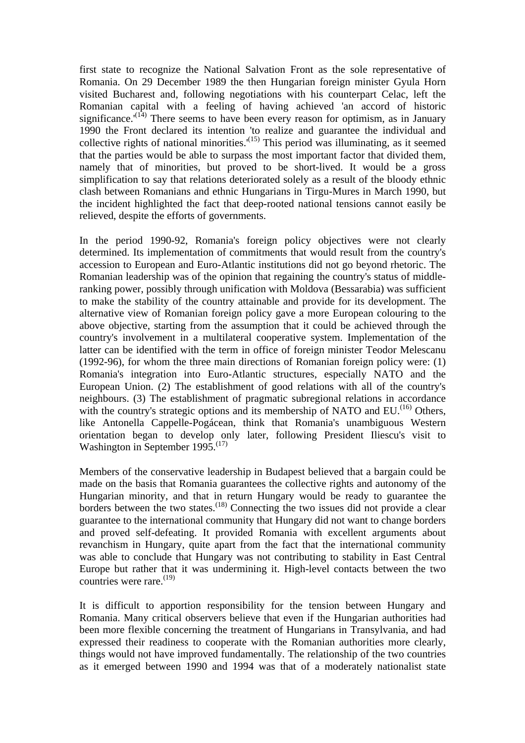first state to recognize the National Salvation Front as the sole representative of Romania. On 29 December 1989 the then Hungarian foreign minister Gyula Horn visited Bucharest and, following negotiations with his counterpart Celac, left the Romanian capital with a feeling of having achieved 'an accord of historic significance.'[14] There seems to have been every reason for optimism, as in January 1990 the Front declared its intention 'to realize and guarantee the individual and collective rights of national minorities.'[15] This period was illuminating, as it seemed that the parties would be able to surpass the most important factor that divided them, namely that of minorities, but proved to be short-lived. It would be a gross simplification to say that relations deteriorated solely as a result of the bloody ethnic clash between Romanians and ethnic Hungarians in Tirgu-Mures in March 1990, but the incident highlighted the fact that deep-rooted national tensions cannot easily be relieved, despite the efforts of governments.

In the period 1990-92, Romania's foreign policy objectives were not clearly determined. Its implementation of commitments that would result from the country's accession to European and Euro-Atlantic institutions did not go beyond rhetoric. The Romanian leadership was of the opinion that regaining the country's status of middle-ranking power, possibly through unification with Moldova (Bessarabia) was sufficient to make the stability of the country attainable and provide for its development. The alternative view of Romanian foreign policy gave a more European colouring to the above objective, starting from the assumption that it could be achieved through the country's involvement in a multilateral cooperative system. Implementation of the latter can be identified with the term in office of foreign minister Teodor Melescanu (1992-96), for whom the three main directions of Romanian foreign policy were: (1) Romania's integration into Euro-Atlantic structures, especially NATO and the European Union. (2) The establishment of good relations with all of the country's neighbours. (3) The establishment of pragmatic subregional relations in accordance with the country's strategic options and its membership of NATO and EU.[16] Others, like Antonella Cappelle-Pogácean, think that Romania's unambiguous Western orientation began to develop only later, following President Iliescu's visit to Washington in September 1995.[17]

Members of the conservative leadership in Budapest believed that a bargain could be made on the basis that Romania guarantees the collective rights and autonomy of the Hungarian minority, and that in return Hungary would be ready to guarantee the borders between the two states.[18] Connecting the two issues did not provide a clear guarantee to the international community that Hungary did not want to change borders and proved self-defeating. It provided Romania with excellent arguments about revanchism in Hungary, quite apart from the fact that the international community was able to conclude that Hungary was not contributing to stability in East Central Europe but rather that it was undermining it. High-level contacts between the two countries were rare.[19]

It is difficult to apportion responsibility for the tension between Hungary and Romania. Many critical observers believe that even if the Hungarian authorities had been more flexible concerning the treatment of Hungarians in Transylvania, and had expressed their readiness to cooperate with the Romanian authorities more clearly, things would not have improved fundamentally. The relationship of the two countries as it emerged between 1990 and 1994 was that of a moderately nationalist state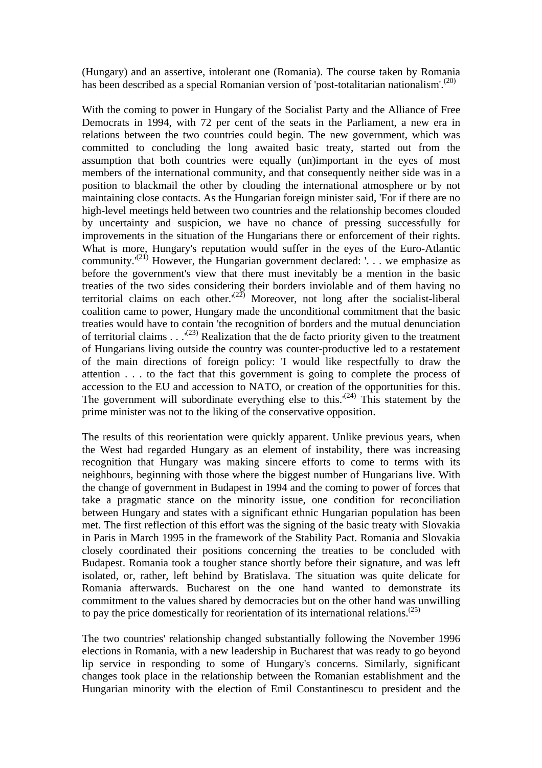(Hungary) and an assertive, intolerant one (Romania). The course taken by Romania has been described as a special Romanian version of 'post-totalitarian nationalism'.[20]

With the coming to power in Hungary of the Socialist Party and the Alliance of Free Democrats in 1994, with 72 per cent of the seats in the Parliament, a new era in relations between the two countries could begin. The new government, which was committed to concluding the long awaited basic treaty, started out from the assumption that both countries were equally (un)important in the eyes of most members of the international community, and that consequently neither side was in a position to blackmail the other by clouding the international atmosphere or by not maintaining close contacts. As the Hungarian foreign minister said, 'For if there are no high-level meetings held between two countries and the relationship becomes clouded by uncertainty and suspicion, we have no chance of pressing successfully for improvements in the situation of the Hungarians there or enforcement of their rights. What is more, Hungary's reputation would suffer in the eyes of the Euro-Atlantic community.'[21] However, the Hungarian government declared: '. . . we emphasize as before the government's view that there must inevitably be a mention in the basic treaties of the two sides considering their borders inviolable and of them having no territorial claims on each other.'[22] Moreover, not long after the socialist-liberal coalition came to power, Hungary made the unconditional commitment that the basic treaties would have to contain 'the recognition of borders and the mutual denunciation of territorial claims . . .'[23] Realization that the de facto priority given to the treatment of Hungarians living outside the country was counter-productive led to a restatement of the main directions of foreign policy: 'I would like respectfully to draw the attention . . . to the fact that this government is going to complete the process of accession to the EU and accession to NATO, or creation of the opportunities for this. The government will subordinate everything else to this.'[24] This statement by the prime minister was not to the liking of the conservative opposition.

The results of this reorientation were quickly apparent. Unlike previous years, when the West had regarded Hungary as an element of instability, there was increasing recognition that Hungary was making sincere efforts to come to terms with its neighbours, beginning with those where the biggest number of Hungarians live. With the change of government in Budapest in 1994 and the coming to power of forces that take a pragmatic stance on the minority issue, one condition for reconciliation between Hungary and states with a significant ethnic Hungarian population has been met. The first reflection of this effort was the signing of the basic treaty with Slovakia in Paris in March 1995 in the framework of the Stability Pact. Romania and Slovakia closely coordinated their positions concerning the treaties to be concluded with Budapest. Romania took a tougher stance shortly before their signature, and was left isolated, or, rather, left behind by Bratislava. The situation was quite delicate for Romania afterwards. Bucharest on the one hand wanted to demonstrate its commitment to the values shared by democracies but on the other hand was unwilling to pay the price domestically for reorientation of its international relations.[25]

The two countries' relationship changed substantially following the November 1996 elections in Romania, with a new leadership in Bucharest that was ready to go beyond lip service in responding to some of Hungary's concerns. Similarly, significant changes took place in the relationship between the Romanian establishment and the Hungarian minority with the election of Emil Constantinescu to president and the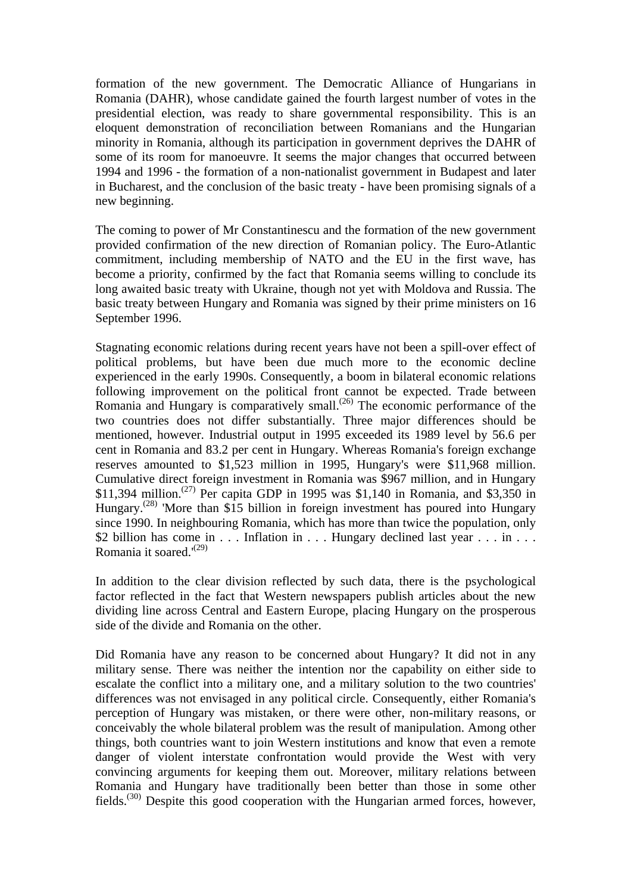formation of the new government. The Democratic Alliance of Hungarians in Romania (DAHR), whose candidate gained the fourth largest number of votes in the presidential election, was ready to share governmental responsibility. This is an eloquent demonstration of reconciliation between Romanians and the Hungarian minority in Romania, although its participation in government deprives the DAHR of some of its room for manoeuvre. It seems the major changes that occurred between 1994 and 1996 - the formation of a non-nationalist government in Budapest and later in Bucharest, and the conclusion of the basic treaty - have been promising signals of a new beginning.

The coming to power of Mr Constantinescu and the formation of the new government provided confirmation of the new direction of Romanian policy. The Euro-Atlantic commitment, including membership of NATO and the EU in the first wave, has become a priority, confirmed by the fact that Romania seems willing to conclude its long awaited basic treaty with Ukraine, though not yet with Moldova and Russia. The basic treaty between Hungary and Romania was signed by their prime ministers on 16 September 1996.

Stagnating economic relations during recent years have not been a spill-over effect of political problems, but have been due much more to the economic decline experienced in the early 1990s. Consequently, a boom in bilateral economic relations following improvement on the political front cannot be expected. Trade between Romania and Hungary is comparatively small.[26] The economic performance of the two countries does not differ substantially. Three major differences should be mentioned, however. Industrial output in 1995 exceeded its 1989 level by 56.6 per cent in Romania and 83.2 per cent in Hungary. Whereas Romania's foreign exchange reserves amounted to $1,523 million in 1995, Hungary's were $11,968 million. Cumulative direct foreign investment in Romania was $967 million, and in Hungary $11,394 million.[27] Per capita GDP in 1995 was $1,140 in Romania, and $3,350 in Hungary.[28] 'More than $15 billion in foreign investment has poured into Hungary since 1990. In neighbouring Romania, which has more than twice the population, only $2 billion has come in . . . Inflation in . . . Hungary declined last year . . . in . . . Romania it soared.'[29]

In addition to the clear division reflected by such data, there is the psychological factor reflected in the fact that Western newspapers publish articles about the new dividing line across Central and Eastern Europe, placing Hungary on the prosperous side of the divide and Romania on the other.

Did Romania have any reason to be concerned about Hungary? It did not in any military sense. There was neither the intention nor the capability on either side to escalate the conflict into a military one, and a military solution to the two countries' differences was not envisaged in any political circle. Consequently, either Romania's perception of Hungary was mistaken, or there were other, non-military reasons, or conceivably the whole bilateral problem was the result of manipulation. Among other things, both countries want to join Western institutions and know that even a remote danger of violent interstate confrontation would provide the West with very convincing arguments for keeping them out. Moreover, military relations between Romania and Hungary have traditionally been better than those in some other fields.[30] Despite this good cooperation with the Hungarian armed forces, however,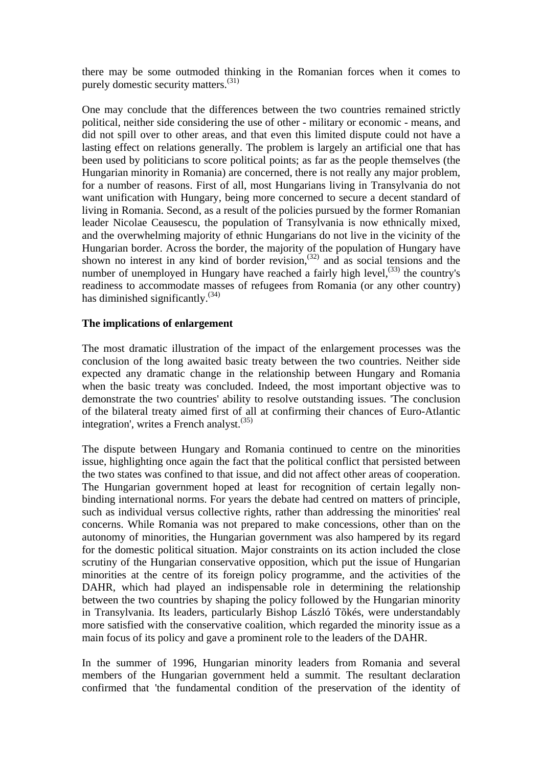there may be some outmoded thinking in the Romanian forces when it comes to purely domestic security matters.[31]

One may conclude that the differences between the two countries remained strictly political, neither side considering the use of other - military or economic - means, and did not spill over to other areas, and that even this limited dispute could not have a lasting effect on relations generally. The problem is largely an artificial one that has been used by politicians to score political points; as far as the people themselves (the Hungarian minority in Romania) are concerned, there is not really any major problem, for a number of reasons. First of all, most Hungarians living in Transylvania do not want unification with Hungary, being more concerned to secure a decent standard of living in Romania. Second, as a result of the policies pursued by the former Romanian leader Nicolae Ceausescu, the population of Transylvania is now ethnically mixed, and the overwhelming majority of ethnic Hungarians do not live in the vicinity of the Hungarian border. Across the border, the majority of the population of Hungary have shown no interest in any kind of border revision,[32] and as social tensions and the number of unemployed in Hungary have reached a fairly high level,[33] the country's readiness to accommodate masses of refugees from Romania (or any other country) has diminished significantly.[34]

**The implications of enlargement**

The most dramatic illustration of the impact of the enlargement processes was the conclusion of the long awaited basic treaty between the two countries. Neither side expected any dramatic change in the relationship between Hungary and Romania when the basic treaty was concluded. Indeed, the most important objective was to demonstrate the two countries' ability to resolve outstanding issues. 'The conclusion of the bilateral treaty aimed first of all at confirming their chances of Euro-Atlantic integration', writes a French analyst.[35]

The dispute between Hungary and Romania continued to centre on the minorities issue, highlighting once again the fact that the political conflict that persisted between the two states was confined to that issue, and did not affect other areas of cooperation. The Hungarian government hoped at least for recognition of certain legally non-binding international norms. For years the debate had centred on matters of principle, such as individual versus collective rights, rather than addressing the minorities' real concerns. While Romania was not prepared to make concessions, other than on the autonomy of minorities, the Hungarian government was also hampered by its regard for the domestic political situation. Major constraints on its action included the close scrutiny of the Hungarian conservative opposition, which put the issue of Hungarian minorities at the centre of its foreign policy programme, and the activities of the DAHR, which had played an indispensable role in determining the relationship between the two countries by shaping the policy followed by the Hungarian minority in Transylvania. Its leaders, particularly Bishop László Tõkés, were understandably more satisfied with the conservative coalition, which regarded the minority issue as a main focus of its policy and gave a prominent role to the leaders of the DAHR.

In the summer of 1996, Hungarian minority leaders from Romania and several members of the Hungarian government held a summit. The resultant declaration confirmed that 'the fundamental condition of the preservation of the identity of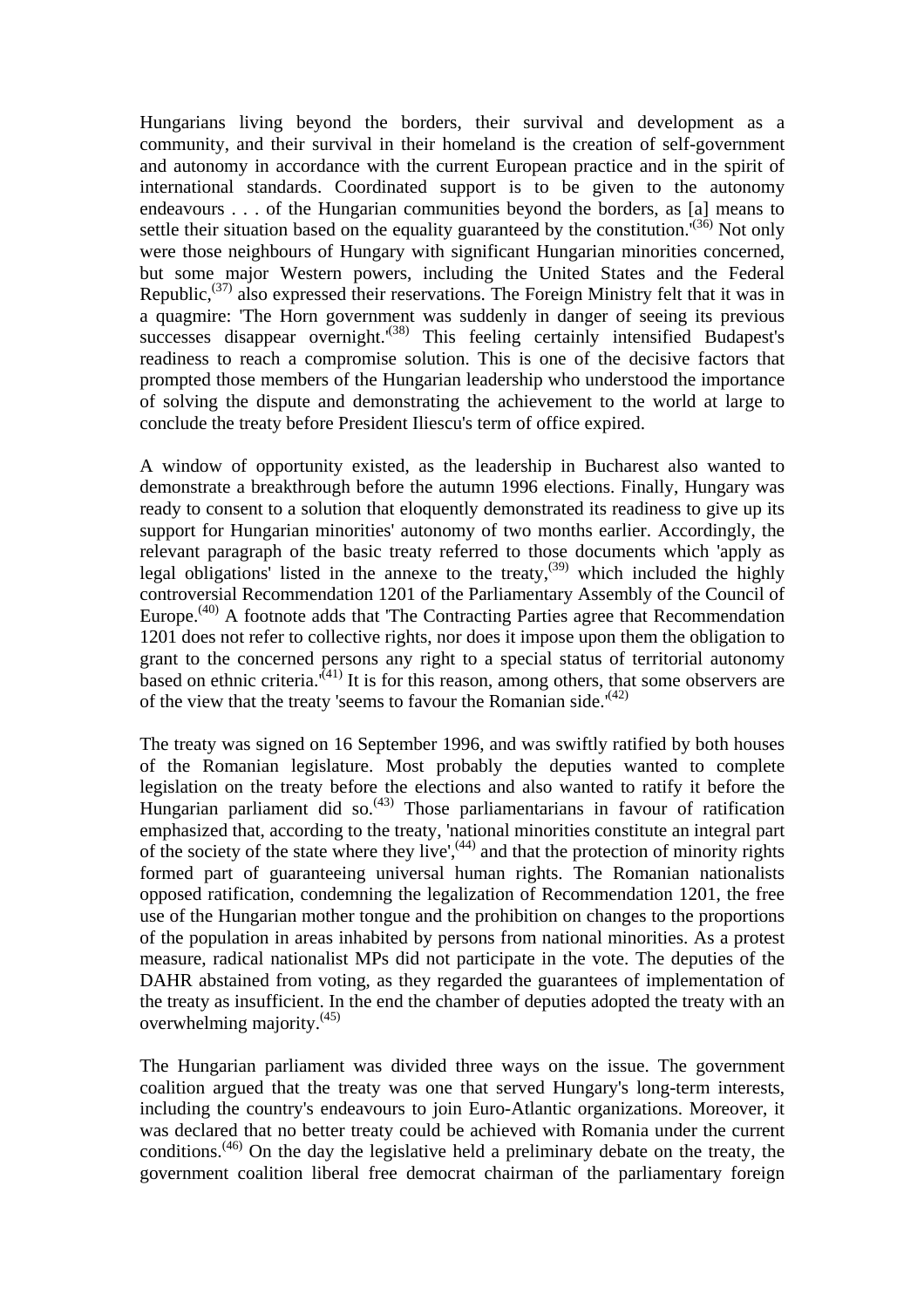Hungarians living beyond the borders, their survival and development as a community, and their survival in their homeland is the creation of self-government and autonomy in accordance with the current European practice and in the spirit of international standards. Coordinated support is to be given to the autonomy endeavours . . . of the Hungarian communities beyond the borders, as [a] means to settle their situation based on the equality guaranteed by the constitution.'[(36)] Not only were those neighbours of Hungary with significant Hungarian minorities concerned, but some major Western powers, including the United States and the Federal Republic,[(37)] also expressed their reservations. The Foreign Ministry felt that it was in a quagmire: 'The Horn government was suddenly in danger of seeing its previous successes disappear overnight.'[(38)] This feeling certainly intensified Budapest's readiness to reach a compromise solution. This is one of the decisive factors that prompted those members of the Hungarian leadership who understood the importance of solving the dispute and demonstrating the achievement to the world at large to conclude the treaty before President Iliescu's term of office expired.

A window of opportunity existed, as the leadership in Bucharest also wanted to demonstrate a breakthrough before the autumn 1996 elections. Finally, Hungary was ready to consent to a solution that eloquently demonstrated its readiness to give up its support for Hungarian minorities' autonomy of two months earlier. Accordingly, the relevant paragraph of the basic treaty referred to those documents which 'apply as legal obligations' listed in the annexe to the treaty,[(39)] which included the highly controversial Recommendation 1201 of the Parliamentary Assembly of the Council of Europe.[(40)] A footnote adds that 'The Contracting Parties agree that Recommendation 1201 does not refer to collective rights, nor does it impose upon them the obligation to grant to the concerned persons any right to a special status of territorial autonomy based on ethnic criteria.'[(41)] It is for this reason, among others, that some observers are of the view that the treaty 'seems to favour the Romanian side.'[(42)]

The treaty was signed on 16 September 1996, and was swiftly ratified by both houses of the Romanian legislature. Most probably the deputies wanted to complete legislation on the treaty before the elections and also wanted to ratify it before the Hungarian parliament did so.[(43)] Those parliamentarians in favour of ratification emphasized that, according to the treaty, 'national minorities constitute an integral part of the society of the state where they live',[(44)] and that the protection of minority rights formed part of guaranteeing universal human rights. The Romanian nationalists opposed ratification, condemning the legalization of Recommendation 1201, the free use of the Hungarian mother tongue and the prohibition on changes to the proportions of the population in areas inhabited by persons from national minorities. As a protest measure, radical nationalist MPs did not participate in the vote. The deputies of the DAHR abstained from voting, as they regarded the guarantees of implementation of the treaty as insufficient. In the end the chamber of deputies adopted the treaty with an overwhelming majority.[(45)]

The Hungarian parliament was divided three ways on the issue. The government coalition argued that the treaty was one that served Hungary's long-term interests, including the country's endeavours to join Euro-Atlantic organizations. Moreover, it was declared that no better treaty could be achieved with Romania under the current conditions.[(46)] On the day the legislative held a preliminary debate on the treaty, the government coalition liberal free democrat chairman of the parliamentary foreign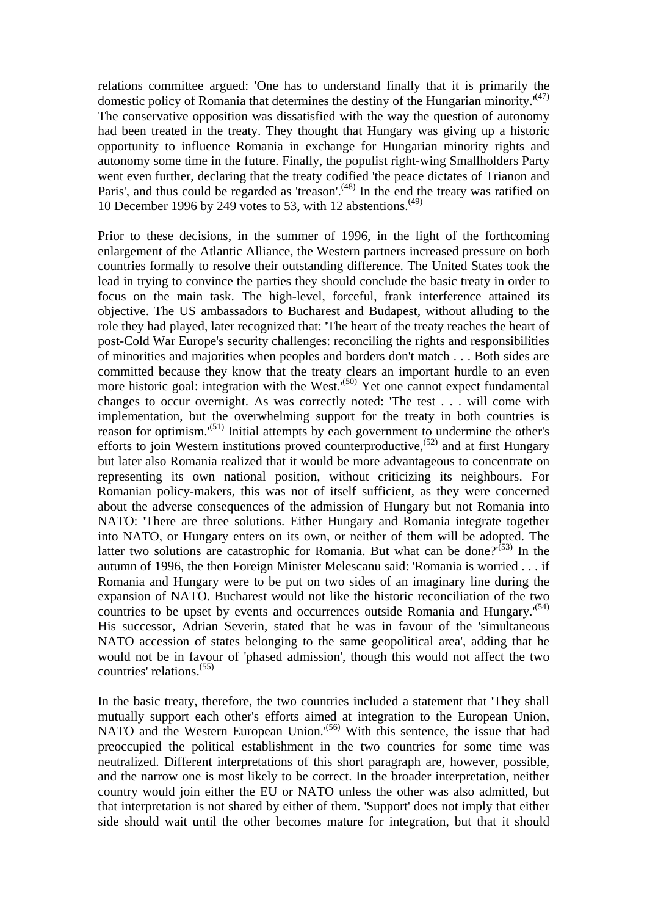relations committee argued: 'One has to understand finally that it is primarily the domestic policy of Romania that determines the destiny of the Hungarian minority.'[47] The conservative opposition was dissatisfied with the way the question of autonomy had been treated in the treaty. They thought that Hungary was giving up a historic opportunity to influence Romania in exchange for Hungarian minority rights and autonomy some time in the future. Finally, the populist right-wing Smallholders Party went even further, declaring that the treaty codified 'the peace dictates of Trianon and Paris', and thus could be regarded as 'treason'.[48] In the end the treaty was ratified on 10 December 1996 by 249 votes to 53, with 12 abstentions.[49]

Prior to these decisions, in the summer of 1996, in the light of the forthcoming enlargement of the Atlantic Alliance, the Western partners increased pressure on both countries formally to resolve their outstanding difference. The United States took the lead in trying to convince the parties they should conclude the basic treaty in order to focus on the main task. The high-level, forceful, frank interference attained its objective. The US ambassadors to Bucharest and Budapest, without alluding to the role they had played, later recognized that: 'The heart of the treaty reaches the heart of post-Cold War Europe's security challenges: reconciling the rights and responsibilities of minorities and majorities when peoples and borders don't match . . . Both sides are committed because they know that the treaty clears an important hurdle to an even more historic goal: integration with the West.'[50] Yet one cannot expect fundamental changes to occur overnight. As was correctly noted: 'The test . . . will come with implementation, but the overwhelming support for the treaty in both countries is reason for optimism.'[51] Initial attempts by each government to undermine the other's efforts to join Western institutions proved counterproductive,[52] and at first Hungary but later also Romania realized that it would be more advantageous to concentrate on representing its own national position, without criticizing its neighbours. For Romanian policy-makers, this was not of itself sufficient, as they were concerned about the adverse consequences of the admission of Hungary but not Romania into NATO: 'There are three solutions. Either Hungary and Romania integrate together into NATO, or Hungary enters on its own, or neither of them will be adopted. The latter two solutions are catastrophic for Romania. But what can be done?'[53] In the autumn of 1996, the then Foreign Minister Melescanu said: 'Romania is worried . . . if Romania and Hungary were to be put on two sides of an imaginary line during the expansion of NATO. Bucharest would not like the historic reconciliation of the two countries to be upset by events and occurrences outside Romania and Hungary.'[54] His successor, Adrian Severin, stated that he was in favour of the 'simultaneous NATO accession of states belonging to the same geopolitical area', adding that he would not be in favour of 'phased admission', though this would not affect the two countries' relations.[55]

In the basic treaty, therefore, the two countries included a statement that 'They shall mutually support each other's efforts aimed at integration to the European Union, NATO and the Western European Union.'[56] With this sentence, the issue that had preoccupied the political establishment in the two countries for some time was neutralized. Different interpretations of this short paragraph are, however, possible, and the narrow one is most likely to be correct. In the broader interpretation, neither country would join either the EU or NATO unless the other was also admitted, but that interpretation is not shared by either of them. 'Support' does not imply that either side should wait until the other becomes mature for integration, but that it should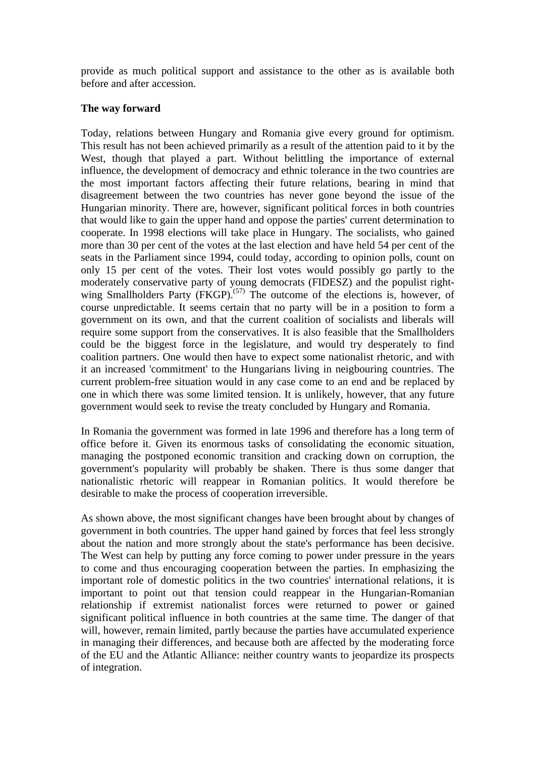provide as much political support and assistance to the other as is available both before and after accession.

**The way forward**

Today, relations between Hungary and Romania give every ground for optimism. This result has not been achieved primarily as a result of the attention paid to it by the West, though that played a part. Without belittling the importance of external influence, the development of democracy and ethnic tolerance in the two countries are the most important factors affecting their future relations, bearing in mind that disagreement between the two countries has never gone beyond the issue of the Hungarian minority. There are, however, significant political forces in both countries that would like to gain the upper hand and oppose the parties' current determination to cooperate. In 1998 elections will take place in Hungary. The socialists, who gained more than 30 per cent of the votes at the last election and have held 54 per cent of the seats in the Parliament since 1994, could today, according to opinion polls, count on only 15 per cent of the votes. Their lost votes would possibly go partly to the moderately conservative party of young democrats (FIDESZ) and the populist right-wing Smallholders Party (FKGP).[57] The outcome of the elections is, however, of course unpredictable. It seems certain that no party will be in a position to form a government on its own, and that the current coalition of socialists and liberals will require some support from the conservatives. It is also feasible that the Smallholders could be the biggest force in the legislature, and would try desperately to find coalition partners. One would then have to expect some nationalist rhetoric, and with it an increased 'commitment' to the Hungarians living in neigbouring countries. The current problem-free situation would in any case come to an end and be replaced by one in which there was some limited tension. It is unlikely, however, that any future government would seek to revise the treaty concluded by Hungary and Romania.

In Romania the government was formed in late 1996 and therefore has a long term of office before it. Given its enormous tasks of consolidating the economic situation, managing the postponed economic transition and cracking down on corruption, the government's popularity will probably be shaken. There is thus some danger that nationalistic rhetoric will reappear in Romanian politics. It would therefore be desirable to make the process of cooperation irreversible.

As shown above, the most significant changes have been brought about by changes of government in both countries. The upper hand gained by forces that feel less strongly about the nation and more strongly about the state's performance has been decisive. The West can help by putting any force coming to power under pressure in the years to come and thus encouraging cooperation between the parties. In emphasizing the important role of domestic politics in the two countries' international relations, it is important to point out that tension could reappear in the Hungarian-Romanian relationship if extremist nationalist forces were returned to power or gained significant political influence in both countries at the same time. The danger of that will, however, remain limited, partly because the parties have accumulated experience in managing their differences, and because both are affected by the moderating force of the EU and the Atlantic Alliance: neither country wants to jeopardize its prospects of integration.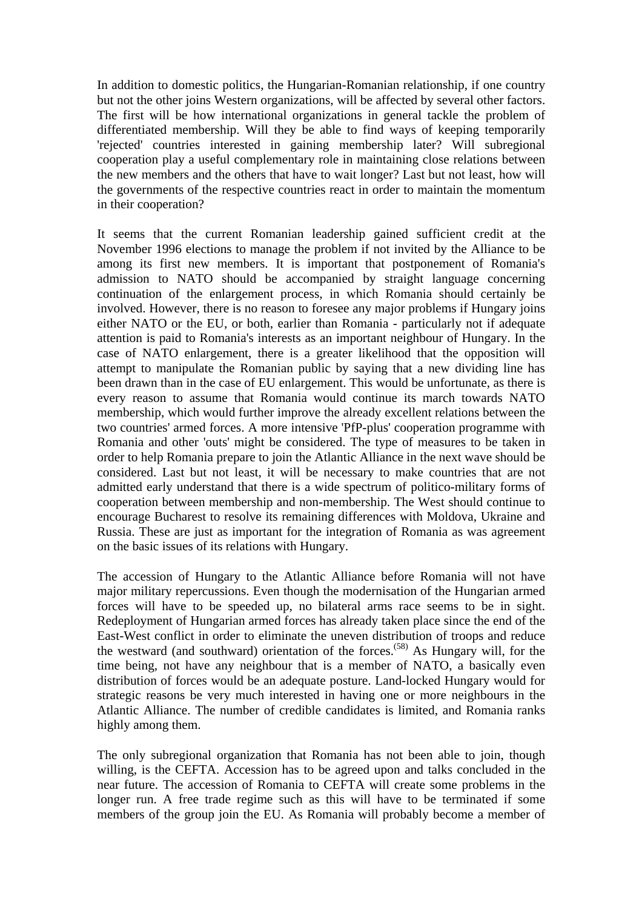In addition to domestic politics, the Hungarian-Romanian relationship, if one country but not the other joins Western organizations, will be affected by several other factors. The first will be how international organizations in general tackle the problem of differentiated membership. Will they be able to find ways of keeping temporarily 'rejected' countries interested in gaining membership later? Will subregional cooperation play a useful complementary role in maintaining close relations between the new members and the others that have to wait longer? Last but not least, how will the governments of the respective countries react in order to maintain the momentum in their cooperation?

It seems that the current Romanian leadership gained sufficient credit at the November 1996 elections to manage the problem if not invited by the Alliance to be among its first new members. It is important that postponement of Romania's admission to NATO should be accompanied by straight language concerning continuation of the enlargement process, in which Romania should certainly be involved. However, there is no reason to foresee any major problems if Hungary joins either NATO or the EU, or both, earlier than Romania - particularly not if adequate attention is paid to Romania's interests as an important neighbour of Hungary. In the case of NATO enlargement, there is a greater likelihood that the opposition will attempt to manipulate the Romanian public by saying that a new dividing line has been drawn than in the case of EU enlargement. This would be unfortunate, as there is every reason to assume that Romania would continue its march towards NATO membership, which would further improve the already excellent relations between the two countries' armed forces. A more intensive 'PfP-plus' cooperation programme with Romania and other 'outs' might be considered. The type of measures to be taken in order to help Romania prepare to join the Atlantic Alliance in the next wave should be considered. Last but not least, it will be necessary to make countries that are not admitted early understand that there is a wide spectrum of politico-military forms of cooperation between membership and non-membership. The West should continue to encourage Bucharest to resolve its remaining differences with Moldova, Ukraine and Russia. These are just as important for the integration of Romania as was agreement on the basic issues of its relations with Hungary.

The accession of Hungary to the Atlantic Alliance before Romania will not have major military repercussions. Even though the modernisation of the Hungarian armed forces will have to be speeded up, no bilateral arms race seems to be in sight. Redeployment of Hungarian armed forces has already taken place since the end of the East-West conflict in order to eliminate the uneven distribution of troops and reduce the westward (and southward) orientation of the forces.[58] As Hungary will, for the time being, not have any neighbour that is a member of NATO, a basically even distribution of forces would be an adequate posture. Land-locked Hungary would for strategic reasons be very much interested in having one or more neighbours in the Atlantic Alliance. The number of credible candidates is limited, and Romania ranks highly among them.

The only subregional organization that Romania has not been able to join, though willing, is the CEFTA. Accession has to be agreed upon and talks concluded in the near future. The accession of Romania to CEFTA will create some problems in the longer run. A free trade regime such as this will have to be terminated if some members of the group join the EU. As Romania will probably become a member of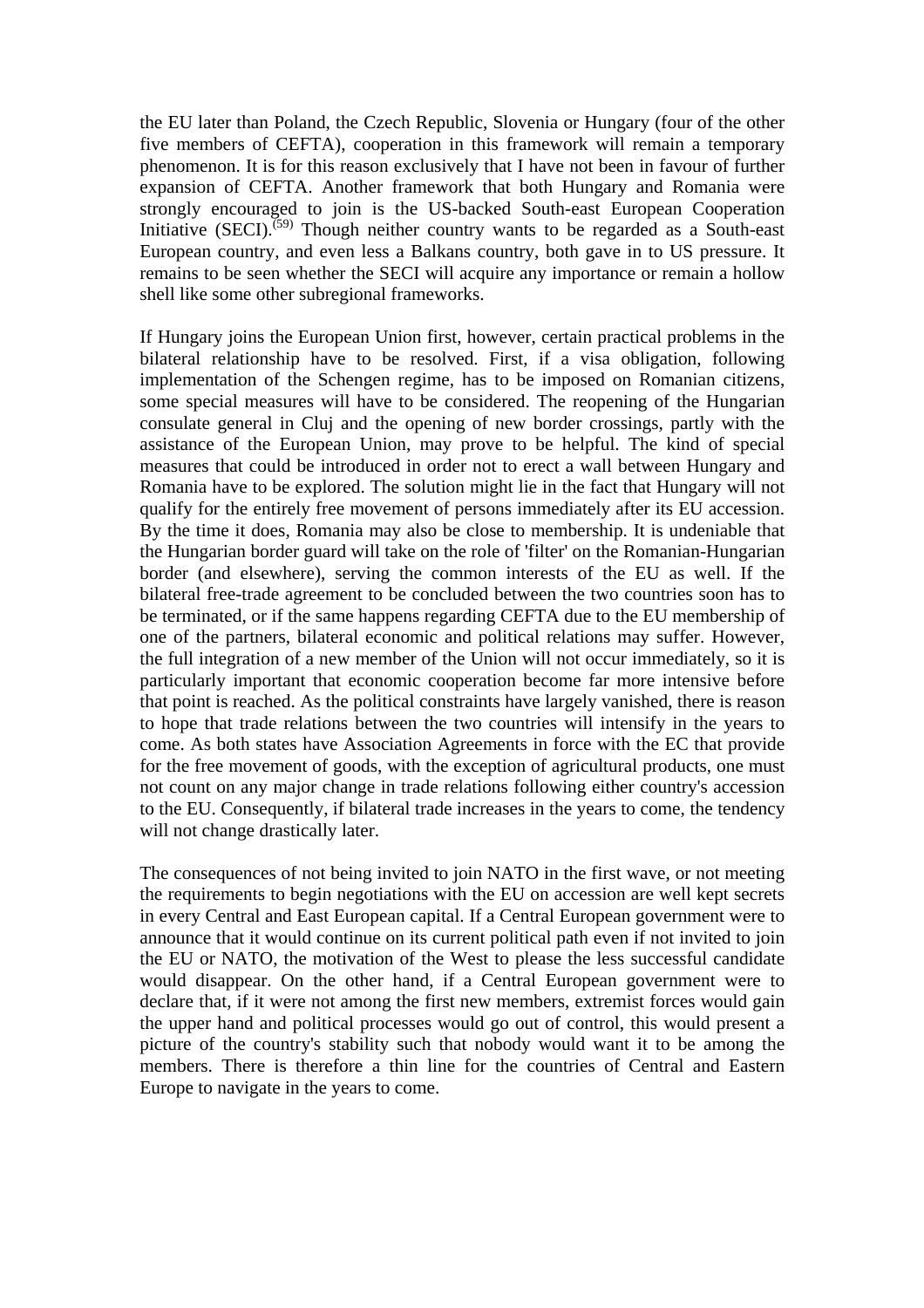the EU later than Poland, the Czech Republic, Slovenia or Hungary (four of the other five members of CEFTA), cooperation in this framework will remain a temporary phenomenon. It is for this reason exclusively that I have not been in favour of further expansion of CEFTA. Another framework that both Hungary and Romania were strongly encouraged to join is the US-backed South-east European Cooperation Initiative (SECI).[(59)] Though neither country wants to be regarded as a South-east European country, and even less a Balkans country, both gave in to US pressure. It remains to be seen whether the SECI will acquire any importance or remain a hollow shell like some other subregional frameworks.

If Hungary joins the European Union first, however, certain practical problems in the bilateral relationship have to be resolved. First, if a visa obligation, following implementation of the Schengen regime, has to be imposed on Romanian citizens, some special measures will have to be considered. The reopening of the Hungarian consulate general in Cluj and the opening of new border crossings, partly with the assistance of the European Union, may prove to be helpful. The kind of special measures that could be introduced in order not to erect a wall between Hungary and Romania have to be explored. The solution might lie in the fact that Hungary will not qualify for the entirely free movement of persons immediately after its EU accession. By the time it does, Romania may also be close to membership. It is undeniable that the Hungarian border guard will take on the role of 'filter' on the Romanian-Hungarian border (and elsewhere), serving the common interests of the EU as well. If the bilateral free-trade agreement to be concluded between the two countries soon has to be terminated, or if the same happens regarding CEFTA due to the EU membership of one of the partners, bilateral economic and political relations may suffer. However, the full integration of a new member of the Union will not occur immediately, so it is particularly important that economic cooperation become far more intensive before that point is reached. As the political constraints have largely vanished, there is reason to hope that trade relations between the two countries will intensify in the years to come. As both states have Association Agreements in force with the EC that provide for the free movement of goods, with the exception of agricultural products, one must not count on any major change in trade relations following either country's accession to the EU. Consequently, if bilateral trade increases in the years to come, the tendency will not change drastically later.

The consequences of not being invited to join NATO in the first wave, or not meeting the requirements to begin negotiations with the EU on accession are well kept secrets in every Central and East European capital. If a Central European government were to announce that it would continue on its current political path even if not invited to join the EU or NATO, the motivation of the West to please the less successful candidate would disappear. On the other hand, if a Central European government were to declare that, if it were not among the first new members, extremist forces would gain the upper hand and political processes would go out of control, this would present a picture of the country's stability such that nobody would want it to be among the members. There is therefore a thin line for the countries of Central and Eastern Europe to navigate in the years to come.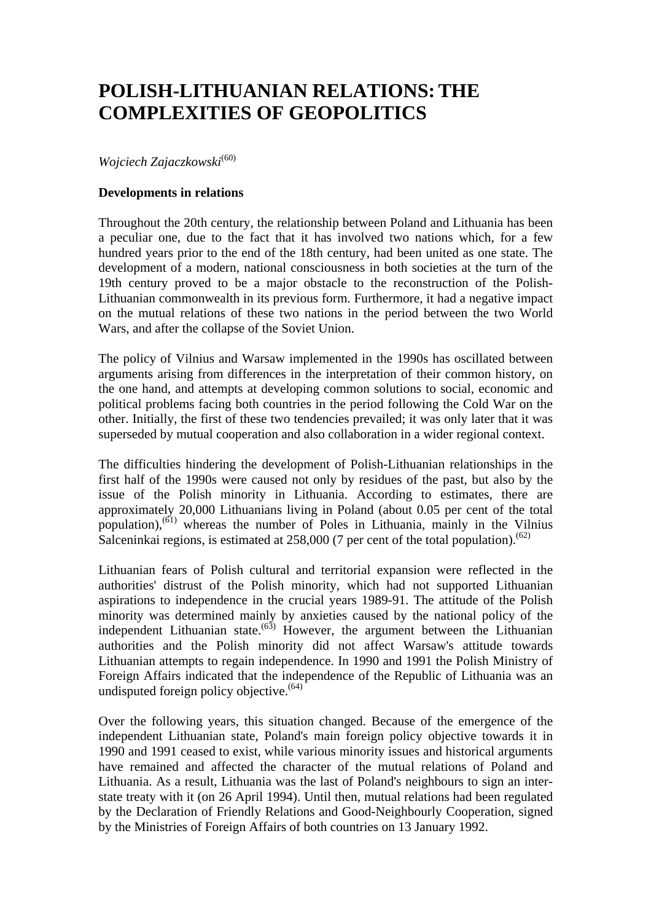# POLISH-LITHUANIAN RELATIONS: THE COMPLEXITIES OF GEOPOLITICS

*Wojciech Zajaczkowski*[60]

**Developments in relations**

Throughout the 20th century, the relationship between Poland and Lithuania has been a peculiar one, due to the fact that it has involved two nations which, for a few hundred years prior to the end of the 18th century, had been united as one state. The development of a modern, national consciousness in both societies at the turn of the 19th century proved to be a major obstacle to the reconstruction of the Polish-Lithuanian commonwealth in its previous form. Furthermore, it had a negative impact on the mutual relations of these two nations in the period between the two World Wars, and after the collapse of the Soviet Union.

The policy of Vilnius and Warsaw implemented in the 1990s has oscillated between arguments arising from differences in the interpretation of their common history, on the one hand, and attempts at developing common solutions to social, economic and political problems facing both countries in the period following the Cold War on the other. Initially, the first of these two tendencies prevailed; it was only later that it was superseded by mutual cooperation and also collaboration in a wider regional context.

The difficulties hindering the development of Polish-Lithuanian relationships in the first half of the 1990s were caused not only by residues of the past, but also by the issue of the Polish minority in Lithuania. According to estimates, there are approximately 20,000 Lithuanians living in Poland (about 0.05 per cent of the total population),[61] whereas the number of Poles in Lithuania, mainly in the Vilnius Salceninkai regions, is estimated at 258,000 (7 per cent of the total population).[62]

Lithuanian fears of Polish cultural and territorial expansion were reflected in the authorities' distrust of the Polish minority, which had not supported Lithuanian aspirations to independence in the crucial years 1989-91. The attitude of the Polish minority was determined mainly by anxieties caused by the national policy of the independent Lithuanian state.[63] However, the argument between the Lithuanian authorities and the Polish minority did not affect Warsaw's attitude towards Lithuanian attempts to regain independence. In 1990 and 1991 the Polish Ministry of Foreign Affairs indicated that the independence of the Republic of Lithuania was an undisputed foreign policy objective.[64]

Over the following years, this situation changed. Because of the emergence of the independent Lithuanian state, Poland's main foreign policy objective towards it in 1990 and 1991 ceased to exist, while various minority issues and historical arguments have remained and affected the character of the mutual relations of Poland and Lithuania. As a result, Lithuania was the last of Poland's neighbours to sign an inter-state treaty with it (on 26 April 1994). Until then, mutual relations had been regulated by the Declaration of Friendly Relations and Good-Neighbourly Cooperation, signed by the Ministries of Foreign Affairs of both countries on 13 January 1992.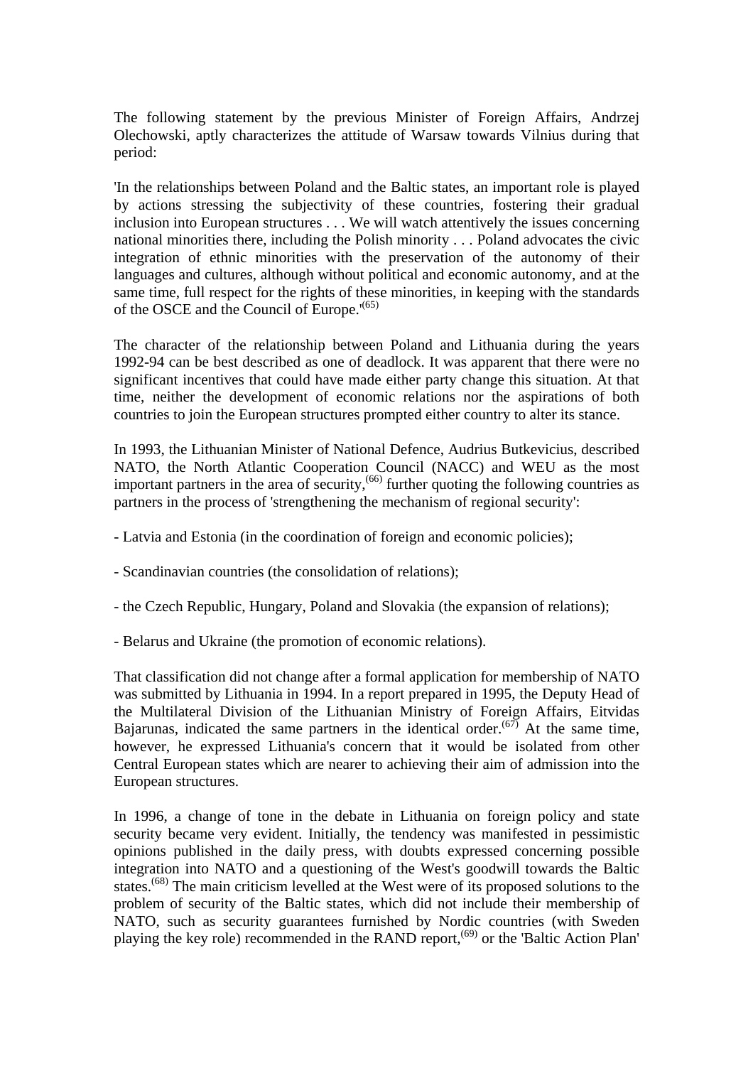The following statement by the previous Minister of Foreign Affairs, Andrzej Olechowski, aptly characterizes the attitude of Warsaw towards Vilnius during that period:

'In the relationships between Poland and the Baltic states, an important role is played by actions stressing the subjectivity of these countries, fostering their gradual inclusion into European structures . . . We will watch attentively the issues concerning national minorities there, including the Polish minority . . . Poland advocates the civic integration of ethnic minorities with the preservation of the autonomy of their languages and cultures, although without political and economic autonomy, and at the same time, full respect for the rights of these minorities, in keeping with the standards of the OSCE and the Council of Europe.'(65)

The character of the relationship between Poland and Lithuania during the years 1992-94 can be best described as one of deadlock. It was apparent that there were no significant incentives that could have made either party change this situation. At that time, neither the development of economic relations nor the aspirations of both countries to join the European structures prompted either country to alter its stance.

In 1993, the Lithuanian Minister of National Defence, Audrius Butkevicius, described NATO, the North Atlantic Cooperation Council (NACC) and WEU as the most important partners in the area of security,(66) further quoting the following countries as partners in the process of 'strengthening the mechanism of regional security':

- Latvia and Estonia (in the coordination of foreign and economic policies);

- Scandinavian countries (the consolidation of relations);

- the Czech Republic, Hungary, Poland and Slovakia (the expansion of relations);

- Belarus and Ukraine (the promotion of economic relations).

That classification did not change after a formal application for membership of NATO was submitted by Lithuania in 1994. In a report prepared in 1995, the Deputy Head of the Multilateral Division of the Lithuanian Ministry of Foreign Affairs, Eitvidas Bajarunas, indicated the same partners in the identical order.(67) At the same time, however, he expressed Lithuania's concern that it would be isolated from other Central European states which are nearer to achieving their aim of admission into the European structures.

In 1996, a change of tone in the debate in Lithuania on foreign policy and state security became very evident. Initially, the tendency was manifested in pessimistic opinions published in the daily press, with doubts expressed concerning possible integration into NATO and a questioning of the West's goodwill towards the Baltic states.(68) The main criticism levelled at the West were of its proposed solutions to the problem of security of the Baltic states, which did not include their membership of NATO, such as security guarantees furnished by Nordic countries (with Sweden playing the key role) recommended in the RAND report,(69) or the 'Baltic Action Plan'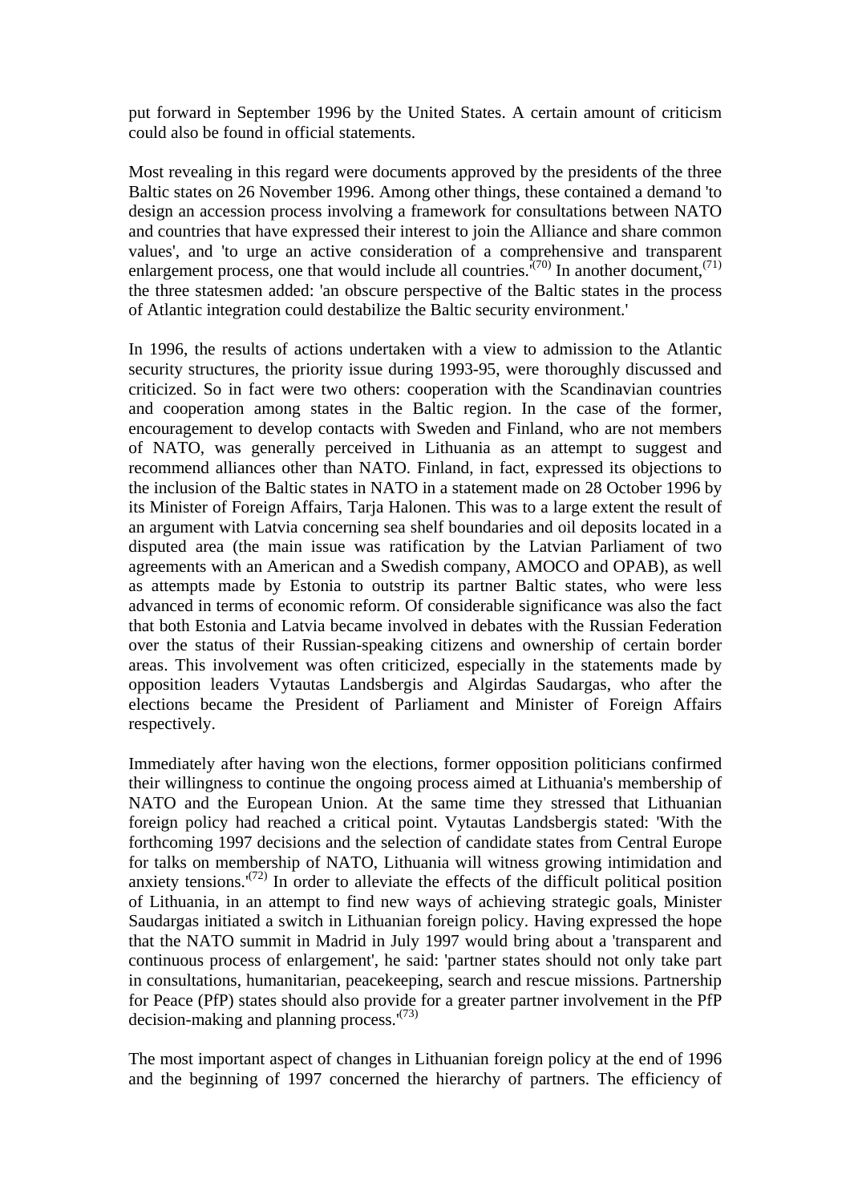put forward in September 1996 by the United States. A certain amount of criticism could also be found in official statements.

Most revealing in this regard were documents approved by the presidents of the three Baltic states on 26 November 1996. Among other things, these contained a demand 'to design an accession process involving a framework for consultations between NATO and countries that have expressed their interest to join the Alliance and share common values', and 'to urge an active consideration of a comprehensive and transparent enlargement process, one that would include all countries.'[70] In another document,[71] the three statesmen added: 'an obscure perspective of the Baltic states in the process of Atlantic integration could destabilize the Baltic security environment.'

In 1996, the results of actions undertaken with a view to admission to the Atlantic security structures, the priority issue during 1993-95, were thoroughly discussed and criticized. So in fact were two others: cooperation with the Scandinavian countries and cooperation among states in the Baltic region. In the case of the former, encouragement to develop contacts with Sweden and Finland, who are not members of NATO, was generally perceived in Lithuania as an attempt to suggest and recommend alliances other than NATO. Finland, in fact, expressed its objections to the inclusion of the Baltic states in NATO in a statement made on 28 October 1996 by its Minister of Foreign Affairs, Tarja Halonen. This was to a large extent the result of an argument with Latvia concerning sea shelf boundaries and oil deposits located in a disputed area (the main issue was ratification by the Latvian Parliament of two agreements with an American and a Swedish company, AMOCO and OPAB), as well as attempts made by Estonia to outstrip its partner Baltic states, who were less advanced in terms of economic reform. Of considerable significance was also the fact that both Estonia and Latvia became involved in debates with the Russian Federation over the status of their Russian-speaking citizens and ownership of certain border areas. This involvement was often criticized, especially in the statements made by opposition leaders Vytautas Landsbergis and Algirdas Saudargas, who after the elections became the President of Parliament and Minister of Foreign Affairs respectively.

Immediately after having won the elections, former opposition politicians confirmed their willingness to continue the ongoing process aimed at Lithuania's membership of NATO and the European Union. At the same time they stressed that Lithuanian foreign policy had reached a critical point. Vytautas Landsbergis stated: 'With the forthcoming 1997 decisions and the selection of candidate states from Central Europe for talks on membership of NATO, Lithuania will witness growing intimidation and anxiety tensions.'[72] In order to alleviate the effects of the difficult political position of Lithuania, in an attempt to find new ways of achieving strategic goals, Minister Saudargas initiated a switch in Lithuanian foreign policy. Having expressed the hope that the NATO summit in Madrid in July 1997 would bring about a 'transparent and continuous process of enlargement', he said: 'partner states should not only take part in consultations, humanitarian, peacekeeping, search and rescue missions. Partnership for Peace (PfP) states should also provide for a greater partner involvement in the PfP decision-making and planning process.'[73]

The most important aspect of changes in Lithuanian foreign policy at the end of 1996 and the beginning of 1997 concerned the hierarchy of partners. The efficiency of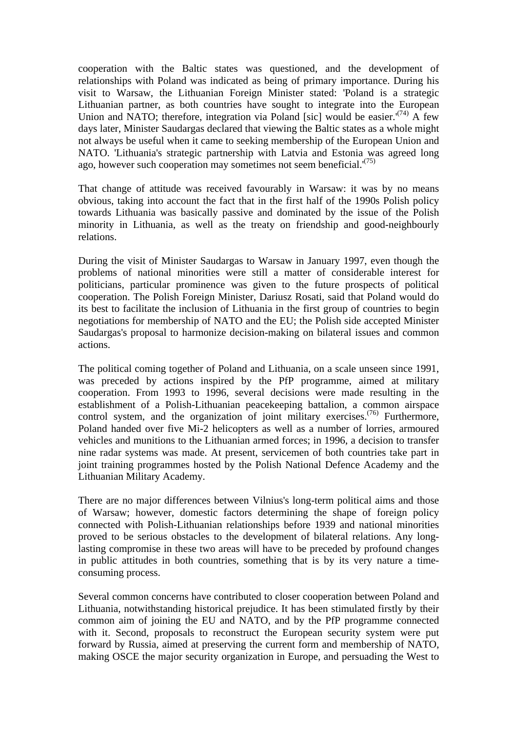cooperation with the Baltic states was questioned, and the development of relationships with Poland was indicated as being of primary importance. During his visit to Warsaw, the Lithuanian Foreign Minister stated: 'Poland is a strategic Lithuanian partner, as both countries have sought to integrate into the European Union and NATO; therefore, integration via Poland [sic] would be easier.'[(74)] A few days later, Minister Saudargas declared that viewing the Baltic states as a whole might not always be useful when it came to seeking membership of the European Union and NATO. 'Lithuania's strategic partnership with Latvia and Estonia was agreed long ago, however such cooperation may sometimes not seem beneficial.'[(75)]

That change of attitude was received favourably in Warsaw: it was by no means obvious, taking into account the fact that in the first half of the 1990s Polish policy towards Lithuania was basically passive and dominated by the issue of the Polish minority in Lithuania, as well as the treaty on friendship and good-neighbourly relations.

During the visit of Minister Saudargas to Warsaw in January 1997, even though the problems of national minorities were still a matter of considerable interest for politicians, particular prominence was given to the future prospects of political cooperation. The Polish Foreign Minister, Dariusz Rosati, said that Poland would do its best to facilitate the inclusion of Lithuania in the first group of countries to begin negotiations for membership of NATO and the EU; the Polish side accepted Minister Saudargas's proposal to harmonize decision-making on bilateral issues and common actions.

The political coming together of Poland and Lithuania, on a scale unseen since 1991, was preceded by actions inspired by the PfP programme, aimed at military cooperation. From 1993 to 1996, several decisions were made resulting in the establishment of a Polish-Lithuanian peacekeeping battalion, a common airspace control system, and the organization of joint military exercises.[(76)] Furthermore, Poland handed over five Mi-2 helicopters as well as a number of lorries, armoured vehicles and munitions to the Lithuanian armed forces; in 1996, a decision to transfer nine radar systems was made. At present, servicemen of both countries take part in joint training programmes hosted by the Polish National Defence Academy and the Lithuanian Military Academy.

There are no major differences between Vilnius's long-term political aims and those of Warsaw; however, domestic factors determining the shape of foreign policy connected with Polish-Lithuanian relationships before 1939 and national minorities proved to be serious obstacles to the development of bilateral relations. Any long-lasting compromise in these two areas will have to be preceded by profound changes in public attitudes in both countries, something that is by its very nature a time-consuming process.

Several common concerns have contributed to closer cooperation between Poland and Lithuania, notwithstanding historical prejudice. It has been stimulated firstly by their common aim of joining the EU and NATO, and by the PfP programme connected with it. Second, proposals to reconstruct the European security system were put forward by Russia, aimed at preserving the current form and membership of NATO, making OSCE the major security organization in Europe, and persuading the West to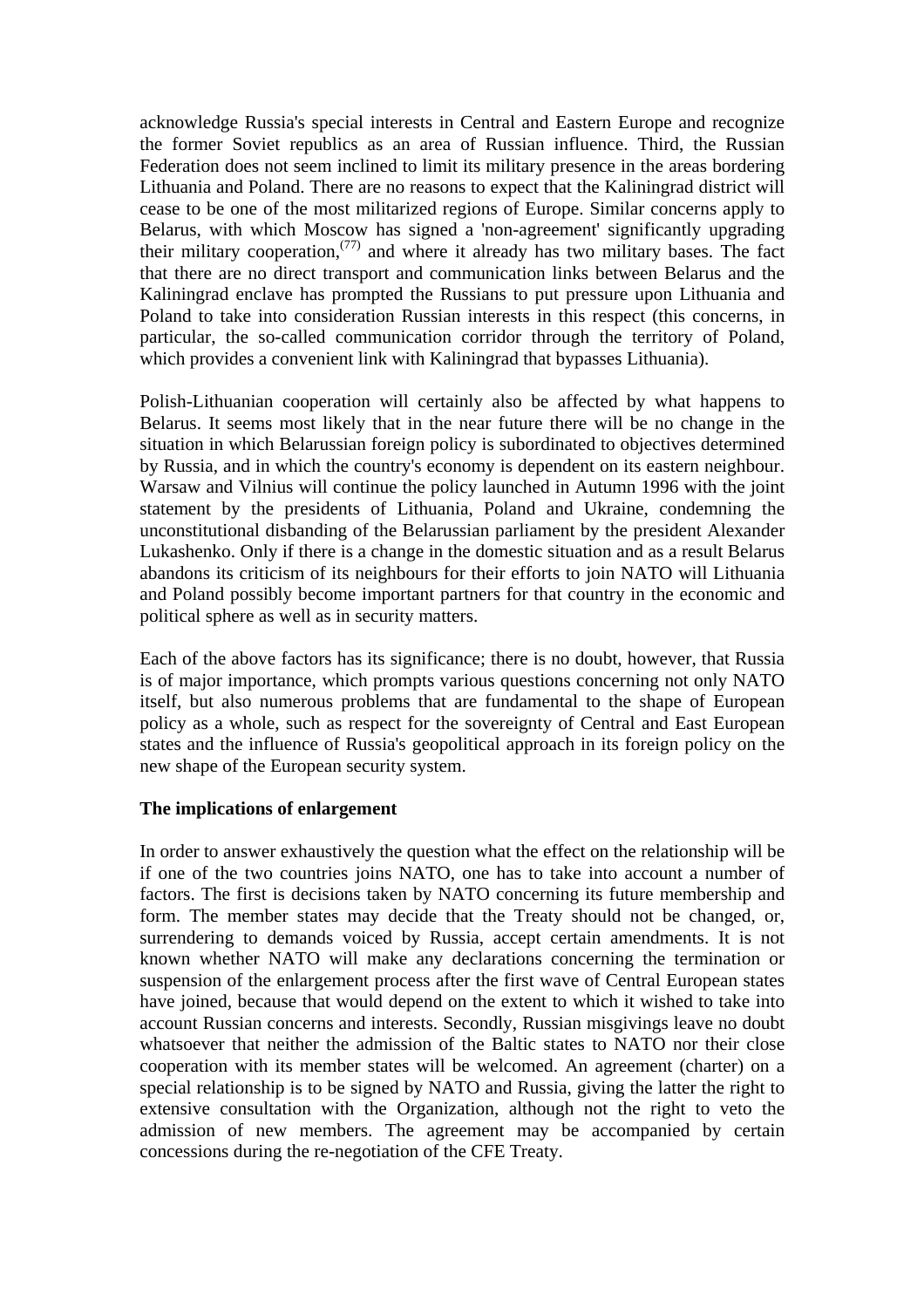acknowledge Russia's special interests in Central and Eastern Europe and recognize the former Soviet republics as an area of Russian influence. Third, the Russian Federation does not seem inclined to limit its military presence in the areas bordering Lithuania and Poland. There are no reasons to expect that the Kaliningrad district will cease to be one of the most militarized regions of Europe. Similar concerns apply to Belarus, with which Moscow has signed a 'non-agreement' significantly upgrading their military cooperation,[77] and where it already has two military bases. The fact that there are no direct transport and communication links between Belarus and the Kaliningrad enclave has prompted the Russians to put pressure upon Lithuania and Poland to take into consideration Russian interests in this respect (this concerns, in particular, the so-called communication corridor through the territory of Poland, which provides a convenient link with Kaliningrad that bypasses Lithuania).

Polish-Lithuanian cooperation will certainly also be affected by what happens to Belarus. It seems most likely that in the near future there will be no change in the situation in which Belarussian foreign policy is subordinated to objectives determined by Russia, and in which the country's economy is dependent on its eastern neighbour. Warsaw and Vilnius will continue the policy launched in Autumn 1996 with the joint statement by the presidents of Lithuania, Poland and Ukraine, condemning the unconstitutional disbanding of the Belarussian parliament by the president Alexander Lukashenko. Only if there is a change in the domestic situation and as a result Belarus abandons its criticism of its neighbours for their efforts to join NATO will Lithuania and Poland possibly become important partners for that country in the economic and political sphere as well as in security matters.

Each of the above factors has its significance; there is no doubt, however, that Russia is of major importance, which prompts various questions concerning not only NATO itself, but also numerous problems that are fundamental to the shape of European policy as a whole, such as respect for the sovereignty of Central and East European states and the influence of Russia's geopolitical approach in its foreign policy on the new shape of the European security system.

**The implications of enlargement**

In order to answer exhaustively the question what the effect on the relationship will be if one of the two countries joins NATO, one has to take into account a number of factors. The first is decisions taken by NATO concerning its future membership and form. The member states may decide that the Treaty should not be changed, or, surrendering to demands voiced by Russia, accept certain amendments. It is not known whether NATO will make any declarations concerning the termination or suspension of the enlargement process after the first wave of Central European states have joined, because that would depend on the extent to which it wished to take into account Russian concerns and interests. Secondly, Russian misgivings leave no doubt whatsoever that neither the admission of the Baltic states to NATO nor their close cooperation with its member states will be welcomed. An agreement (charter) on a special relationship is to be signed by NATO and Russia, giving the latter the right to extensive consultation with the Organization, although not the right to veto the admission of new members. The agreement may be accompanied by certain concessions during the re-negotiation of the CFE Treaty.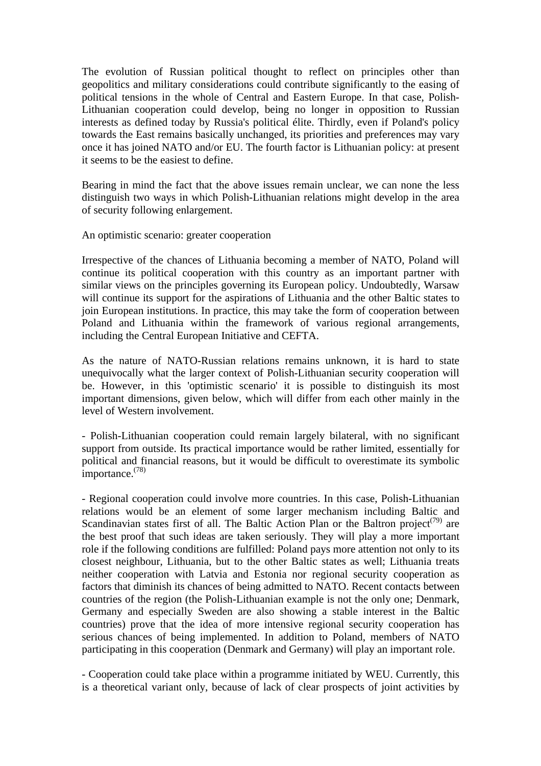The evolution of Russian political thought to reflect on principles other than geopolitics and military considerations could contribute significantly to the easing of political tensions in the whole of Central and Eastern Europe. In that case, Polish-Lithuanian cooperation could develop, being no longer in opposition to Russian interests as defined today by Russia's political élite. Thirdly, even if Poland's policy towards the East remains basically unchanged, its priorities and preferences may vary once it has joined NATO and/or EU. The fourth factor is Lithuanian policy: at present it seems to be the easiest to define.

Bearing in mind the fact that the above issues remain unclear, we can none the less distinguish two ways in which Polish-Lithuanian relations might develop in the area of security following enlargement.

An optimistic scenario: greater cooperation

Irrespective of the chances of Lithuania becoming a member of NATO, Poland will continue its political cooperation with this country as an important partner with similar views on the principles governing its European policy. Undoubtedly, Warsaw will continue its support for the aspirations of Lithuania and the other Baltic states to join European institutions. In practice, this may take the form of cooperation between Poland and Lithuania within the framework of various regional arrangements, including the Central European Initiative and CEFTA.

As the nature of NATO-Russian relations remains unknown, it is hard to state unequivocally what the larger context of Polish-Lithuanian security cooperation will be. However, in this 'optimistic scenario' it is possible to distinguish its most important dimensions, given below, which will differ from each other mainly in the level of Western involvement.

- Polish-Lithuanian cooperation could remain largely bilateral, with no significant support from outside. Its practical importance would be rather limited, essentially for political and financial reasons, but it would be difficult to overestimate its symbolic importance.(78)

- Regional cooperation could involve more countries. In this case, Polish-Lithuanian relations would be an element of some larger mechanism including Baltic and Scandinavian states first of all. The Baltic Action Plan or the Baltron project(79) are the best proof that such ideas are taken seriously. They will play a more important role if the following conditions are fulfilled: Poland pays more attention not only to its closest neighbour, Lithuania, but to the other Baltic states as well; Lithuania treats neither cooperation with Latvia and Estonia nor regional security cooperation as factors that diminish its chances of being admitted to NATO. Recent contacts between countries of the region (the Polish-Lithuanian example is not the only one; Denmark, Germany and especially Sweden are also showing a stable interest in the Baltic countries) prove that the idea of more intensive regional security cooperation has serious chances of being implemented. In addition to Poland, members of NATO participating in this cooperation (Denmark and Germany) will play an important role.

- Cooperation could take place within a programme initiated by WEU. Currently, this is a theoretical variant only, because of lack of clear prospects of joint activities by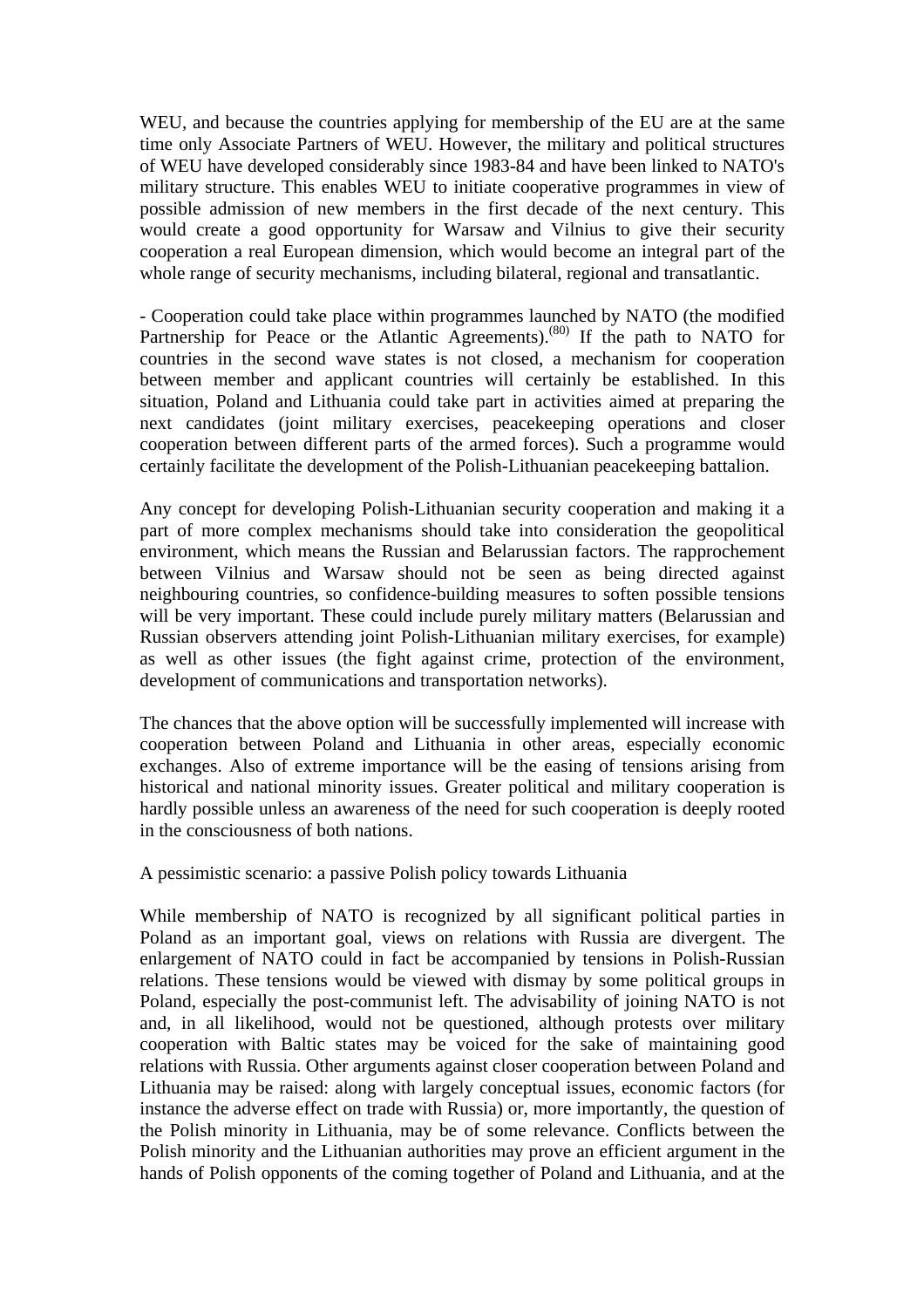WEU, and because the countries applying for membership of the EU are at the same time only Associate Partners of WEU. However, the military and political structures of WEU have developed considerably since 1983-84 and have been linked to NATO's military structure. This enables WEU to initiate cooperative programmes in view of possible admission of new members in the first decade of the next century. This would create a good opportunity for Warsaw and Vilnius to give their security cooperation a real European dimension, which would become an integral part of the whole range of security mechanisms, including bilateral, regional and transatlantic.

- Cooperation could take place within programmes launched by NATO (the modified Partnership for Peace or the Atlantic Agreements).[(80)] If the path to NATO for countries in the second wave states is not closed, a mechanism for cooperation between member and applicant countries will certainly be established. In this situation, Poland and Lithuania could take part in activities aimed at preparing the next candidates (joint military exercises, peacekeeping operations and closer cooperation between different parts of the armed forces). Such a programme would certainly facilitate the development of the Polish-Lithuanian peacekeeping battalion.

Any concept for developing Polish-Lithuanian security cooperation and making it a part of more complex mechanisms should take into consideration the geopolitical environment, which means the Russian and Belarussian factors. The rapprochement between Vilnius and Warsaw should not be seen as being directed against neighbouring countries, so confidence-building measures to soften possible tensions will be very important. These could include purely military matters (Belarussian and Russian observers attending joint Polish-Lithuanian military exercises, for example) as well as other issues (the fight against crime, protection of the environment, development of communications and transportation networks).

The chances that the above option will be successfully implemented will increase with cooperation between Poland and Lithuania in other areas, especially economic exchanges. Also of extreme importance will be the easing of tensions arising from historical and national minority issues. Greater political and military cooperation is hardly possible unless an awareness of the need for such cooperation is deeply rooted in the consciousness of both nations.

A pessimistic scenario: a passive Polish policy towards Lithuania

While membership of NATO is recognized by all significant political parties in Poland as an important goal, views on relations with Russia are divergent. The enlargement of NATO could in fact be accompanied by tensions in Polish-Russian relations. These tensions would be viewed with dismay by some political groups in Poland, especially the post-communist left. The advisability of joining NATO is not and, in all likelihood, would not be questioned, although protests over military cooperation with Baltic states may be voiced for the sake of maintaining good relations with Russia. Other arguments against closer cooperation between Poland and Lithuania may be raised: along with largely conceptual issues, economic factors (for instance the adverse effect on trade with Russia) or, more importantly, the question of the Polish minority in Lithuania, may be of some relevance. Conflicts between the Polish minority and the Lithuanian authorities may prove an efficient argument in the hands of Polish opponents of the coming together of Poland and Lithuania, and at the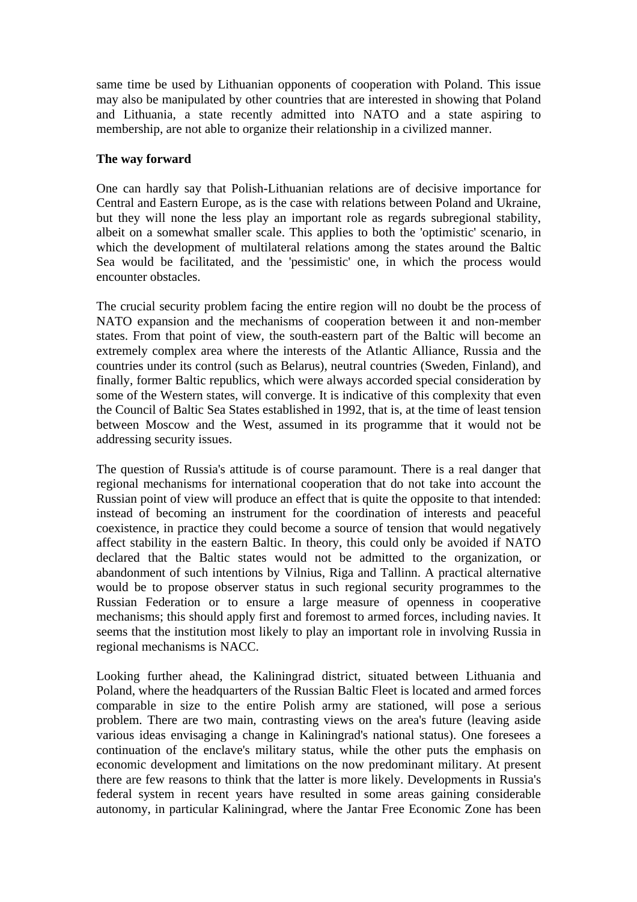same time be used by Lithuanian opponents of cooperation with Poland. This issue may also be manipulated by other countries that are interested in showing that Poland and Lithuania, a state recently admitted into NATO and a state aspiring to membership, are not able to organize their relationship in a civilized manner.

**The way forward**

One can hardly say that Polish-Lithuanian relations are of decisive importance for Central and Eastern Europe, as is the case with relations between Poland and Ukraine, but they will none the less play an important role as regards subregional stability, albeit on a somewhat smaller scale. This applies to both the 'optimistic' scenario, in which the development of multilateral relations among the states around the Baltic Sea would be facilitated, and the 'pessimistic' one, in which the process would encounter obstacles.

The crucial security problem facing the entire region will no doubt be the process of NATO expansion and the mechanisms of cooperation between it and non-member states. From that point of view, the south-eastern part of the Baltic will become an extremely complex area where the interests of the Atlantic Alliance, Russia and the countries under its control (such as Belarus), neutral countries (Sweden, Finland), and finally, former Baltic republics, which were always accorded special consideration by some of the Western states, will converge. It is indicative of this complexity that even the Council of Baltic Sea States established in 1992, that is, at the time of least tension between Moscow and the West, assumed in its programme that it would not be addressing security issues.

The question of Russia's attitude is of course paramount. There is a real danger that regional mechanisms for international cooperation that do not take into account the Russian point of view will produce an effect that is quite the opposite to that intended: instead of becoming an instrument for the coordination of interests and peaceful coexistence, in practice they could become a source of tension that would negatively affect stability in the eastern Baltic. In theory, this could only be avoided if NATO declared that the Baltic states would not be admitted to the organization, or abandonment of such intentions by Vilnius, Riga and Tallinn. A practical alternative would be to propose observer status in such regional security programmes to the Russian Federation or to ensure a large measure of openness in cooperative mechanisms; this should apply first and foremost to armed forces, including navies. It seems that the institution most likely to play an important role in involving Russia in regional mechanisms is NACC.

Looking further ahead, the Kaliningrad district, situated between Lithuania and Poland, where the headquarters of the Russian Baltic Fleet is located and armed forces comparable in size to the entire Polish army are stationed, will pose a serious problem. There are two main, contrasting views on the area's future (leaving aside various ideas envisaging a change in Kaliningrad's national status). One foresees a continuation of the enclave's military status, while the other puts the emphasis on economic development and limitations on the now predominant military. At present there are few reasons to think that the latter is more likely. Developments in Russia's federal system in recent years have resulted in some areas gaining considerable autonomy, in particular Kaliningrad, where the Jantar Free Economic Zone has been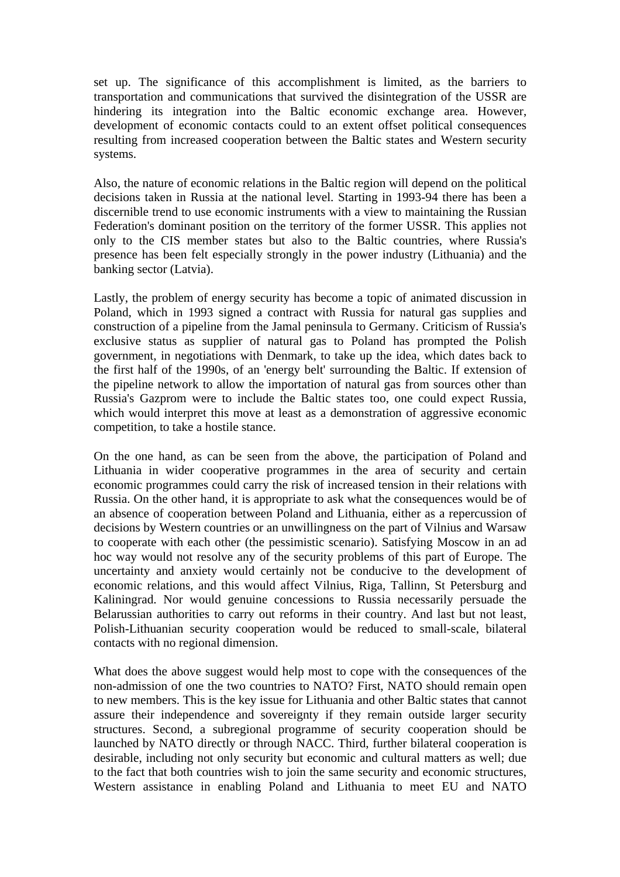set up. The significance of this accomplishment is limited, as the barriers to transportation and communications that survived the disintegration of the USSR are hindering its integration into the Baltic economic exchange area. However, development of economic contacts could to an extent offset political consequences resulting from increased cooperation between the Baltic states and Western security systems.

Also, the nature of economic relations in the Baltic region will depend on the political decisions taken in Russia at the national level. Starting in 1993-94 there has been a discernible trend to use economic instruments with a view to maintaining the Russian Federation's dominant position on the territory of the former USSR. This applies not only to the CIS member states but also to the Baltic countries, where Russia's presence has been felt especially strongly in the power industry (Lithuania) and the banking sector (Latvia).

Lastly, the problem of energy security has become a topic of animated discussion in Poland, which in 1993 signed a contract with Russia for natural gas supplies and construction of a pipeline from the Jamal peninsula to Germany. Criticism of Russia's exclusive status as supplier of natural gas to Poland has prompted the Polish government, in negotiations with Denmark, to take up the idea, which dates back to the first half of the 1990s, of an 'energy belt' surrounding the Baltic. If extension of the pipeline network to allow the importation of natural gas from sources other than Russia's Gazprom were to include the Baltic states too, one could expect Russia, which would interpret this move at least as a demonstration of aggressive economic competition, to take a hostile stance.

On the one hand, as can be seen from the above, the participation of Poland and Lithuania in wider cooperative programmes in the area of security and certain economic programmes could carry the risk of increased tension in their relations with Russia. On the other hand, it is appropriate to ask what the consequences would be of an absence of cooperation between Poland and Lithuania, either as a repercussion of decisions by Western countries or an unwillingness on the part of Vilnius and Warsaw to cooperate with each other (the pessimistic scenario). Satisfying Moscow in an ad hoc way would not resolve any of the security problems of this part of Europe. The uncertainty and anxiety would certainly not be conducive to the development of economic relations, and this would affect Vilnius, Riga, Tallinn, St Petersburg and Kaliningrad. Nor would genuine concessions to Russia necessarily persuade the Belarussian authorities to carry out reforms in their country. And last but not least, Polish-Lithuanian security cooperation would be reduced to small-scale, bilateral contacts with no regional dimension.

What does the above suggest would help most to cope with the consequences of the non-admission of one the two countries to NATO? First, NATO should remain open to new members. This is the key issue for Lithuania and other Baltic states that cannot assure their independence and sovereignty if they remain outside larger security structures. Second, a subregional programme of security cooperation should be launched by NATO directly or through NACC. Third, further bilateral cooperation is desirable, including not only security but economic and cultural matters as well; due to the fact that both countries wish to join the same security and economic structures, Western assistance in enabling Poland and Lithuania to meet EU and NATO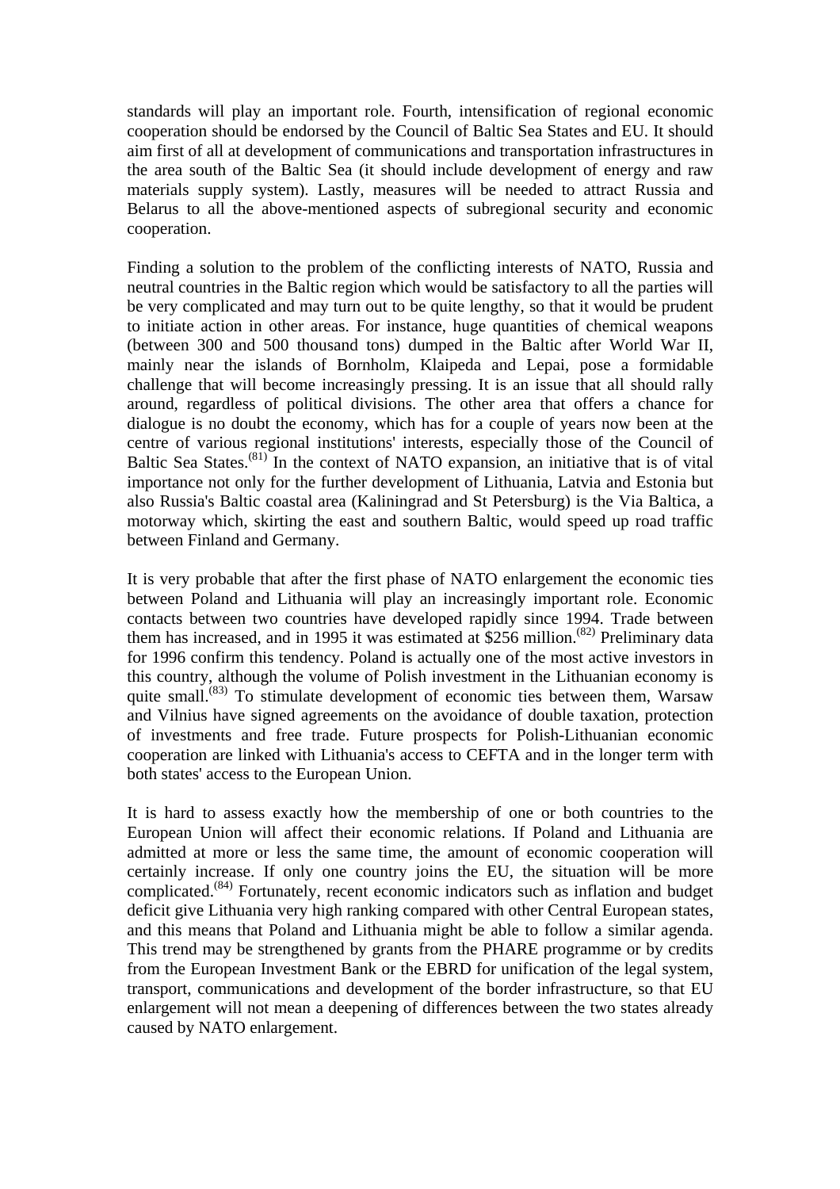standards will play an important role. Fourth, intensification of regional economic cooperation should be endorsed by the Council of Baltic Sea States and EU. It should aim first of all at development of communications and transportation infrastructures in the area south of the Baltic Sea (it should include development of energy and raw materials supply system). Lastly, measures will be needed to attract Russia and Belarus to all the above-mentioned aspects of subregional security and economic cooperation.

Finding a solution to the problem of the conflicting interests of NATO, Russia and neutral countries in the Baltic region which would be satisfactory to all the parties will be very complicated and may turn out to be quite lengthy, so that it would be prudent to initiate action in other areas. For instance, huge quantities of chemical weapons (between 300 and 500 thousand tons) dumped in the Baltic after World War II, mainly near the islands of Bornholm, Klaipeda and Lepai, pose a formidable challenge that will become increasingly pressing. It is an issue that all should rally around, regardless of political divisions. The other area that offers a chance for dialogue is no doubt the economy, which has for a couple of years now been at the centre of various regional institutions' interests, especially those of the Council of Baltic Sea States.(81) In the context of NATO expansion, an initiative that is of vital importance not only for the further development of Lithuania, Latvia and Estonia but also Russia's Baltic coastal area (Kaliningrad and St Petersburg) is the Via Baltica, a motorway which, skirting the east and southern Baltic, would speed up road traffic between Finland and Germany.

It is very probable that after the first phase of NATO enlargement the economic ties between Poland and Lithuania will play an increasingly important role. Economic contacts between two countries have developed rapidly since 1994. Trade between them has increased, and in 1995 it was estimated at $256 million.(82) Preliminary data for 1996 confirm this tendency. Poland is actually one of the most active investors in this country, although the volume of Polish investment in the Lithuanian economy is quite small.(83) To stimulate development of economic ties between them, Warsaw and Vilnius have signed agreements on the avoidance of double taxation, protection of investments and free trade. Future prospects for Polish-Lithuanian economic cooperation are linked with Lithuania's access to CEFTA and in the longer term with both states' access to the European Union.

It is hard to assess exactly how the membership of one or both countries to the European Union will affect their economic relations. If Poland and Lithuania are admitted at more or less the same time, the amount of economic cooperation will certainly increase. If only one country joins the EU, the situation will be more complicated.(84) Fortunately, recent economic indicators such as inflation and budget deficit give Lithuania very high ranking compared with other Central European states, and this means that Poland and Lithuania might be able to follow a similar agenda. This trend may be strengthened by grants from the PHARE programme or by credits from the European Investment Bank or the EBRD for unification of the legal system, transport, communications and development of the border infrastructure, so that EU enlargement will not mean a deepening of differences between the two states already caused by NATO enlargement.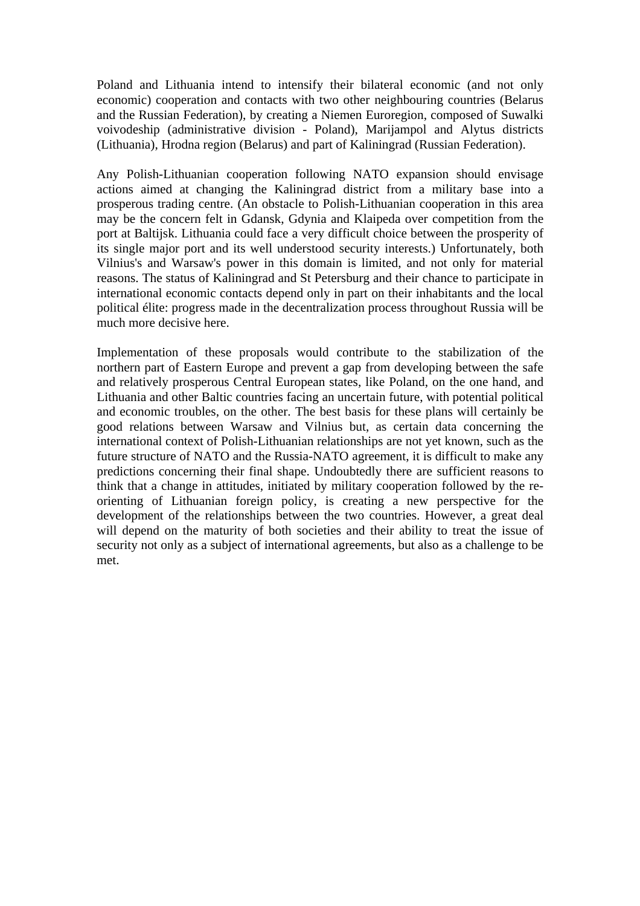Poland and Lithuania intend to intensify their bilateral economic (and not only economic) cooperation and contacts with two other neighbouring countries (Belarus and the Russian Federation), by creating a Niemen Euroregion, composed of Suwalki voivodeship (administrative division - Poland), Marijampol and Alytus districts (Lithuania), Hrodna region (Belarus) and part of Kaliningrad (Russian Federation).

Any Polish-Lithuanian cooperation following NATO expansion should envisage actions aimed at changing the Kaliningrad district from a military base into a prosperous trading centre. (An obstacle to Polish-Lithuanian cooperation in this area may be the concern felt in Gdansk, Gdynia and Klaipeda over competition from the port at Baltijsk. Lithuania could face a very difficult choice between the prosperity of its single major port and its well understood security interests.) Unfortunately, both Vilnius's and Warsaw's power in this domain is limited, and not only for material reasons. The status of Kaliningrad and St Petersburg and their chance to participate in international economic contacts depend only in part on their inhabitants and the local political élite: progress made in the decentralization process throughout Russia will be much more decisive here.

Implementation of these proposals would contribute to the stabilization of the northern part of Eastern Europe and prevent a gap from developing between the safe and relatively prosperous Central European states, like Poland, on the one hand, and Lithuania and other Baltic countries facing an uncertain future, with potential political and economic troubles, on the other. The best basis for these plans will certainly be good relations between Warsaw and Vilnius but, as certain data concerning the international context of Polish-Lithuanian relationships are not yet known, such as the future structure of NATO and the Russia-NATO agreement, it is difficult to make any predictions concerning their final shape. Undoubtedly there are sufficient reasons to think that a change in attitudes, initiated by military cooperation followed by the re-orienting of Lithuanian foreign policy, is creating a new perspective for the development of the relationships between the two countries. However, a great deal will depend on the maturity of both societies and their ability to treat the issue of security not only as a subject of international agreements, but also as a challenge to be met.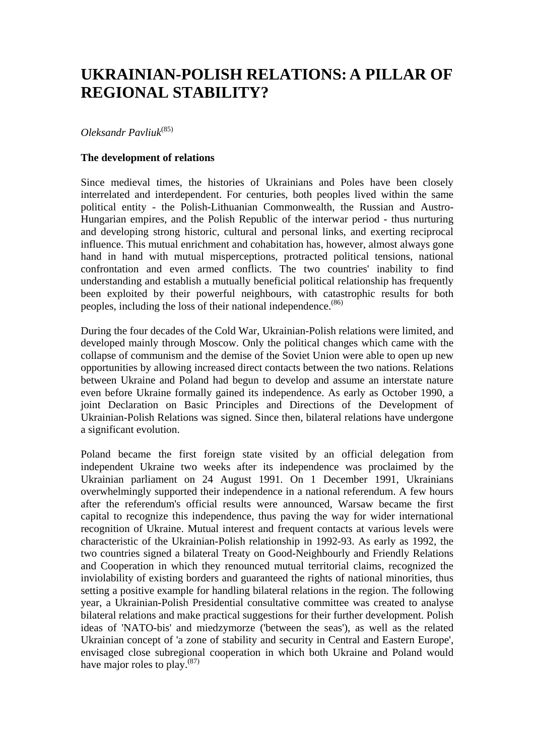# UKRAINIAN-POLISH RELATIONS: A PILLAR OF REGIONAL STABILITY?

*Oleksandr Pavliuk*[85]

**The development of relations**

Since medieval times, the histories of Ukrainians and Poles have been closely interrelated and interdependent. For centuries, both peoples lived within the same political entity - the Polish-Lithuanian Commonwealth, the Russian and Austro-Hungarian empires, and the Polish Republic of the interwar period - thus nurturing and developing strong historic, cultural and personal links, and exerting reciprocal influence. This mutual enrichment and cohabitation has, however, almost always gone hand in hand with mutual misperceptions, protracted political tensions, national confrontation and even armed conflicts. The two countries' inability to find understanding and establish a mutually beneficial political relationship has frequently been exploited by their powerful neighbours, with catastrophic results for both peoples, including the loss of their national independence.[86]

During the four decades of the Cold War, Ukrainian-Polish relations were limited, and developed mainly through Moscow. Only the political changes which came with the collapse of communism and the demise of the Soviet Union were able to open up new opportunities by allowing increased direct contacts between the two nations. Relations between Ukraine and Poland had begun to develop and assume an interstate nature even before Ukraine formally gained its independence. As early as October 1990, a joint Declaration on Basic Principles and Directions of the Development of Ukrainian-Polish Relations was signed. Since then, bilateral relations have undergone a significant evolution.

Poland became the first foreign state visited by an official delegation from independent Ukraine two weeks after its independence was proclaimed by the Ukrainian parliament on 24 August 1991. On 1 December 1991, Ukrainians overwhelmingly supported their independence in a national referendum. A few hours after the referendum's official results were announced, Warsaw became the first capital to recognize this independence, thus paving the way for wider international recognition of Ukraine. Mutual interest and frequent contacts at various levels were characteristic of the Ukrainian-Polish relationship in 1992-93. As early as 1992, the two countries signed a bilateral Treaty on Good-Neighbourly and Friendly Relations and Cooperation in which they renounced mutual territorial claims, recognized the inviolability of existing borders and guaranteed the rights of national minorities, thus setting a positive example for handling bilateral relations in the region. The following year, a Ukrainian-Polish Presidential consultative committee was created to analyse bilateral relations and make practical suggestions for their further development. Polish ideas of 'NATO-bis' and miedzymorze ('between the seas'), as well as the related Ukrainian concept of 'a zone of stability and security in Central and Eastern Europe', envisaged close subregional cooperation in which both Ukraine and Poland would have major roles to play.[87]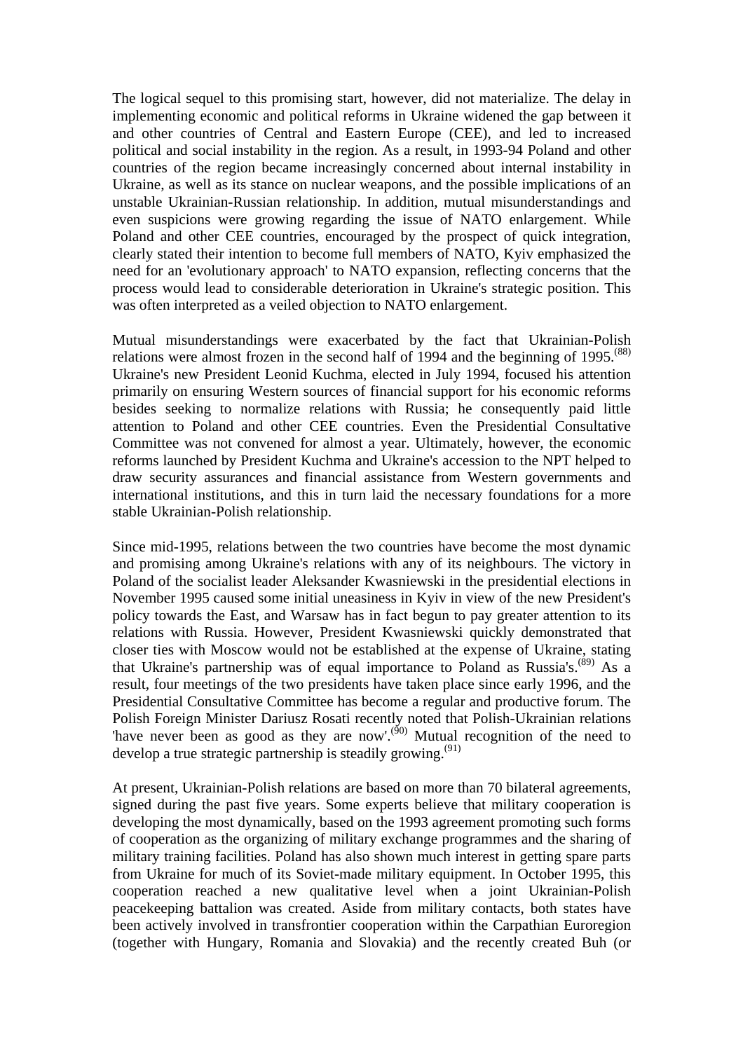The logical sequel to this promising start, however, did not materialize. The delay in implementing economic and political reforms in Ukraine widened the gap between it and other countries of Central and Eastern Europe (CEE), and led to increased political and social instability in the region. As a result, in 1993-94 Poland and other countries of the region became increasingly concerned about internal instability in Ukraine, as well as its stance on nuclear weapons, and the possible implications of an unstable Ukrainian-Russian relationship. In addition, mutual misunderstandings and even suspicions were growing regarding the issue of NATO enlargement. While Poland and other CEE countries, encouraged by the prospect of quick integration, clearly stated their intention to become full members of NATO, Kyiv emphasized the need for an 'evolutionary approach' to NATO expansion, reflecting concerns that the process would lead to considerable deterioration in Ukraine's strategic position. This was often interpreted as a veiled objection to NATO enlargement.

Mutual misunderstandings were exacerbated by the fact that Ukrainian-Polish relations were almost frozen in the second half of 1994 and the beginning of 1995.[88] Ukraine's new President Leonid Kuchma, elected in July 1994, focused his attention primarily on ensuring Western sources of financial support for his economic reforms besides seeking to normalize relations with Russia; he consequently paid little attention to Poland and other CEE countries. Even the Presidential Consultative Committee was not convened for almost a year. Ultimately, however, the economic reforms launched by President Kuchma and Ukraine's accession to the NPT helped to draw security assurances and financial assistance from Western governments and international institutions, and this in turn laid the necessary foundations for a more stable Ukrainian-Polish relationship.

Since mid-1995, relations between the two countries have become the most dynamic and promising among Ukraine's relations with any of its neighbours. The victory in Poland of the socialist leader Aleksander Kwasniewski in the presidential elections in November 1995 caused some initial uneasiness in Kyiv in view of the new President's policy towards the East, and Warsaw has in fact begun to pay greater attention to its relations with Russia. However, President Kwasniewski quickly demonstrated that closer ties with Moscow would not be established at the expense of Ukraine, stating that Ukraine's partnership was of equal importance to Poland as Russia's.[89] As a result, four meetings of the two presidents have taken place since early 1996, and the Presidential Consultative Committee has become a regular and productive forum. The Polish Foreign Minister Dariusz Rosati recently noted that Polish-Ukrainian relations 'have never been as good as they are now'.[90] Mutual recognition of the need to develop a true strategic partnership is steadily growing.[91]

At present, Ukrainian-Polish relations are based on more than 70 bilateral agreements, signed during the past five years. Some experts believe that military cooperation is developing the most dynamically, based on the 1993 agreement promoting such forms of cooperation as the organizing of military exchange programmes and the sharing of military training facilities. Poland has also shown much interest in getting spare parts from Ukraine for much of its Soviet-made military equipment. In October 1995, this cooperation reached a new qualitative level when a joint Ukrainian-Polish peacekeeping battalion was created. Aside from military contacts, both states have been actively involved in transfrontier cooperation within the Carpathian Euroregion (together with Hungary, Romania and Slovakia) and the recently created Buh (or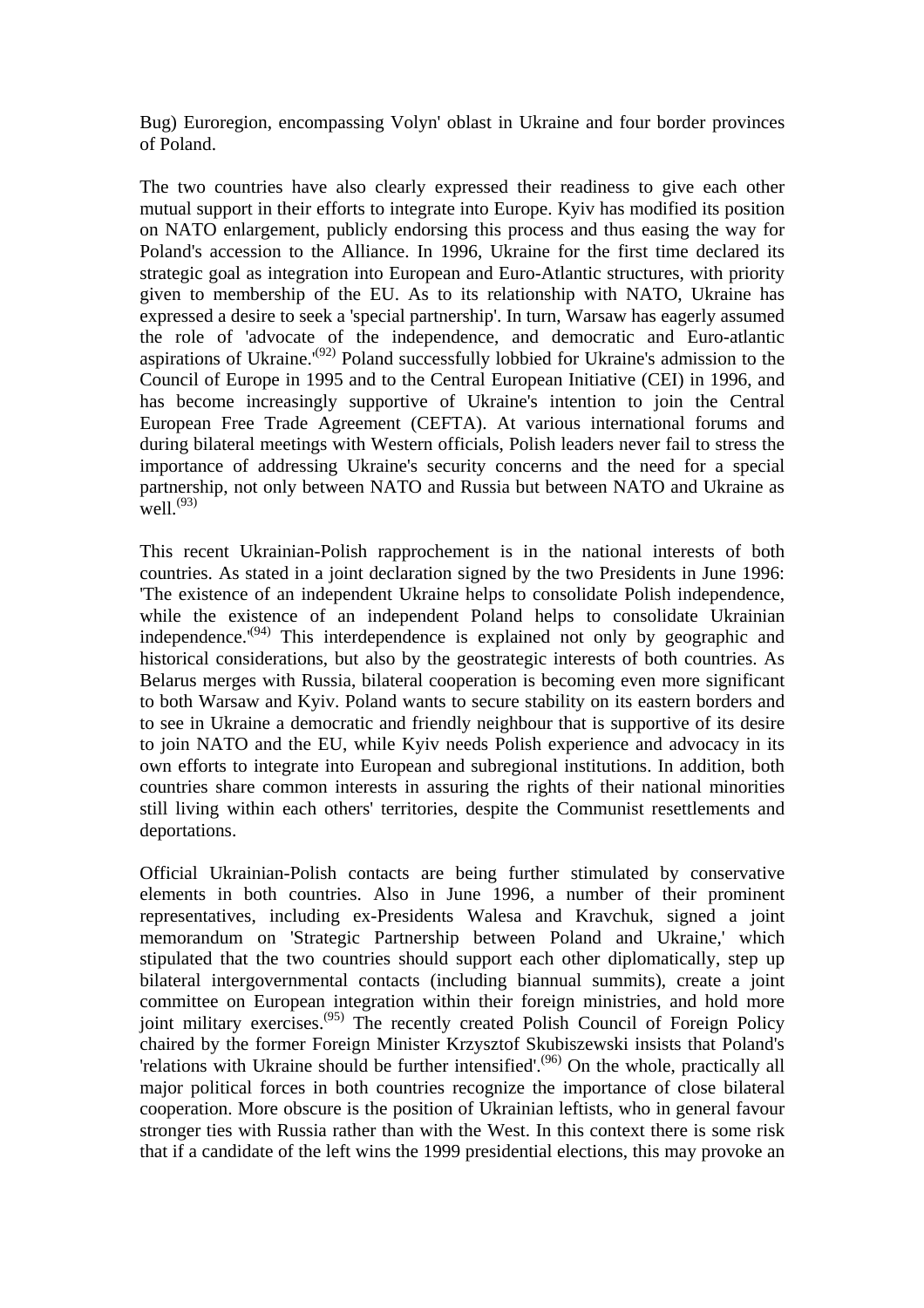Bug) Euroregion, encompassing Volyn' oblast in Ukraine and four border provinces of Poland.

The two countries have also clearly expressed their readiness to give each other mutual support in their efforts to integrate into Europe. Kyiv has modified its position on NATO enlargement, publicly endorsing this process and thus easing the way for Poland's accession to the Alliance. In 1996, Ukraine for the first time declared its strategic goal as integration into European and Euro-Atlantic structures, with priority given to membership of the EU. As to its relationship with NATO, Ukraine has expressed a desire to seek a 'special partnership'. In turn, Warsaw has eagerly assumed the role of 'advocate of the independence, and democratic and Euro-atlantic aspirations of Ukraine.'[(92)] Poland successfully lobbied for Ukraine's admission to the Council of Europe in 1995 and to the Central European Initiative (CEI) in 1996, and has become increasingly supportive of Ukraine's intention to join the Central European Free Trade Agreement (CEFTA). At various international forums and during bilateral meetings with Western officials, Polish leaders never fail to stress the importance of addressing Ukraine's security concerns and the need for a special partnership, not only between NATO and Russia but between NATO and Ukraine as well.[(93)]

This recent Ukrainian-Polish rapprochement is in the national interests of both countries. As stated in a joint declaration signed by the two Presidents in June 1996: 'The existence of an independent Ukraine helps to consolidate Polish independence, while the existence of an independent Poland helps to consolidate Ukrainian independence.'[(94)] This interdependence is explained not only by geographic and historical considerations, but also by the geostrategic interests of both countries. As Belarus merges with Russia, bilateral cooperation is becoming even more significant to both Warsaw and Kyiv. Poland wants to secure stability on its eastern borders and to see in Ukraine a democratic and friendly neighbour that is supportive of its desire to join NATO and the EU, while Kyiv needs Polish experience and advocacy in its own efforts to integrate into European and subregional institutions. In addition, both countries share common interests in assuring the rights of their national minorities still living within each others' territories, despite the Communist resettlements and deportations.

Official Ukrainian-Polish contacts are being further stimulated by conservative elements in both countries. Also in June 1996, a number of their prominent representatives, including ex-Presidents Walesa and Kravchuk, signed a joint memorandum on 'Strategic Partnership between Poland and Ukraine,' which stipulated that the two countries should support each other diplomatically, step up bilateral intergovernmental contacts (including biannual summits), create a joint committee on European integration within their foreign ministries, and hold more joint military exercises.[(95)] The recently created Polish Council of Foreign Policy chaired by the former Foreign Minister Krzysztof Skubiszewski insists that Poland's 'relations with Ukraine should be further intensified'.[(96)] On the whole, practically all major political forces in both countries recognize the importance of close bilateral cooperation. More obscure is the position of Ukrainian leftists, who in general favour stronger ties with Russia rather than with the West. In this context there is some risk that if a candidate of the left wins the 1999 presidential elections, this may provoke an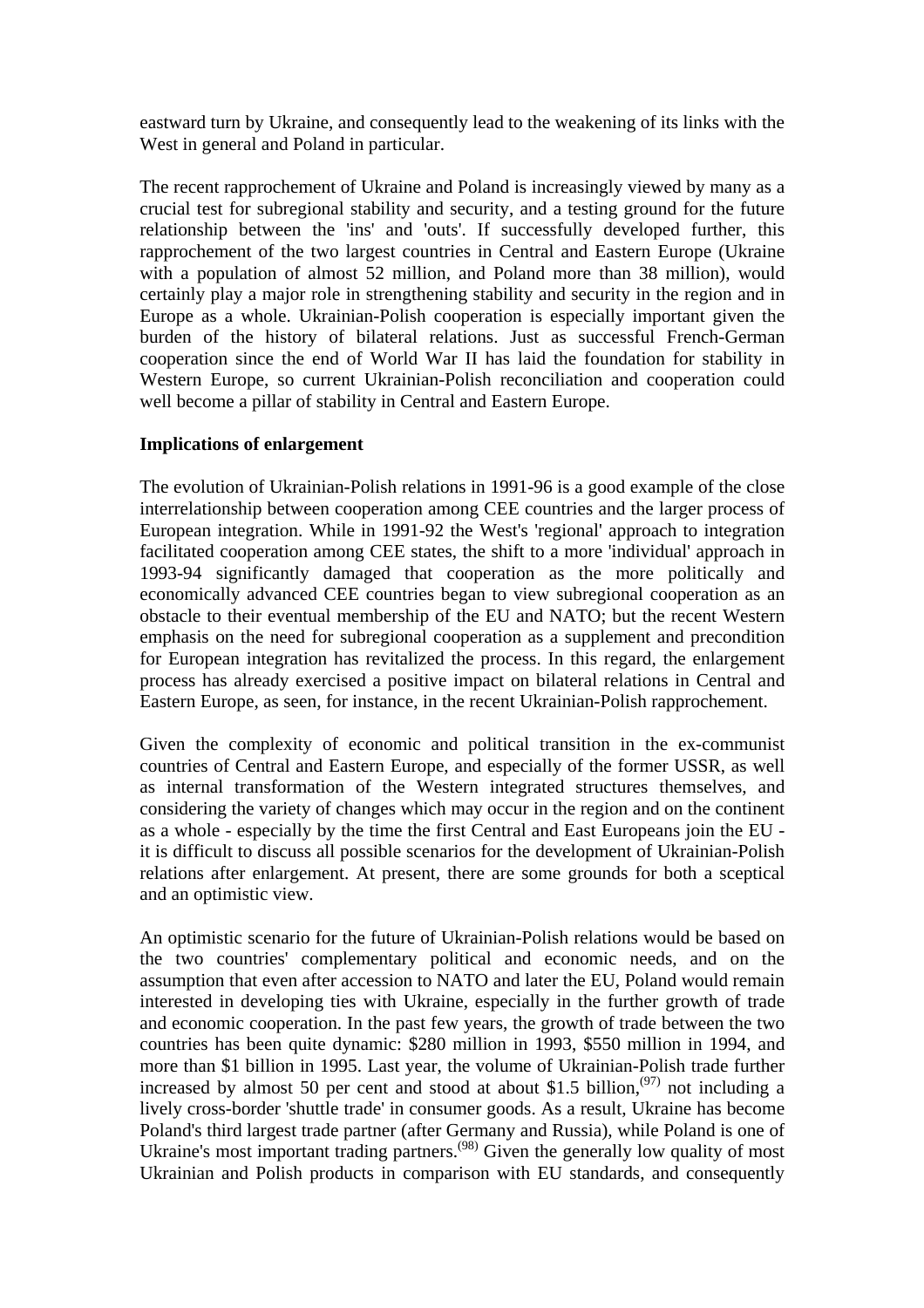eastward turn by Ukraine, and consequently lead to the weakening of its links with the West in general and Poland in particular.

The recent rapprochement of Ukraine and Poland is increasingly viewed by many as a crucial test for subregional stability and security, and a testing ground for the future relationship between the 'ins' and 'outs'. If successfully developed further, this rapprochement of the two largest countries in Central and Eastern Europe (Ukraine with a population of almost 52 million, and Poland more than 38 million), would certainly play a major role in strengthening stability and security in the region and in Europe as a whole. Ukrainian-Polish cooperation is especially important given the burden of the history of bilateral relations. Just as successful French-German cooperation since the end of World War II has laid the foundation for stability in Western Europe, so current Ukrainian-Polish reconciliation and cooperation could well become a pillar of stability in Central and Eastern Europe.

**Implications of enlargement**

The evolution of Ukrainian-Polish relations in 1991-96 is a good example of the close interrelationship between cooperation among CEE countries and the larger process of European integration. While in 1991-92 the West's 'regional' approach to integration facilitated cooperation among CEE states, the shift to a more 'individual' approach in 1993-94 significantly damaged that cooperation as the more politically and economically advanced CEE countries began to view subregional cooperation as an obstacle to their eventual membership of the EU and NATO; but the recent Western emphasis on the need for subregional cooperation as a supplement and precondition for European integration has revitalized the process. In this regard, the enlargement process has already exercised a positive impact on bilateral relations in Central and Eastern Europe, as seen, for instance, in the recent Ukrainian-Polish rapprochement.

Given the complexity of economic and political transition in the ex-communist countries of Central and Eastern Europe, and especially of the former USSR, as well as internal transformation of the Western integrated structures themselves, and considering the variety of changes which may occur in the region and on the continent as a whole - especially by the time the first Central and East Europeans join the EU - it is difficult to discuss all possible scenarios for the development of Ukrainian-Polish relations after enlargement. At present, there are some grounds for both a sceptical and an optimistic view.

An optimistic scenario for the future of Ukrainian-Polish relations would be based on the two countries' complementary political and economic needs, and on the assumption that even after accession to NATO and later the EU, Poland would remain interested in developing ties with Ukraine, especially in the further growth of trade and economic cooperation. In the past few years, the growth of trade between the two countries has been quite dynamic: $280 million in 1993, $550 million in 1994, and more than $1 billion in 1995. Last year, the volume of Ukrainian-Polish trade further increased by almost 50 per cent and stood at about $1.5 billion,[97] not including a lively cross-border 'shuttle trade' in consumer goods. As a result, Ukraine has become Poland's third largest trade partner (after Germany and Russia), while Poland is one of Ukraine's most important trading partners.[98] Given the generally low quality of most Ukrainian and Polish products in comparison with EU standards, and consequently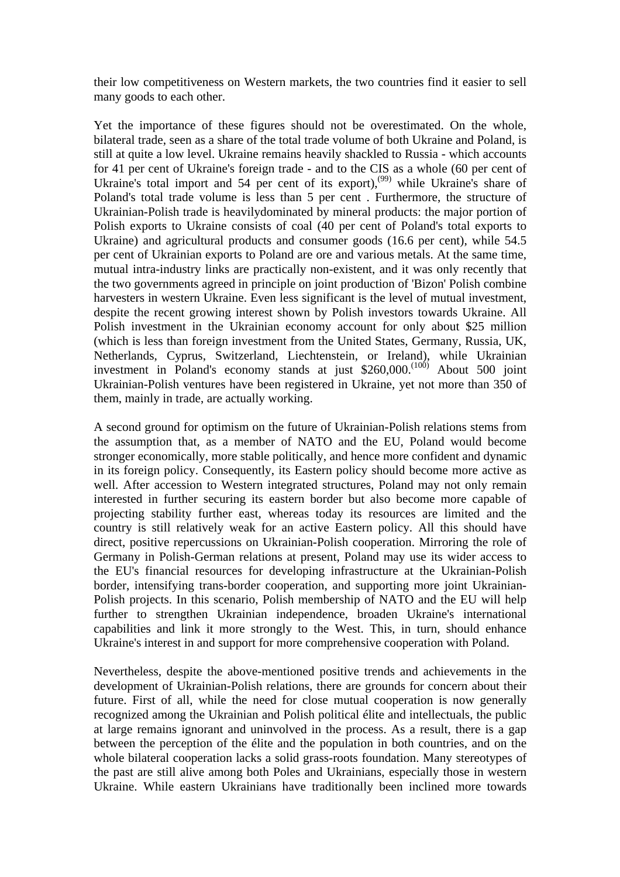their low competitiveness on Western markets, the two countries find it easier to sell many goods to each other.

Yet the importance of these figures should not be overestimated. On the whole, bilateral trade, seen as a share of the total trade volume of both Ukraine and Poland, is still at quite a low level. Ukraine remains heavily shackled to Russia - which accounts for 41 per cent of Ukraine's foreign trade - and to the CIS as a whole (60 per cent of Ukraine's total import and 54 per cent of its export),[99] while Ukraine's share of Poland's total trade volume is less than 5 per cent . Furthermore, the structure of Ukrainian-Polish trade is heavilydominated by mineral products: the major portion of Polish exports to Ukraine consists of coal (40 per cent of Poland's total exports to Ukraine) and agricultural products and consumer goods (16.6 per cent), while 54.5 per cent of Ukrainian exports to Poland are ore and various metals. At the same time, mutual intra-industry links are practically non-existent, and it was only recently that the two governments agreed in principle on joint production of 'Bizon' Polish combine harvesters in western Ukraine. Even less significant is the level of mutual investment, despite the recent growing interest shown by Polish investors towards Ukraine. All Polish investment in the Ukrainian economy account for only about $25 million (which is less than foreign investment from the United States, Germany, Russia, UK, Netherlands, Cyprus, Switzerland, Liechtenstein, or Ireland), while Ukrainian investment in Poland's economy stands at just $260,000.[100] About 500 joint Ukrainian-Polish ventures have been registered in Ukraine, yet not more than 350 of them, mainly in trade, are actually working.

A second ground for optimism on the future of Ukrainian-Polish relations stems from the assumption that, as a member of NATO and the EU, Poland would become stronger economically, more stable politically, and hence more confident and dynamic in its foreign policy. Consequently, its Eastern policy should become more active as well. After accession to Western integrated structures, Poland may not only remain interested in further securing its eastern border but also become more capable of projecting stability further east, whereas today its resources are limited and the country is still relatively weak for an active Eastern policy. All this should have direct, positive repercussions on Ukrainian-Polish cooperation. Mirroring the role of Germany in Polish-German relations at present, Poland may use its wider access to the EU's financial resources for developing infrastructure at the Ukrainian-Polish border, intensifying trans-border cooperation, and supporting more joint Ukrainian-Polish projects. In this scenario, Polish membership of NATO and the EU will help further to strengthen Ukrainian independence, broaden Ukraine's international capabilities and link it more strongly to the West. This, in turn, should enhance Ukraine's interest in and support for more comprehensive cooperation with Poland.

Nevertheless, despite the above-mentioned positive trends and achievements in the development of Ukrainian-Polish relations, there are grounds for concern about their future. First of all, while the need for close mutual cooperation is now generally recognized among the Ukrainian and Polish political élite and intellectuals, the public at large remains ignorant and uninvolved in the process. As a result, there is a gap between the perception of the élite and the population in both countries, and on the whole bilateral cooperation lacks a solid grass-roots foundation. Many stereotypes of the past are still alive among both Poles and Ukrainians, especially those in western Ukraine. While eastern Ukrainians have traditionally been inclined more towards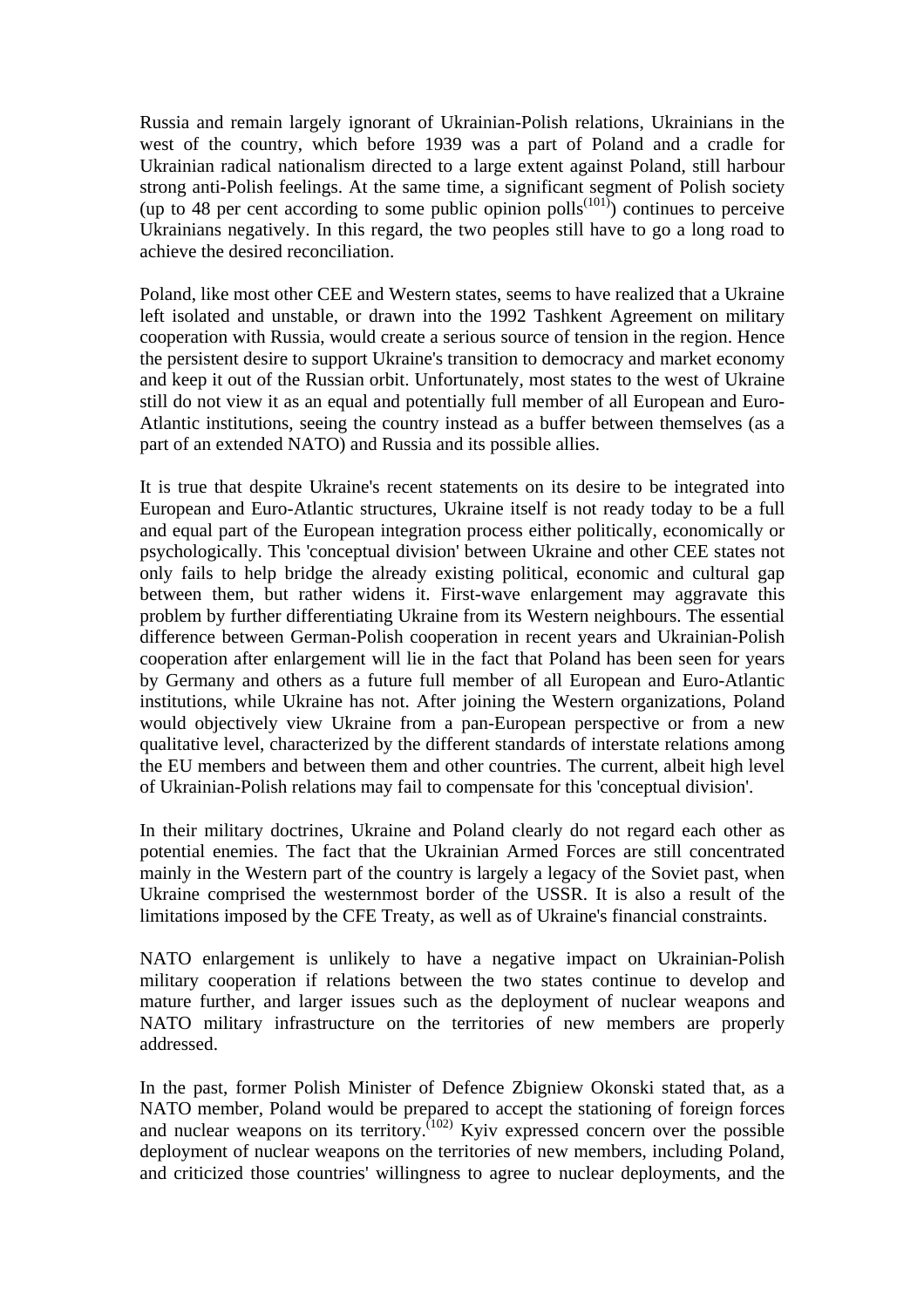Russia and remain largely ignorant of Ukrainian-Polish relations, Ukrainians in the west of the country, which before 1939 was a part of Poland and a cradle for Ukrainian radical nationalism directed to a large extent against Poland, still harbour strong anti-Polish feelings. At the same time, a significant segment of Polish society (up to 48 per cent according to some public opinion polls[(101)]) continues to perceive Ukrainians negatively. In this regard, the two peoples still have to go a long road to achieve the desired reconciliation.

Poland, like most other CEE and Western states, seems to have realized that a Ukraine left isolated and unstable, or drawn into the 1992 Tashkent Agreement on military cooperation with Russia, would create a serious source of tension in the region. Hence the persistent desire to support Ukraine's transition to democracy and market economy and keep it out of the Russian orbit. Unfortunately, most states to the west of Ukraine still do not view it as an equal and potentially full member of all European and Euro-Atlantic institutions, seeing the country instead as a buffer between themselves (as a part of an extended NATO) and Russia and its possible allies.

It is true that despite Ukraine's recent statements on its desire to be integrated into European and Euro-Atlantic structures, Ukraine itself is not ready today to be a full and equal part of the European integration process either politically, economically or psychologically. This 'conceptual division' between Ukraine and other CEE states not only fails to help bridge the already existing political, economic and cultural gap between them, but rather widens it. First-wave enlargement may aggravate this problem by further differentiating Ukraine from its Western neighbours. The essential difference between German-Polish cooperation in recent years and Ukrainian-Polish cooperation after enlargement will lie in the fact that Poland has been seen for years by Germany and others as a future full member of all European and Euro-Atlantic institutions, while Ukraine has not. After joining the Western organizations, Poland would objectively view Ukraine from a pan-European perspective or from a new qualitative level, characterized by the different standards of interstate relations among the EU members and between them and other countries. The current, albeit high level of Ukrainian-Polish relations may fail to compensate for this 'conceptual division'.

In their military doctrines, Ukraine and Poland clearly do not regard each other as potential enemies. The fact that the Ukrainian Armed Forces are still concentrated mainly in the Western part of the country is largely a legacy of the Soviet past, when Ukraine comprised the westernmost border of the USSR. It is also a result of the limitations imposed by the CFE Treaty, as well as of Ukraine's financial constraints.

NATO enlargement is unlikely to have a negative impact on Ukrainian-Polish military cooperation if relations between the two states continue to develop and mature further, and larger issues such as the deployment of nuclear weapons and NATO military infrastructure on the territories of new members are properly addressed.

In the past, former Polish Minister of Defence Zbigniew Okonski stated that, as a NATO member, Poland would be prepared to accept the stationing of foreign forces and nuclear weapons on its territory.[(102)] Kyiv expressed concern over the possible deployment of nuclear weapons on the territories of new members, including Poland, and criticized those countries' willingness to agree to nuclear deployments, and the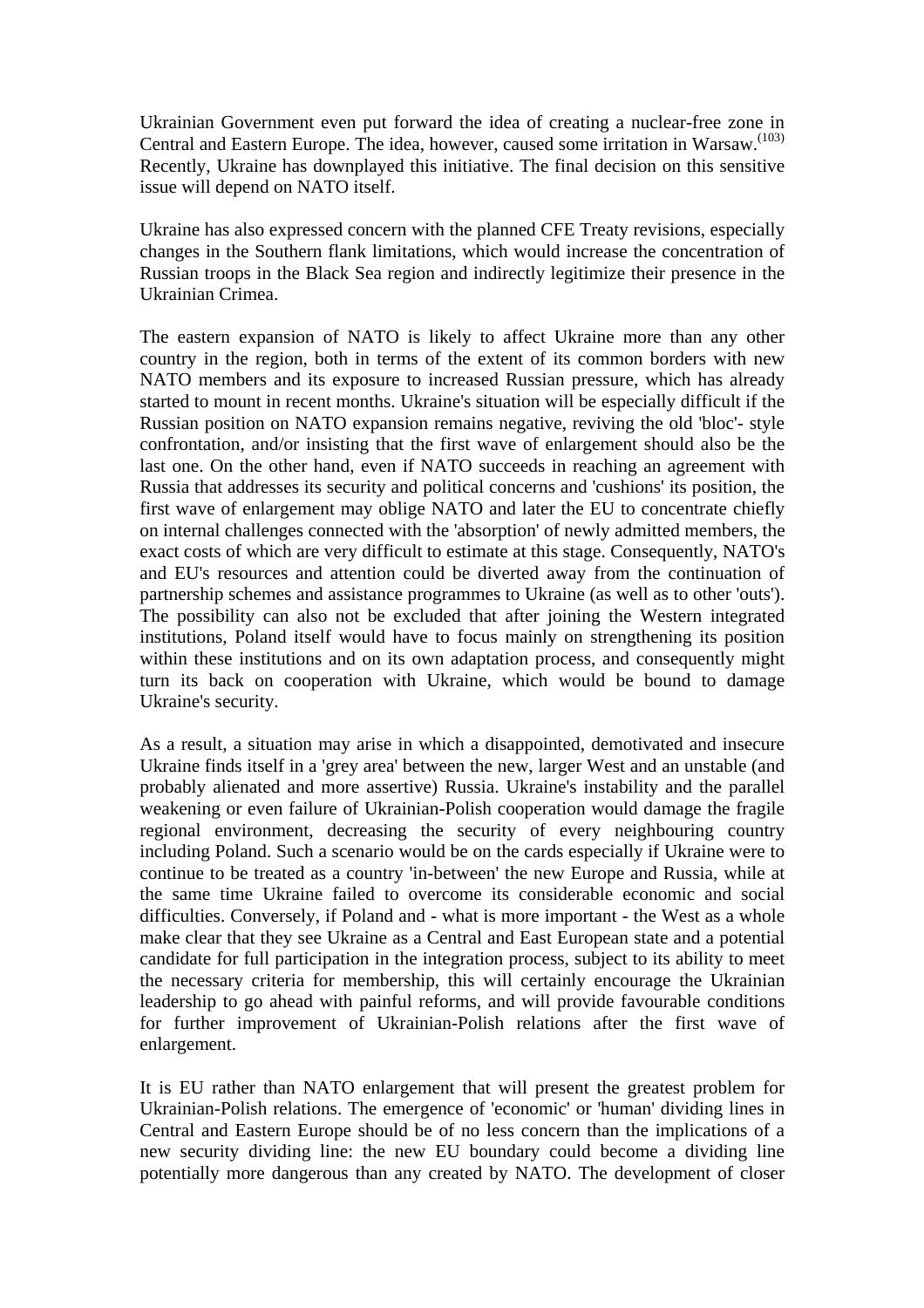Ukrainian Government even put forward the idea of creating a nuclear-free zone in Central and Eastern Europe. The idea, however, caused some irritation in Warsaw.[103] Recently, Ukraine has downplayed this initiative. The final decision on this sensitive issue will depend on NATO itself.

Ukraine has also expressed concern with the planned CFE Treaty revisions, especially changes in the Southern flank limitations, which would increase the concentration of Russian troops in the Black Sea region and indirectly legitimize their presence in the Ukrainian Crimea.

The eastern expansion of NATO is likely to affect Ukraine more than any other country in the region, both in terms of the extent of its common borders with new NATO members and its exposure to increased Russian pressure, which has already started to mount in recent months. Ukraine's situation will be especially difficult if the Russian position on NATO expansion remains negative, reviving the old 'bloc'- style confrontation, and/or insisting that the first wave of enlargement should also be the last one. On the other hand, even if NATO succeeds in reaching an agreement with Russia that addresses its security and political concerns and 'cushions' its position, the first wave of enlargement may oblige NATO and later the EU to concentrate chiefly on internal challenges connected with the 'absorption' of newly admitted members, the exact costs of which are very difficult to estimate at this stage. Consequently, NATO's and EU's resources and attention could be diverted away from the continuation of partnership schemes and assistance programmes to Ukraine (as well as to other 'outs'). The possibility can also not be excluded that after joining the Western integrated institutions, Poland itself would have to focus mainly on strengthening its position within these institutions and on its own adaptation process, and consequently might turn its back on cooperation with Ukraine, which would be bound to damage Ukraine's security.

As a result, a situation may arise in which a disappointed, demotivated and insecure Ukraine finds itself in a 'grey area' between the new, larger West and an unstable (and probably alienated and more assertive) Russia. Ukraine's instability and the parallel weakening or even failure of Ukrainian-Polish cooperation would damage the fragile regional environment, decreasing the security of every neighbouring country including Poland. Such a scenario would be on the cards especially if Ukraine were to continue to be treated as a country 'in-between' the new Europe and Russia, while at the same time Ukraine failed to overcome its considerable economic and social difficulties. Conversely, if Poland and - what is more important - the West as a whole make clear that they see Ukraine as a Central and East European state and a potential candidate for full participation in the integration process, subject to its ability to meet the necessary criteria for membership, this will certainly encourage the Ukrainian leadership to go ahead with painful reforms, and will provide favourable conditions for further improvement of Ukrainian-Polish relations after the first wave of enlargement.

It is EU rather than NATO enlargement that will present the greatest problem for Ukrainian-Polish relations. The emergence of 'economic' or 'human' dividing lines in Central and Eastern Europe should be of no less concern than the implications of a new security dividing line: the new EU boundary could become a dividing line potentially more dangerous than any created by NATO. The development of closer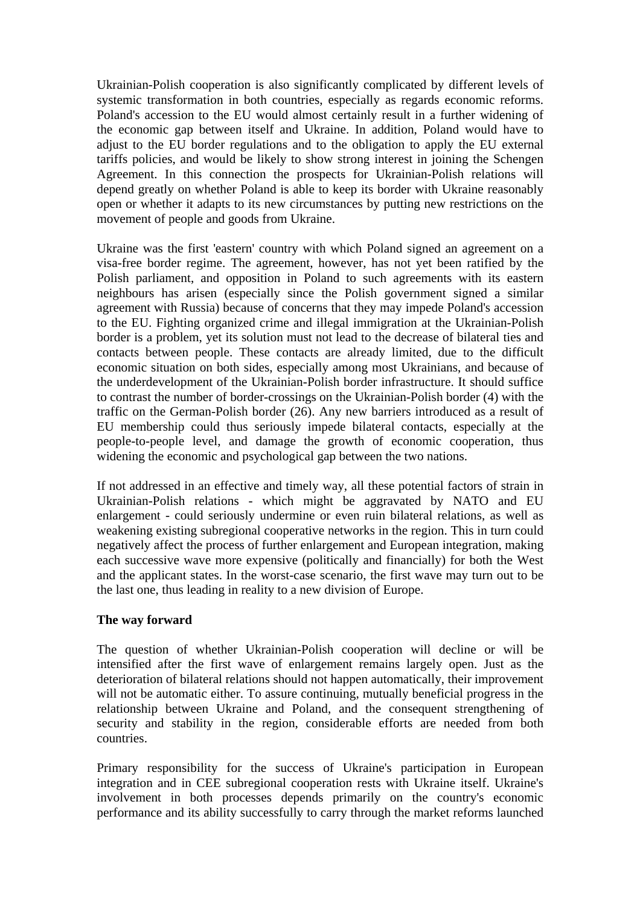Ukrainian-Polish cooperation is also significantly complicated by different levels of systemic transformation in both countries, especially as regards economic reforms. Poland's accession to the EU would almost certainly result in a further widening of the economic gap between itself and Ukraine. In addition, Poland would have to adjust to the EU border regulations and to the obligation to apply the EU external tariffs policies, and would be likely to show strong interest in joining the Schengen Agreement. In this connection the prospects for Ukrainian-Polish relations will depend greatly on whether Poland is able to keep its border with Ukraine reasonably open or whether it adapts to its new circumstances by putting new restrictions on the movement of people and goods from Ukraine.

Ukraine was the first 'eastern' country with which Poland signed an agreement on a visa-free border regime. The agreement, however, has not yet been ratified by the Polish parliament, and opposition in Poland to such agreements with its eastern neighbours has arisen (especially since the Polish government signed a similar agreement with Russia) because of concerns that they may impede Poland's accession to the EU. Fighting organized crime and illegal immigration at the Ukrainian-Polish border is a problem, yet its solution must not lead to the decrease of bilateral ties and contacts between people. These contacts are already limited, due to the difficult economic situation on both sides, especially among most Ukrainians, and because of the underdevelopment of the Ukrainian-Polish border infrastructure. It should suffice to contrast the number of border-crossings on the Ukrainian-Polish border (4) with the traffic on the German-Polish border (26). Any new barriers introduced as a result of EU membership could thus seriously impede bilateral contacts, especially at the people-to-people level, and damage the growth of economic cooperation, thus widening the economic and psychological gap between the two nations.

If not addressed in an effective and timely way, all these potential factors of strain in Ukrainian-Polish relations - which might be aggravated by NATO and EU enlargement - could seriously undermine or even ruin bilateral relations, as well as weakening existing subregional cooperative networks in the region. This in turn could negatively affect the process of further enlargement and European integration, making each successive wave more expensive (politically and financially) for both the West and the applicant states. In the worst-case scenario, the first wave may turn out to be the last one, thus leading in reality to a new division of Europe.

**The way forward**

The question of whether Ukrainian-Polish cooperation will decline or will be intensified after the first wave of enlargement remains largely open. Just as the deterioration of bilateral relations should not happen automatically, their improvement will not be automatic either. To assure continuing, mutually beneficial progress in the relationship between Ukraine and Poland, and the consequent strengthening of security and stability in the region, considerable efforts are needed from both countries.

Primary responsibility for the success of Ukraine's participation in European integration and in CEE subregional cooperation rests with Ukraine itself. Ukraine's involvement in both processes depends primarily on the country's economic performance and its ability successfully to carry through the market reforms launched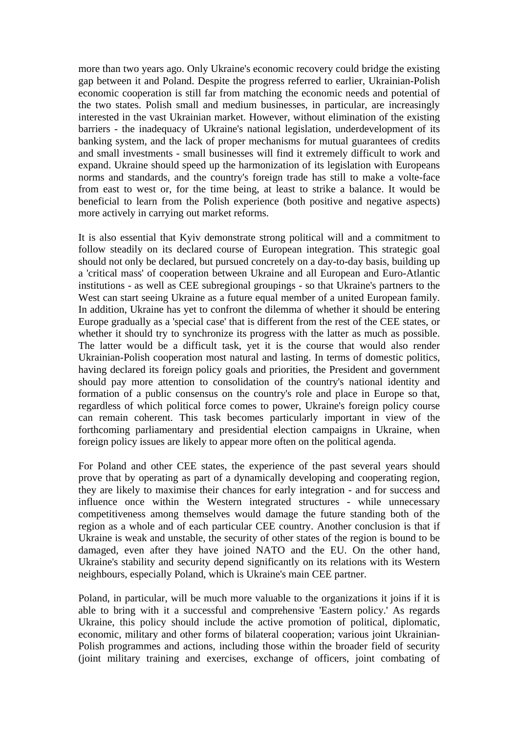more than two years ago. Only Ukraine's economic recovery could bridge the existing gap between it and Poland. Despite the progress referred to earlier, Ukrainian-Polish economic cooperation is still far from matching the economic needs and potential of the two states. Polish small and medium businesses, in particular, are increasingly interested in the vast Ukrainian market. However, without elimination of the existing barriers - the inadequacy of Ukraine's national legislation, underdevelopment of its banking system, and the lack of proper mechanisms for mutual guarantees of credits and small investments - small businesses will find it extremely difficult to work and expand. Ukraine should speed up the harmonization of its legislation with Europeans norms and standards, and the country's foreign trade has still to make a volte-face from east to west or, for the time being, at least to strike a balance. It would be beneficial to learn from the Polish experience (both positive and negative aspects) more actively in carrying out market reforms.

It is also essential that Kyiv demonstrate strong political will and a commitment to follow steadily on its declared course of European integration. This strategic goal should not only be declared, but pursued concretely on a day-to-day basis, building up a 'critical mass' of cooperation between Ukraine and all European and Euro-Atlantic institutions - as well as CEE subregional groupings - so that Ukraine's partners to the West can start seeing Ukraine as a future equal member of a united European family. In addition, Ukraine has yet to confront the dilemma of whether it should be entering Europe gradually as a 'special case' that is different from the rest of the CEE states, or whether it should try to synchronize its progress with the latter as much as possible. The latter would be a difficult task, yet it is the course that would also render Ukrainian-Polish cooperation most natural and lasting. In terms of domestic politics, having declared its foreign policy goals and priorities, the President and government should pay more attention to consolidation of the country's national identity and formation of a public consensus on the country's role and place in Europe so that, regardless of which political force comes to power, Ukraine's foreign policy course can remain coherent. This task becomes particularly important in view of the forthcoming parliamentary and presidential election campaigns in Ukraine, when foreign policy issues are likely to appear more often on the political agenda.

For Poland and other CEE states, the experience of the past several years should prove that by operating as part of a dynamically developing and cooperating region, they are likely to maximise their chances for early integration - and for success and influence once within the Western integrated structures - while unnecessary competitiveness among themselves would damage the future standing both of the region as a whole and of each particular CEE country. Another conclusion is that if Ukraine is weak and unstable, the security of other states of the region is bound to be damaged, even after they have joined NATO and the EU. On the other hand, Ukraine's stability and security depend significantly on its relations with its Western neighbours, especially Poland, which is Ukraine's main CEE partner.

Poland, in particular, will be much more valuable to the organizations it joins if it is able to bring with it a successful and comprehensive 'Eastern policy.' As regards Ukraine, this policy should include the active promotion of political, diplomatic, economic, military and other forms of bilateral cooperation; various joint Ukrainian-Polish programmes and actions, including those within the broader field of security (joint military training and exercises, exchange of officers, joint combating of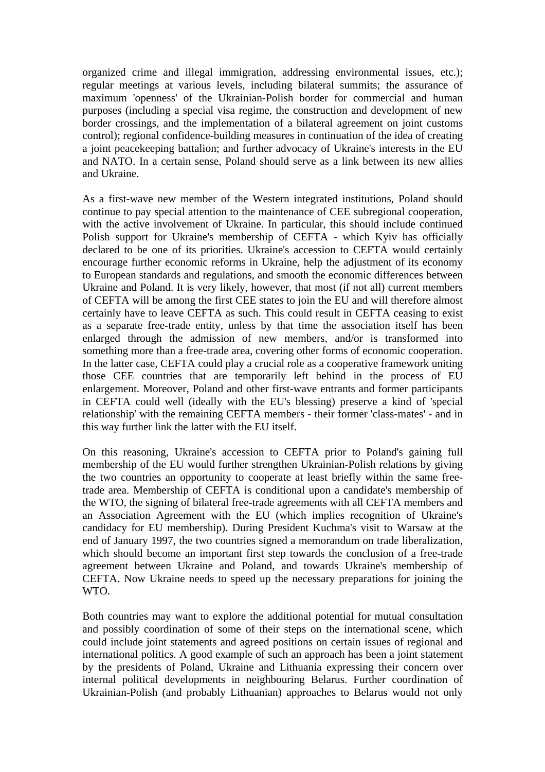organized crime and illegal immigration, addressing environmental issues, etc.); regular meetings at various levels, including bilateral summits; the assurance of maximum 'openness' of the Ukrainian-Polish border for commercial and human purposes (including a special visa regime, the construction and development of new border crossings, and the implementation of a bilateral agreement on joint customs control); regional confidence-building measures in continuation of the idea of creating a joint peacekeeping battalion; and further advocacy of Ukraine's interests in the EU and NATO. In a certain sense, Poland should serve as a link between its new allies and Ukraine.

As a first-wave new member of the Western integrated institutions, Poland should continue to pay special attention to the maintenance of CEE subregional cooperation, with the active involvement of Ukraine. In particular, this should include continued Polish support for Ukraine's membership of CEFTA - which Kyiv has officially declared to be one of its priorities. Ukraine's accession to CEFTA would certainly encourage further economic reforms in Ukraine, help the adjustment of its economy to European standards and regulations, and smooth the economic differences between Ukraine and Poland. It is very likely, however, that most (if not all) current members of CEFTA will be among the first CEE states to join the EU and will therefore almost certainly have to leave CEFTA as such. This could result in CEFTA ceasing to exist as a separate free-trade entity, unless by that time the association itself has been enlarged through the admission of new members, and/or is transformed into something more than a free-trade area, covering other forms of economic cooperation. In the latter case, CEFTA could play a crucial role as a cooperative framework uniting those CEE countries that are temporarily left behind in the process of EU enlargement. Moreover, Poland and other first-wave entrants and former participants in CEFTA could well (ideally with the EU's blessing) preserve a kind of 'special relationship' with the remaining CEFTA members - their former 'class-mates' - and in this way further link the latter with the EU itself.

On this reasoning, Ukraine's accession to CEFTA prior to Poland's gaining full membership of the EU would further strengthen Ukrainian-Polish relations by giving the two countries an opportunity to cooperate at least briefly within the same free-trade area. Membership of CEFTA is conditional upon a candidate's membership of the WTO, the signing of bilateral free-trade agreements with all CEFTA members and an Association Agreement with the EU (which implies recognition of Ukraine's candidacy for EU membership). During President Kuchma's visit to Warsaw at the end of January 1997, the two countries signed a memorandum on trade liberalization, which should become an important first step towards the conclusion of a free-trade agreement between Ukraine and Poland, and towards Ukraine's membership of CEFTA. Now Ukraine needs to speed up the necessary preparations for joining the WTO.

Both countries may want to explore the additional potential for mutual consultation and possibly coordination of some of their steps on the international scene, which could include joint statements and agreed positions on certain issues of regional and international politics. A good example of such an approach has been a joint statement by the presidents of Poland, Ukraine and Lithuania expressing their concern over internal political developments in neighbouring Belarus. Further coordination of Ukrainian-Polish (and probably Lithuanian) approaches to Belarus would not only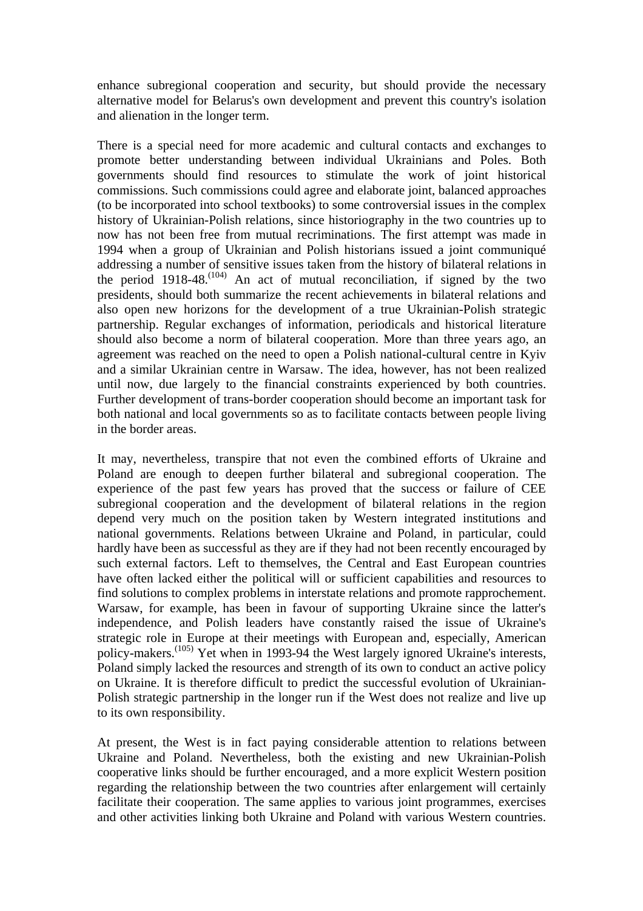enhance subregional cooperation and security, but should provide the necessary alternative model for Belarus's own development and prevent this country's isolation and alienation in the longer term.

There is a special need for more academic and cultural contacts and exchanges to promote better understanding between individual Ukrainians and Poles. Both governments should find resources to stimulate the work of joint historical commissions. Such commissions could agree and elaborate joint, balanced approaches (to be incorporated into school textbooks) to some controversial issues in the complex history of Ukrainian-Polish relations, since historiography in the two countries up to now has not been free from mutual recriminations. The first attempt was made in 1994 when a group of Ukrainian and Polish historians issued a joint communiqué addressing a number of sensitive issues taken from the history of bilateral relations in the period 1918-48.[104] An act of mutual reconciliation, if signed by the two presidents, should both summarize the recent achievements in bilateral relations and also open new horizons for the development of a true Ukrainian-Polish strategic partnership. Regular exchanges of information, periodicals and historical literature should also become a norm of bilateral cooperation. More than three years ago, an agreement was reached on the need to open a Polish national-cultural centre in Kyiv and a similar Ukrainian centre in Warsaw. The idea, however, has not been realized until now, due largely to the financial constraints experienced by both countries. Further development of trans-border cooperation should become an important task for both national and local governments so as to facilitate contacts between people living in the border areas.

It may, nevertheless, transpire that not even the combined efforts of Ukraine and Poland are enough to deepen further bilateral and subregional cooperation. The experience of the past few years has proved that the success or failure of CEE subregional cooperation and the development of bilateral relations in the region depend very much on the position taken by Western integrated institutions and national governments. Relations between Ukraine and Poland, in particular, could hardly have been as successful as they are if they had not been recently encouraged by such external factors. Left to themselves, the Central and East European countries have often lacked either the political will or sufficient capabilities and resources to find solutions to complex problems in interstate relations and promote rapprochement. Warsaw, for example, has been in favour of supporting Ukraine since the latter's independence, and Polish leaders have constantly raised the issue of Ukraine's strategic role in Europe at their meetings with European and, especially, American policy-makers.[105] Yet when in 1993-94 the West largely ignored Ukraine's interests, Poland simply lacked the resources and strength of its own to conduct an active policy on Ukraine. It is therefore difficult to predict the successful evolution of Ukrainian-Polish strategic partnership in the longer run if the West does not realize and live up to its own responsibility.

At present, the West is in fact paying considerable attention to relations between Ukraine and Poland. Nevertheless, both the existing and new Ukrainian-Polish cooperative links should be further encouraged, and a more explicit Western position regarding the relationship between the two countries after enlargement will certainly facilitate their cooperation. The same applies to various joint programmes, exercises and other activities linking both Ukraine and Poland with various Western countries.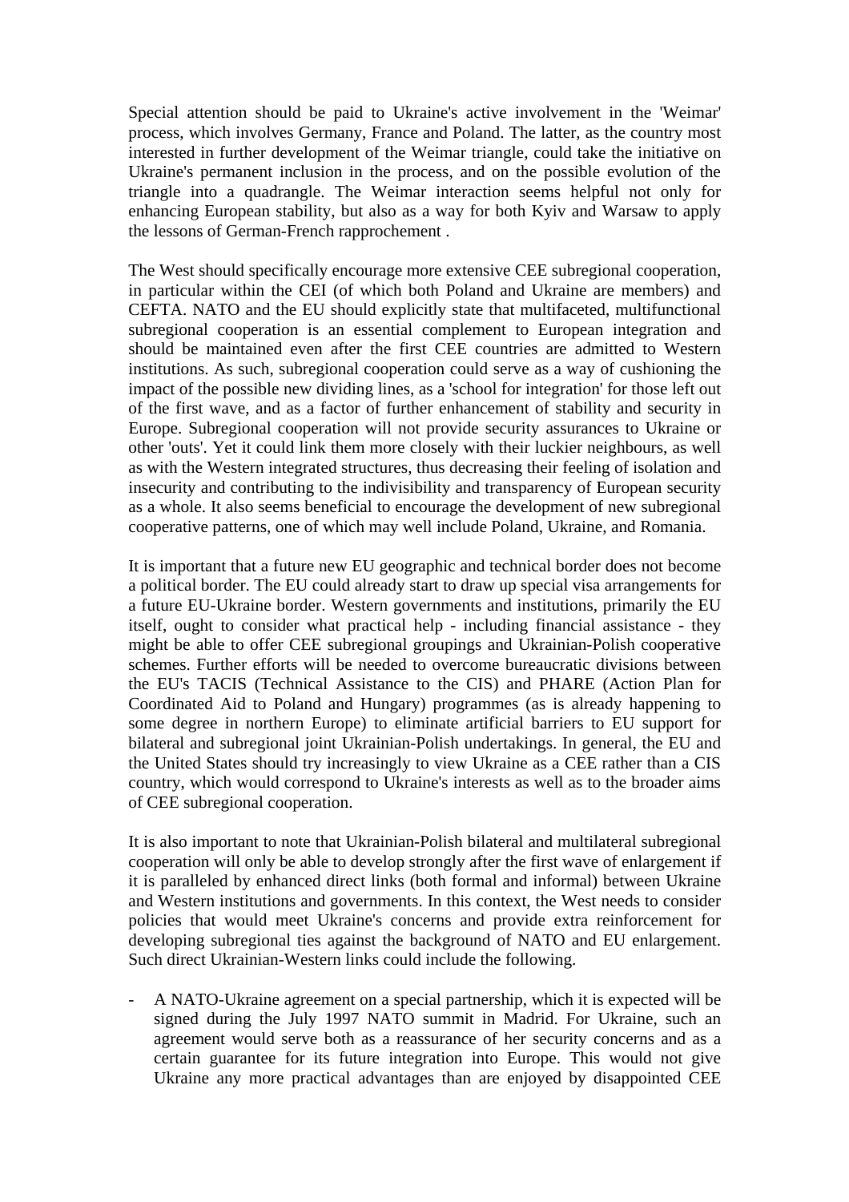Special attention should be paid to Ukraine's active involvement in the 'Weimar' process, which involves Germany, France and Poland. The latter, as the country most interested in further development of the Weimar triangle, could take the initiative on Ukraine's permanent inclusion in the process, and on the possible evolution of the triangle into a quadrangle. The Weimar interaction seems helpful not only for enhancing European stability, but also as a way for both Kyiv and Warsaw to apply the lessons of German-French rapprochement .

The West should specifically encourage more extensive CEE subregional cooperation, in particular within the CEI (of which both Poland and Ukraine are members) and CEFTA. NATO and the EU should explicitly state that multifaceted, multifunctional subregional cooperation is an essential complement to European integration and should be maintained even after the first CEE countries are admitted to Western institutions. As such, subregional cooperation could serve as a way of cushioning the impact of the possible new dividing lines, as a 'school for integration' for those left out of the first wave, and as a factor of further enhancement of stability and security in Europe. Subregional cooperation will not provide security assurances to Ukraine or other 'outs'. Yet it could link them more closely with their luckier neighbours, as well as with the Western integrated structures, thus decreasing their feeling of isolation and insecurity and contributing to the indivisibility and transparency of European security as a whole. It also seems beneficial to encourage the development of new subregional cooperative patterns, one of which may well include Poland, Ukraine, and Romania.

It is important that a future new EU geographic and technical border does not become a political border. The EU could already start to draw up special visa arrangements for a future EU-Ukraine border. Western governments and institutions, primarily the EU itself, ought to consider what practical help - including financial assistance - they might be able to offer CEE subregional groupings and Ukrainian-Polish cooperative schemes. Further efforts will be needed to overcome bureaucratic divisions between the EU's TACIS (Technical Assistance to the CIS) and PHARE (Action Plan for Coordinated Aid to Poland and Hungary) programmes (as is already happening to some degree in northern Europe) to eliminate artificial barriers to EU support for bilateral and subregional joint Ukrainian-Polish undertakings. In general, the EU and the United States should try increasingly to view Ukraine as a CEE rather than a CIS country, which would correspond to Ukraine's interests as well as to the broader aims of CEE subregional cooperation.

It is also important to note that Ukrainian-Polish bilateral and multilateral subregional cooperation will only be able to develop strongly after the first wave of enlargement if it is paralleled by enhanced direct links (both formal and informal) between Ukraine and Western institutions and governments. In this context, the West needs to consider policies that would meet Ukraine's concerns and provide extra reinforcement for developing subregional ties against the background of NATO and EU enlargement. Such direct Ukrainian-Western links could include the following.

- A NATO-Ukraine agreement on a special partnership, which it is expected will be signed during the July 1997 NATO summit in Madrid. For Ukraine, such an agreement would serve both as a reassurance of her security concerns and as a certain guarantee for its future integration into Europe. This would not give Ukraine any more practical advantages than are enjoyed by disappointed CEE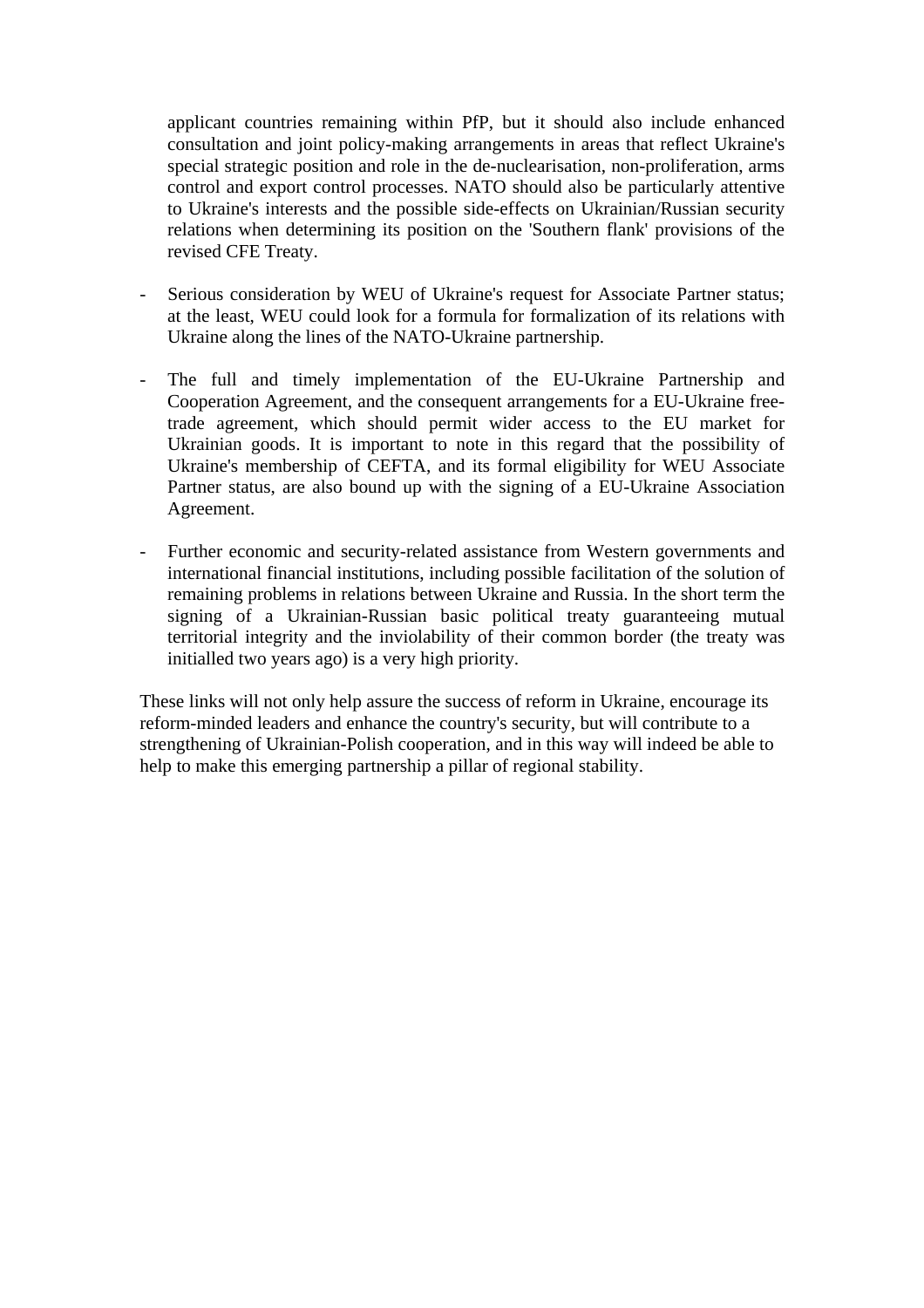applicant countries remaining within PfP, but it should also include enhanced consultation and joint policy-making arrangements in areas that reflect Ukraine's special strategic position and role in the de-nuclearisation, non-proliferation, arms control and export control processes. NATO should also be particularly attentive to Ukraine's interests and the possible side-effects on Ukrainian/Russian security relations when determining its position on the 'Southern flank' provisions of the revised CFE Treaty.

- Serious consideration by WEU of Ukraine's request for Associate Partner status; at the least, WEU could look for a formula for formalization of its relations with Ukraine along the lines of the NATO-Ukraine partnership.

- The full and timely implementation of the EU-Ukraine Partnership and Cooperation Agreement, and the consequent arrangements for a EU-Ukraine free-trade agreement, which should permit wider access to the EU market for Ukrainian goods. It is important to note in this regard that the possibility of Ukraine's membership of CEFTA, and its formal eligibility for WEU Associate Partner status, are also bound up with the signing of a EU-Ukraine Association Agreement.

- Further economic and security-related assistance from Western governments and international financial institutions, including possible facilitation of the solution of remaining problems in relations between Ukraine and Russia. In the short term the signing of a Ukrainian-Russian basic political treaty guaranteeing mutual territorial integrity and the inviolability of their common border (the treaty was initialled two years ago) is a very high priority.

These links will not only help assure the success of reform in Ukraine, encourage its reform-minded leaders and enhance the country's security, but will contribute to a strengthening of Ukrainian-Polish cooperation, and in this way will indeed be able to help to make this emerging partnership a pillar of regional stability.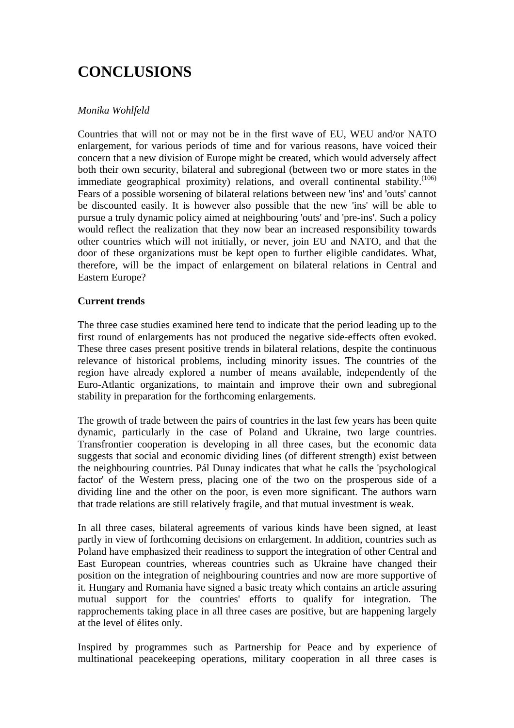# CONCLUSIONS

*Monika Wohlfeld*

Countries that will not or may not be in the first wave of EU, WEU and/or NATO enlargement, for various periods of time and for various reasons, have voiced their concern that a new division of Europe might be created, which would adversely affect both their own security, bilateral and subregional (between two or more states in the immediate geographical proximity) relations, and overall continental stability.[106] Fears of a possible worsening of bilateral relations between new 'ins' and 'outs' cannot be discounted easily. It is however also possible that the new 'ins' will be able to pursue a truly dynamic policy aimed at neighbouring 'outs' and 'pre-ins'. Such a policy would reflect the realization that they now bear an increased responsibility towards other countries which will not initially, or never, join EU and NATO, and that the door of these organizations must be kept open to further eligible candidates. What, therefore, will be the impact of enlargement on bilateral relations in Central and Eastern Europe?

**Current trends**

The three case studies examined here tend to indicate that the period leading up to the first round of enlargements has not produced the negative side-effects often evoked. These three cases present positive trends in bilateral relations, despite the continuous relevance of historical problems, including minority issues. The countries of the region have already explored a number of means available, independently of the Euro-Atlantic organizations, to maintain and improve their own and subregional stability in preparation for the forthcoming enlargements.

The growth of trade between the pairs of countries in the last few years has been quite dynamic, particularly in the case of Poland and Ukraine, two large countries. Transfrontier cooperation is developing in all three cases, but the economic data suggests that social and economic dividing lines (of different strength) exist between the neighbouring countries. Pál Dunay indicates that what he calls the 'psychological factor' of the Western press, placing one of the two on the prosperous side of a dividing line and the other on the poor, is even more significant. The authors warn that trade relations are still relatively fragile, and that mutual investment is weak.

In all three cases, bilateral agreements of various kinds have been signed, at least partly in view of forthcoming decisions on enlargement. In addition, countries such as Poland have emphasized their readiness to support the integration of other Central and East European countries, whereas countries such as Ukraine have changed their position on the integration of neighbouring countries and now are more supportive of it. Hungary and Romania have signed a basic treaty which contains an article assuring mutual support for the countries' efforts to qualify for integration. The rapprochements taking place in all three cases are positive, but are happening largely at the level of élites only.

Inspired by programmes such as Partnership for Peace and by experience of multinational peacekeeping operations, military cooperation in all three cases is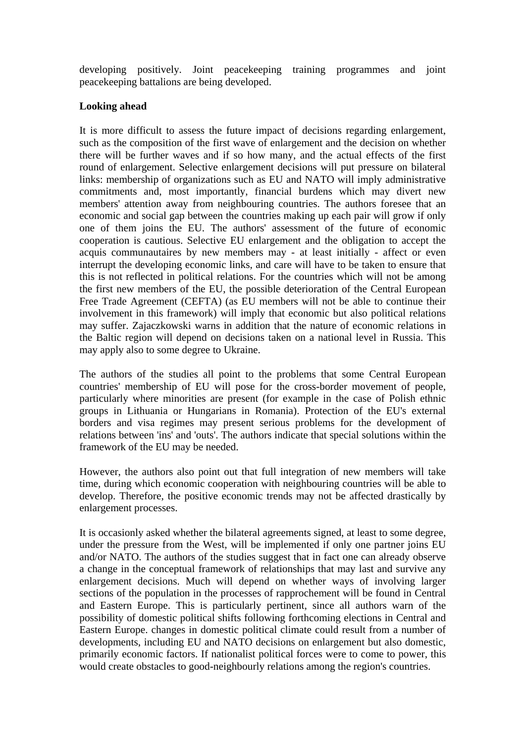developing positively. Joint peacekeeping training programmes and joint peacekeeping battalions are being developed.

**Looking ahead**

It is more difficult to assess the future impact of decisions regarding enlargement, such as the composition of the first wave of enlargement and the decision on whether there will be further waves and if so how many, and the actual effects of the first round of enlargement. Selective enlargement decisions will put pressure on bilateral links: membership of organizations such as EU and NATO will imply administrative commitments and, most importantly, financial burdens which may divert new members' attention away from neighbouring countries. The authors foresee that an economic and social gap between the countries making up each pair will grow if only one of them joins the EU. The authors' assessment of the future of economic cooperation is cautious. Selective EU enlargement and the obligation to accept the acquis communautaires by new members may - at least initially - affect or even interrupt the developing economic links, and care will have to be taken to ensure that this is not reflected in political relations. For the countries which will not be among the first new members of the EU, the possible deterioration of the Central European Free Trade Agreement (CEFTA) (as EU members will not be able to continue their involvement in this framework) will imply that economic but also political relations may suffer. Zajaczkowski warns in addition that the nature of economic relations in the Baltic region will depend on decisions taken on a national level in Russia. This may apply also to some degree to Ukraine.

The authors of the studies all point to the problems that some Central European countries' membership of EU will pose for the cross-border movement of people, particularly where minorities are present (for example in the case of Polish ethnic groups in Lithuania or Hungarians in Romania). Protection of the EU's external borders and visa regimes may present serious problems for the development of relations between 'ins' and 'outs'. The authors indicate that special solutions within the framework of the EU may be needed.

However, the authors also point out that full integration of new members will take time, during which economic cooperation with neighbouring countries will be able to develop. Therefore, the positive economic trends may not be affected drastically by enlargement processes.

It is occasionly asked whether the bilateral agreements signed, at least to some degree, under the pressure from the West, will be implemented if only one partner joins EU and/or NATO. The authors of the studies suggest that in fact one can already observe a change in the conceptual framework of relationships that may last and survive any enlargement decisions. Much will depend on whether ways of involving larger sections of the population in the processes of rapprochement will be found in Central and Eastern Europe. This is particularly pertinent, since all authors warn of the possibility of domestic political shifts following forthcoming elections in Central and Eastern Europe. changes in domestic political climate could result from a number of developments, including EU and NATO decisions on enlargement but also domestic, primarily economic factors. If nationalist political forces were to come to power, this would create obstacles to good-neighbourly relations among the region's countries.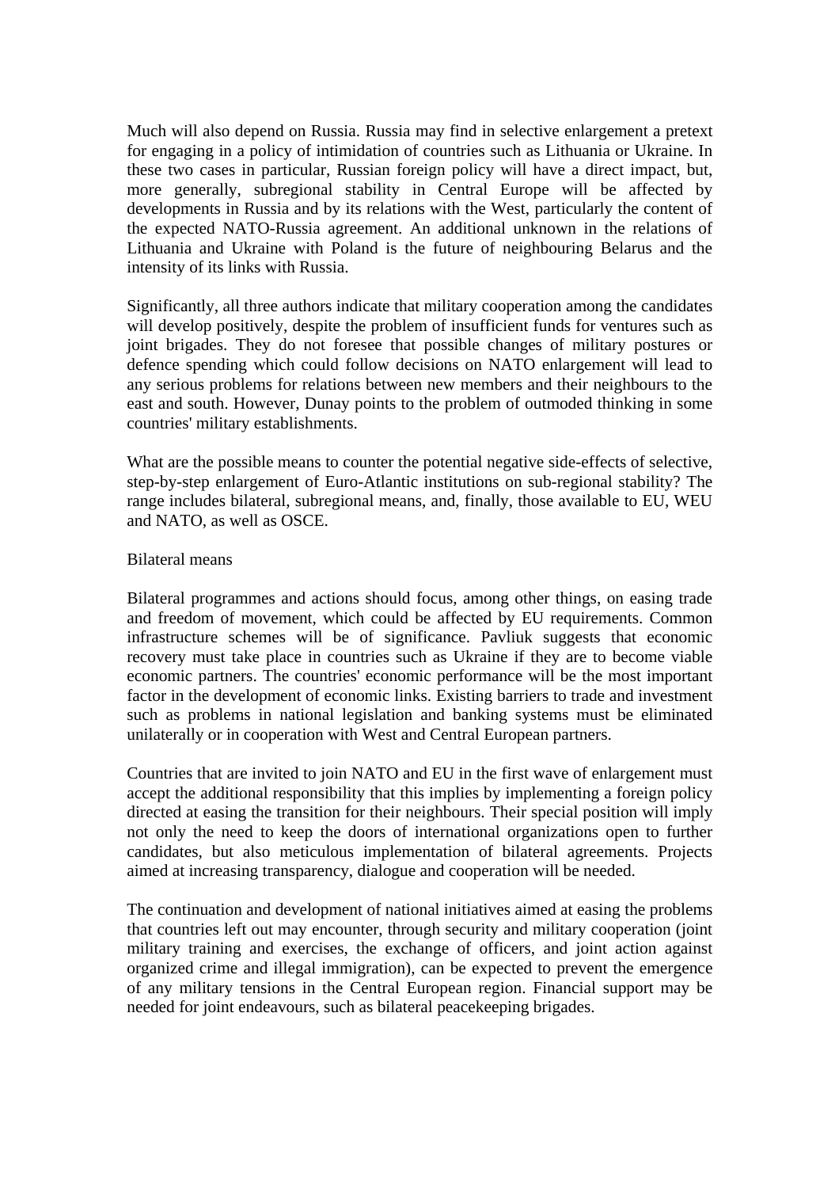Much will also depend on Russia. Russia may find in selective enlargement a pretext for engaging in a policy of intimidation of countries such as Lithuania or Ukraine. In these two cases in particular, Russian foreign policy will have a direct impact, but, more generally, subregional stability in Central Europe will be affected by developments in Russia and by its relations with the West, particularly the content of the expected NATO-Russia agreement. An additional unknown in the relations of Lithuania and Ukraine with Poland is the future of neighbouring Belarus and the intensity of its links with Russia.

Significantly, all three authors indicate that military cooperation among the candidates will develop positively, despite the problem of insufficient funds for ventures such as joint brigades. They do not foresee that possible changes of military postures or defence spending which could follow decisions on NATO enlargement will lead to any serious problems for relations between new members and their neighbours to the east and south. However, Dunay points to the problem of outmoded thinking in some countries' military establishments.

What are the possible means to counter the potential negative side-effects of selective, step-by-step enlargement of Euro-Atlantic institutions on sub-regional stability? The range includes bilateral, subregional means, and, finally, those available to EU, WEU and NATO, as well as OSCE.

Bilateral means

Bilateral programmes and actions should focus, among other things, on easing trade and freedom of movement, which could be affected by EU requirements. Common infrastructure schemes will be of significance. Pavliuk suggests that economic recovery must take place in countries such as Ukraine if they are to become viable economic partners. The countries' economic performance will be the most important factor in the development of economic links. Existing barriers to trade and investment such as problems in national legislation and banking systems must be eliminated unilaterally or in cooperation with West and Central European partners.

Countries that are invited to join NATO and EU in the first wave of enlargement must accept the additional responsibility that this implies by implementing a foreign policy directed at easing the transition for their neighbours. Their special position will imply not only the need to keep the doors of international organizations open to further candidates, but also meticulous implementation of bilateral agreements. Projects aimed at increasing transparency, dialogue and cooperation will be needed.

The continuation and development of national initiatives aimed at easing the problems that countries left out may encounter, through security and military cooperation (joint military training and exercises, the exchange of officers, and joint action against organized crime and illegal immigration), can be expected to prevent the emergence of any military tensions in the Central European region. Financial support may be needed for joint endeavours, such as bilateral peacekeeping brigades.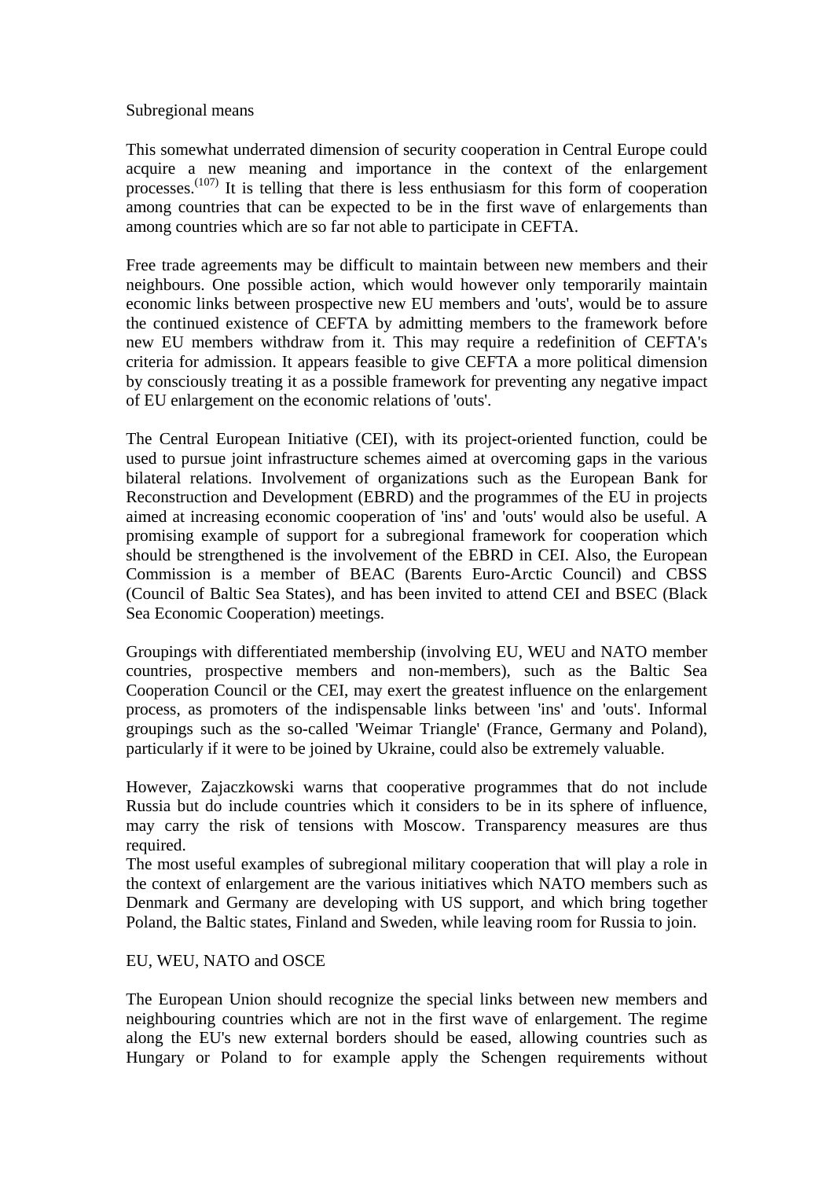## Subregional means

This somewhat underrated dimension of security cooperation in Central Europe could acquire a new meaning and importance in the context of the enlargement processes.[107] It is telling that there is less enthusiasm for this form of cooperation among countries that can be expected to be in the first wave of enlargements than among countries which are so far not able to participate in CEFTA.

Free trade agreements may be difficult to maintain between new members and their neighbours. One possible action, which would however only temporarily maintain economic links between prospective new EU members and 'outs', would be to assure the continued existence of CEFTA by admitting members to the framework before new EU members withdraw from it. This may require a redefinition of CEFTA's criteria for admission. It appears feasible to give CEFTA a more political dimension by consciously treating it as a possible framework for preventing any negative impact of EU enlargement on the economic relations of 'outs'.

The Central European Initiative (CEI), with its project-oriented function, could be used to pursue joint infrastructure schemes aimed at overcoming gaps in the various bilateral relations. Involvement of organizations such as the European Bank for Reconstruction and Development (EBRD) and the programmes of the EU in projects aimed at increasing economic cooperation of 'ins' and 'outs' would also be useful. A promising example of support for a subregional framework for cooperation which should be strengthened is the involvement of the EBRD in CEI. Also, the European Commission is a member of BEAC (Barents Euro-Arctic Council) and CBSS (Council of Baltic Sea States), and has been invited to attend CEI and BSEC (Black Sea Economic Cooperation) meetings.

Groupings with differentiated membership (involving EU, WEU and NATO member countries, prospective members and non-members), such as the Baltic Sea Cooperation Council or the CEI, may exert the greatest influence on the enlargement process, as promoters of the indispensable links between 'ins' and 'outs'. Informal groupings such as the so-called 'Weimar Triangle' (France, Germany and Poland), particularly if it were to be joined by Ukraine, could also be extremely valuable.

However, Zajaczkowski warns that cooperative programmes that do not include Russia but do include countries which it considers to be in its sphere of influence, may carry the risk of tensions with Moscow. Transparency measures are thus required.
The most useful examples of subregional military cooperation that will play a role in the context of enlargement are the various initiatives which NATO members such as Denmark and Germany are developing with US support, and which bring together Poland, the Baltic states, Finland and Sweden, while leaving room for Russia to join.

## EU, WEU, NATO and OSCE

The European Union should recognize the special links between new members and neighbouring countries which are not in the first wave of enlargement. The regime along the EU's new external borders should be eased, allowing countries such as Hungary or Poland to for example apply the Schengen requirements without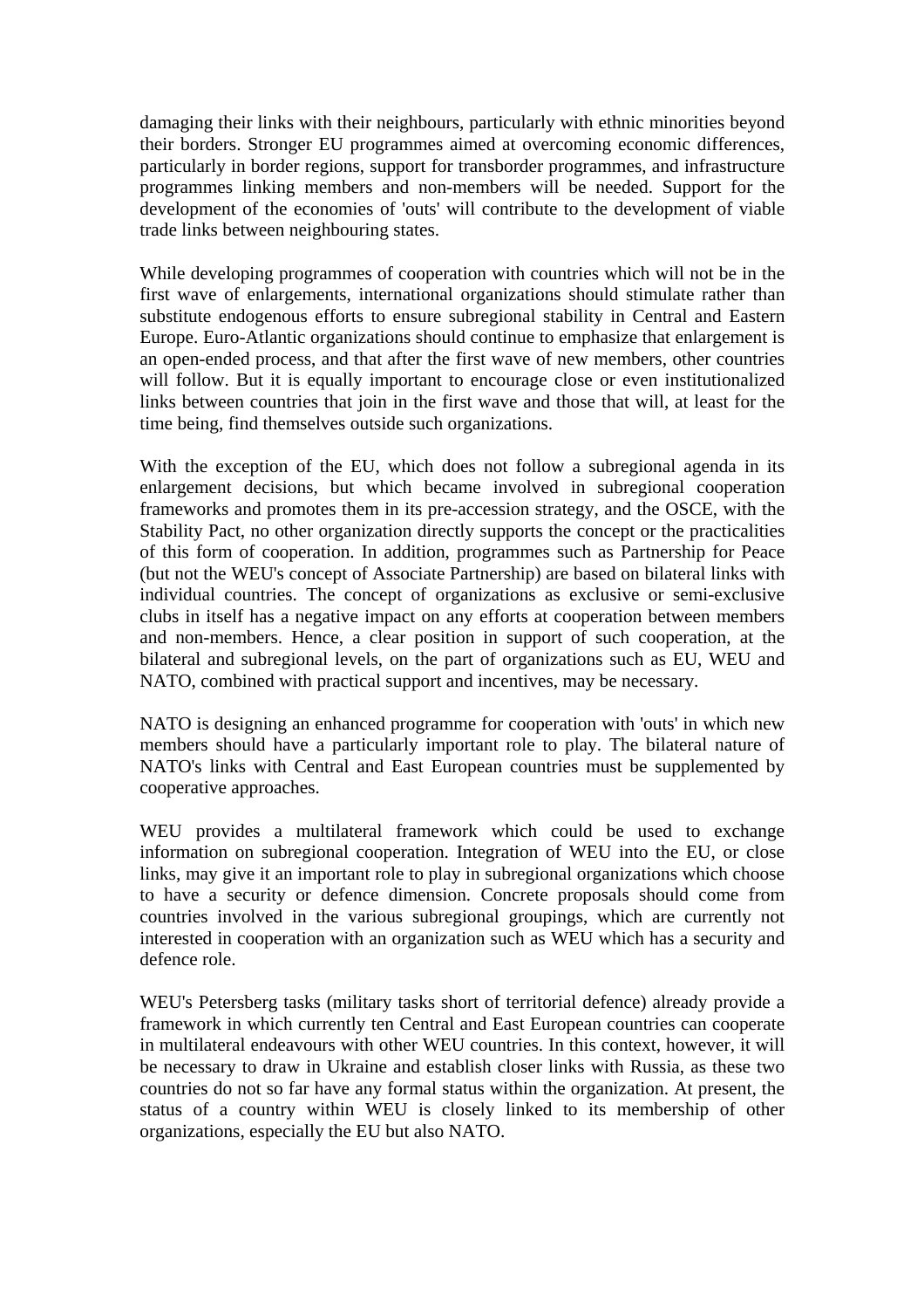damaging their links with their neighbours, particularly with ethnic minorities beyond their borders. Stronger EU programmes aimed at overcoming economic differences, particularly in border regions, support for transborder programmes, and infrastructure programmes linking members and non-members will be needed. Support for the development of the economies of 'outs' will contribute to the development of viable trade links between neighbouring states.

While developing programmes of cooperation with countries which will not be in the first wave of enlargements, international organizations should stimulate rather than substitute endogenous efforts to ensure subregional stability in Central and Eastern Europe. Euro-Atlantic organizations should continue to emphasize that enlargement is an open-ended process, and that after the first wave of new members, other countries will follow. But it is equally important to encourage close or even institutionalized links between countries that join in the first wave and those that will, at least for the time being, find themselves outside such organizations.

With the exception of the EU, which does not follow a subregional agenda in its enlargement decisions, but which became involved in subregional cooperation frameworks and promotes them in its pre-accession strategy, and the OSCE, with the Stability Pact, no other organization directly supports the concept or the practicalities of this form of cooperation. In addition, programmes such as Partnership for Peace (but not the WEU's concept of Associate Partnership) are based on bilateral links with individual countries. The concept of organizations as exclusive or semi-exclusive clubs in itself has a negative impact on any efforts at cooperation between members and non-members. Hence, a clear position in support of such cooperation, at the bilateral and subregional levels, on the part of organizations such as EU, WEU and NATO, combined with practical support and incentives, may be necessary.

NATO is designing an enhanced programme for cooperation with 'outs' in which new members should have a particularly important role to play. The bilateral nature of NATO's links with Central and East European countries must be supplemented by cooperative approaches.

WEU provides a multilateral framework which could be used to exchange information on subregional cooperation. Integration of WEU into the EU, or close links, may give it an important role to play in subregional organizations which choose to have a security or defence dimension. Concrete proposals should come from countries involved in the various subregional groupings, which are currently not interested in cooperation with an organization such as WEU which has a security and defence role.

WEU's Petersberg tasks (military tasks short of territorial defence) already provide a framework in which currently ten Central and East European countries can cooperate in multilateral endeavours with other WEU countries. In this context, however, it will be necessary to draw in Ukraine and establish closer links with Russia, as these two countries do not so far have any formal status within the organization. At present, the status of a country within WEU is closely linked to its membership of other organizations, especially the EU but also NATO.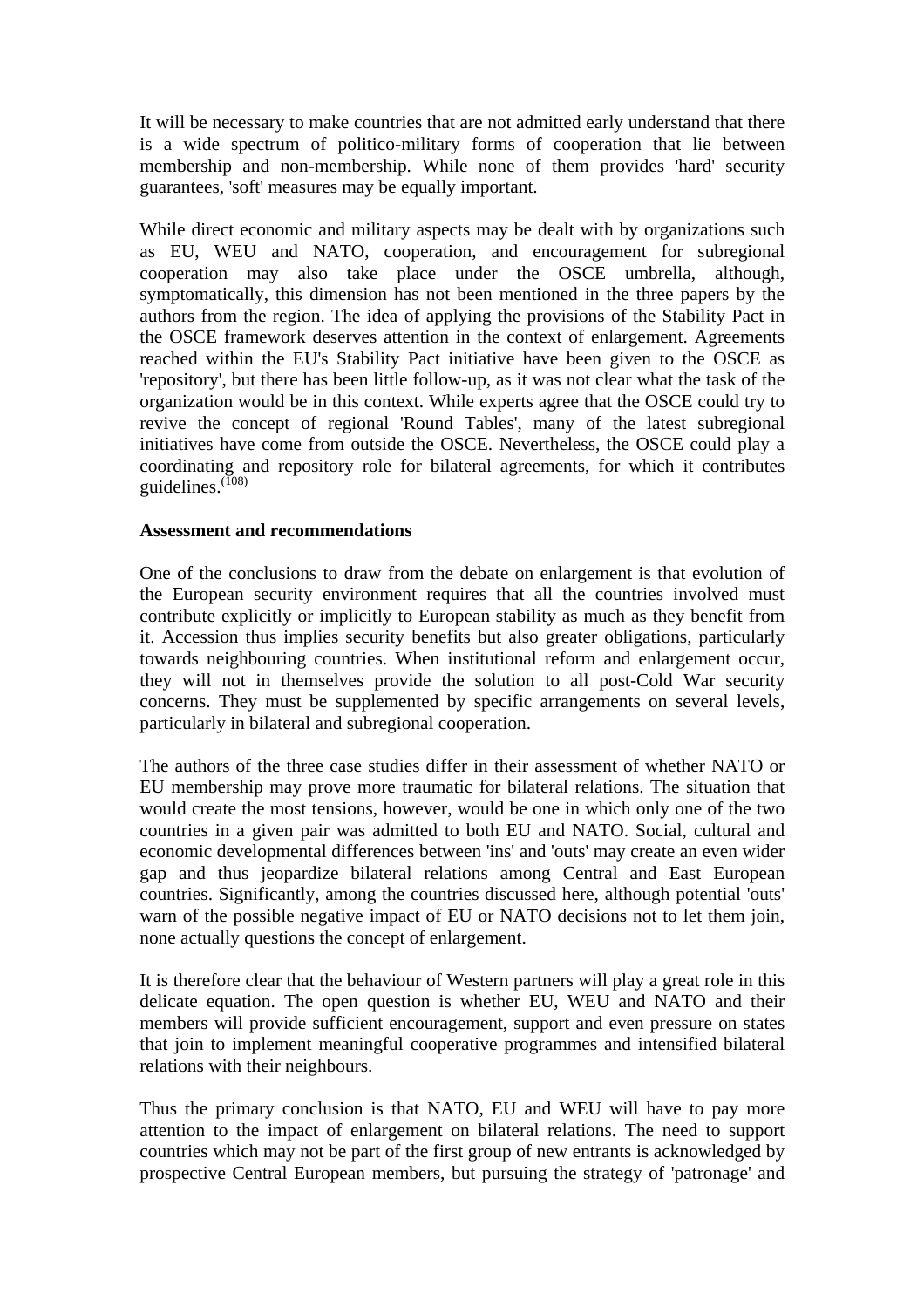It will be necessary to make countries that are not admitted early understand that there is a wide spectrum of politico-military forms of cooperation that lie between membership and non-membership. While none of them provides 'hard' security guarantees, 'soft' measures may be equally important.

While direct economic and military aspects may be dealt with by organizations such as EU, WEU and NATO, cooperation, and encouragement for subregional cooperation may also take place under the OSCE umbrella, although, symptomatically, this dimension has not been mentioned in the three papers by the authors from the region. The idea of applying the provisions of the Stability Pact in the OSCE framework deserves attention in the context of enlargement. Agreements reached within the EU's Stability Pact initiative have been given to the OSCE as 'repository', but there has been little follow-up, as it was not clear what the task of the organization would be in this context. While experts agree that the OSCE could try to revive the concept of regional 'Round Tables', many of the latest subregional initiatives have come from outside the OSCE. Nevertheless, the OSCE could play a coordinating and repository role for bilateral agreements, for which it contributes guidelines.[(108)]

**Assessment and recommendations**

One of the conclusions to draw from the debate on enlargement is that evolution of the European security environment requires that all the countries involved must contribute explicitly or implicitly to European stability as much as they benefit from it. Accession thus implies security benefits but also greater obligations, particularly towards neighbouring countries. When institutional reform and enlargement occur, they will not in themselves provide the solution to all post-Cold War security concerns. They must be supplemented by specific arrangements on several levels, particularly in bilateral and subregional cooperation.

The authors of the three case studies differ in their assessment of whether NATO or EU membership may prove more traumatic for bilateral relations. The situation that would create the most tensions, however, would be one in which only one of the two countries in a given pair was admitted to both EU and NATO. Social, cultural and economic developmental differences between 'ins' and 'outs' may create an even wider gap and thus jeopardize bilateral relations among Central and East European countries. Significantly, among the countries discussed here, although potential 'outs' warn of the possible negative impact of EU or NATO decisions not to let them join, none actually questions the concept of enlargement.

It is therefore clear that the behaviour of Western partners will play a great role in this delicate equation. The open question is whether EU, WEU and NATO and their members will provide sufficient encouragement, support and even pressure on states that join to implement meaningful cooperative programmes and intensified bilateral relations with their neighbours.

Thus the primary conclusion is that NATO, EU and WEU will have to pay more attention to the impact of enlargement on bilateral relations. The need to support countries which may not be part of the first group of new entrants is acknowledged by prospective Central European members, but pursuing the strategy of 'patronage' and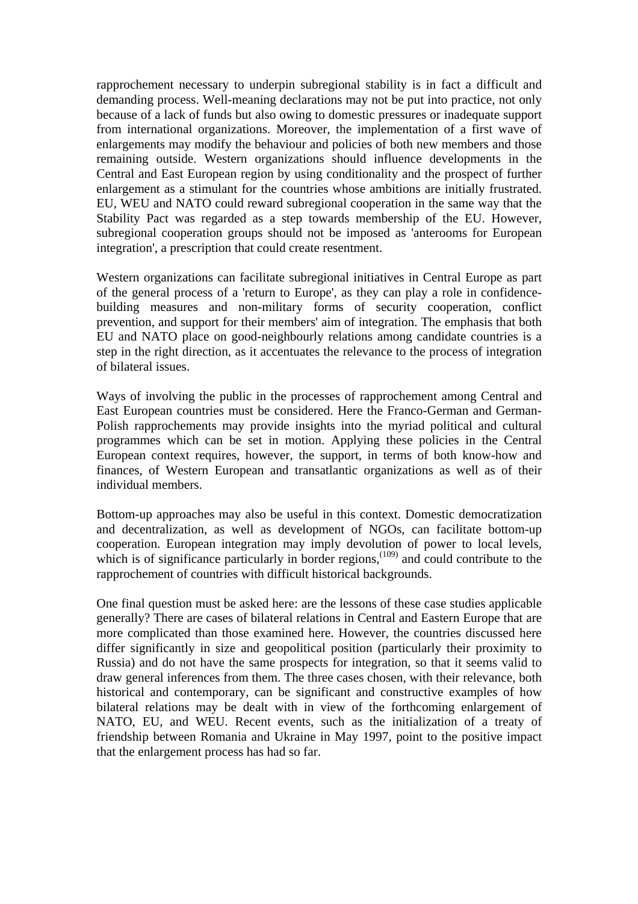rapprochement necessary to underpin subregional stability is in fact a difficult and demanding process. Well-meaning declarations may not be put into practice, not only because of a lack of funds but also owing to domestic pressures or inadequate support from international organizations. Moreover, the implementation of a first wave of enlargements may modify the behaviour and policies of both new members and those remaining outside. Western organizations should influence developments in the Central and East European region by using conditionality and the prospect of further enlargement as a stimulant for the countries whose ambitions are initially frustrated. EU, WEU and NATO could reward subregional cooperation in the same way that the Stability Pact was regarded as a step towards membership of the EU. However, subregional cooperation groups should not be imposed as 'anterooms for European integration', a prescription that could create resentment.

Western organizations can facilitate subregional initiatives in Central Europe as part of the general process of a 'return to Europe', as they can play a role in confidence-building measures and non-military forms of security cooperation, conflict prevention, and support for their members' aim of integration. The emphasis that both EU and NATO place on good-neighbourly relations among candidate countries is a step in the right direction, as it accentuates the relevance to the process of integration of bilateral issues.

Ways of involving the public in the processes of rapprochement among Central and East European countries must be considered. Here the Franco-German and German-Polish rapprochements may provide insights into the myriad political and cultural programmes which can be set in motion. Applying these policies in the Central European context requires, however, the support, in terms of both know-how and finances, of Western European and transatlantic organizations as well as of their individual members.

Bottom-up approaches may also be useful in this context. Domestic democratization and decentralization, as well as development of NGOs, can facilitate bottom-up cooperation. European integration may imply devolution of power to local levels, which is of significance particularly in border regions,[(109)] and could contribute to the rapprochement of countries with difficult historical backgrounds.

One final question must be asked here: are the lessons of these case studies applicable generally? There are cases of bilateral relations in Central and Eastern Europe that are more complicated than those examined here. However, the countries discussed here differ significantly in size and geopolitical position (particularly their proximity to Russia) and do not have the same prospects for integration, so that it seems valid to draw general inferences from them. The three cases chosen, with their relevance, both historical and contemporary, can be significant and constructive examples of how bilateral relations may be dealt with in view of the forthcoming enlargement of NATO, EU, and WEU. Recent events, such as the initialization of a treaty of friendship between Romania and Ukraine in May 1997, point to the positive impact that the enlargement process has had so far.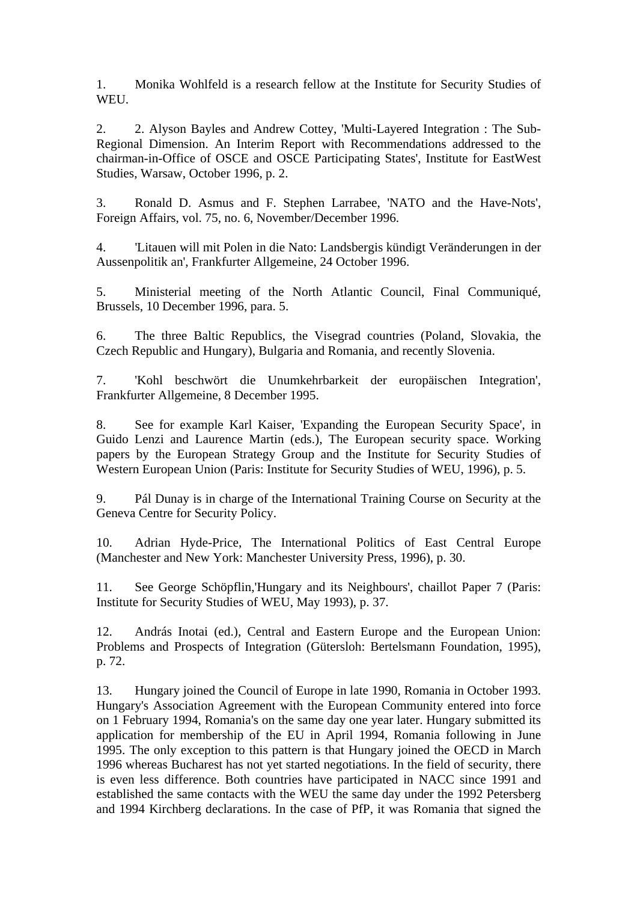1. Monika Wohlfeld is a research fellow at the Institute for Security Studies of WEU.

2. 2. Alyson Bayles and Andrew Cottey, 'Multi-Layered Integration : The Sub-Regional Dimension. An Interim Report with Recommendations addressed to the chairman-in-Office of OSCE and OSCE Participating States', Institute for EastWest Studies, Warsaw, October 1996, p. 2.

3. Ronald D. Asmus and F. Stephen Larrabee, 'NATO and the Have-Nots', Foreign Affairs, vol. 75, no. 6, November/December 1996.

4. 'Litauen will mit Polen in die Nato: Landsbergis kündigt Veränderungen in der Aussenpolitik an', Frankfurter Allgemeine, 24 October 1996.

5. Ministerial meeting of the North Atlantic Council, Final Communiqué, Brussels, 10 December 1996, para. 5.

6. The three Baltic Republics, the Visegrad countries (Poland, Slovakia, the Czech Republic and Hungary), Bulgaria and Romania, and recently Slovenia.

7. 'Kohl beschwört die Unumkehrbarkeit der europäischen Integration', Frankfurter Allgemeine, 8 December 1995.

8. See for example Karl Kaiser, 'Expanding the European Security Space', in Guido Lenzi and Laurence Martin (eds.), The European security space. Working papers by the European Strategy Group and the Institute for Security Studies of Western European Union (Paris: Institute for Security Studies of WEU, 1996), p. 5.

9. Pál Dunay is in charge of the International Training Course on Security at the Geneva Centre for Security Policy.

10. Adrian Hyde-Price, The International Politics of East Central Europe (Manchester and New York: Manchester University Press, 1996), p. 30.

11. See George Schöpflin,'Hungary and its Neighbours', chaillot Paper 7 (Paris: Institute for Security Studies of WEU, May 1993), p. 37.

12. András Inotai (ed.), Central and Eastern Europe and the European Union: Problems and Prospects of Integration (Gütersloh: Bertelsmann Foundation, 1995), p. 72.

13. Hungary joined the Council of Europe in late 1990, Romania in October 1993. Hungary's Association Agreement with the European Community entered into force on 1 February 1994, Romania's on the same day one year later. Hungary submitted its application for membership of the EU in April 1994, Romania following in June 1995. The only exception to this pattern is that Hungary joined the OECD in March 1996 whereas Bucharest has not yet started negotiations. In the field of security, there is even less difference. Both countries have participated in NACC since 1991 and established the same contacts with the WEU the same day under the 1992 Petersberg and 1994 Kirchberg declarations. In the case of PfP, it was Romania that signed the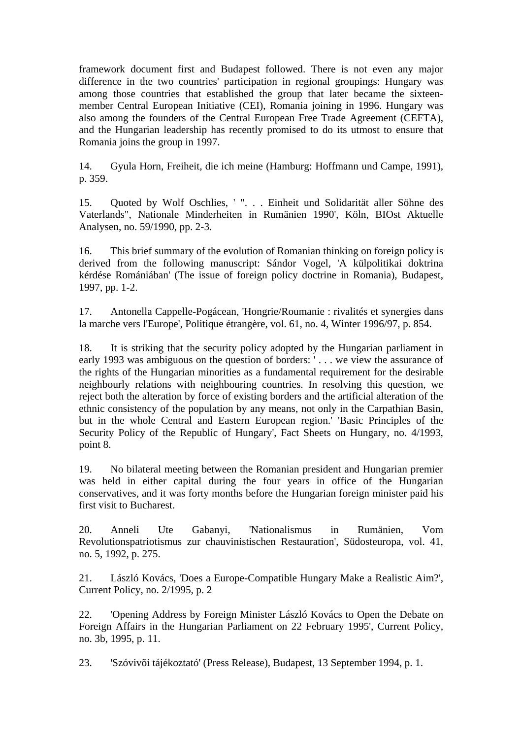framework document first and Budapest followed. There is not even any major difference in the two countries' participation in regional groupings: Hungary was among those countries that established the group that later became the sixteen-member Central European Initiative (CEI), Romania joining in 1996. Hungary was also among the founders of the Central European Free Trade Agreement (CEFTA), and the Hungarian leadership has recently promised to do its utmost to ensure that Romania joins the group in 1997.

14. Gyula Horn, Freiheit, die ich meine (Hamburg: Hoffmann und Campe, 1991), p. 359.

15. Quoted by Wolf Oschlies, ' ". . . Einheit und Solidarität aller Söhne des Vaterlands", Nationale Minderheiten in Rumänien 1990', Köln, BIOst Aktuelle Analysen, no. 59/1990, pp. 2-3.

16. This brief summary of the evolution of Romanian thinking on foreign policy is derived from the following manuscript: Sándor Vogel, 'A külpolitikai doktrina kérdése Romániában' (The issue of foreign policy doctrine in Romania), Budapest, 1997, pp. 1-2.

17. Antonella Cappelle-Pogácean, 'Hongrie/Roumanie : rivalités et synergies dans la marche vers l'Europe', Politique étrangère, vol. 61, no. 4, Winter 1996/97, p. 854.

18. It is striking that the security policy adopted by the Hungarian parliament in early 1993 was ambiguous on the question of borders: ' . . . we view the assurance of the rights of the Hungarian minorities as a fundamental requirement for the desirable neighbourly relations with neighbouring countries. In resolving this question, we reject both the alteration by force of existing borders and the artificial alteration of the ethnic consistency of the population by any means, not only in the Carpathian Basin, but in the whole Central and Eastern European region.' 'Basic Principles of the Security Policy of the Republic of Hungary', Fact Sheets on Hungary, no. 4/1993, point 8.

19. No bilateral meeting between the Romanian president and Hungarian premier was held in either capital during the four years in office of the Hungarian conservatives, and it was forty months before the Hungarian foreign minister paid his first visit to Bucharest.

20. Anneli Ute Gabanyi, 'Nationalismus in Rumänien, Vom Revolutionspatriotismus zur chauvinistischen Restauration', Südosteuropa, vol. 41, no. 5, 1992, p. 275.

21. László Kovács, 'Does a Europe-Compatible Hungary Make a Realistic Aim?', Current Policy, no. 2/1995, p. 2

22. 'Opening Address by Foreign Minister László Kovács to Open the Debate on Foreign Affairs in the Hungarian Parliament on 22 February 1995', Current Policy, no. 3b, 1995, p. 11.

23. 'Szóvivõi tájékoztató' (Press Release), Budapest, 13 September 1994, p. 1.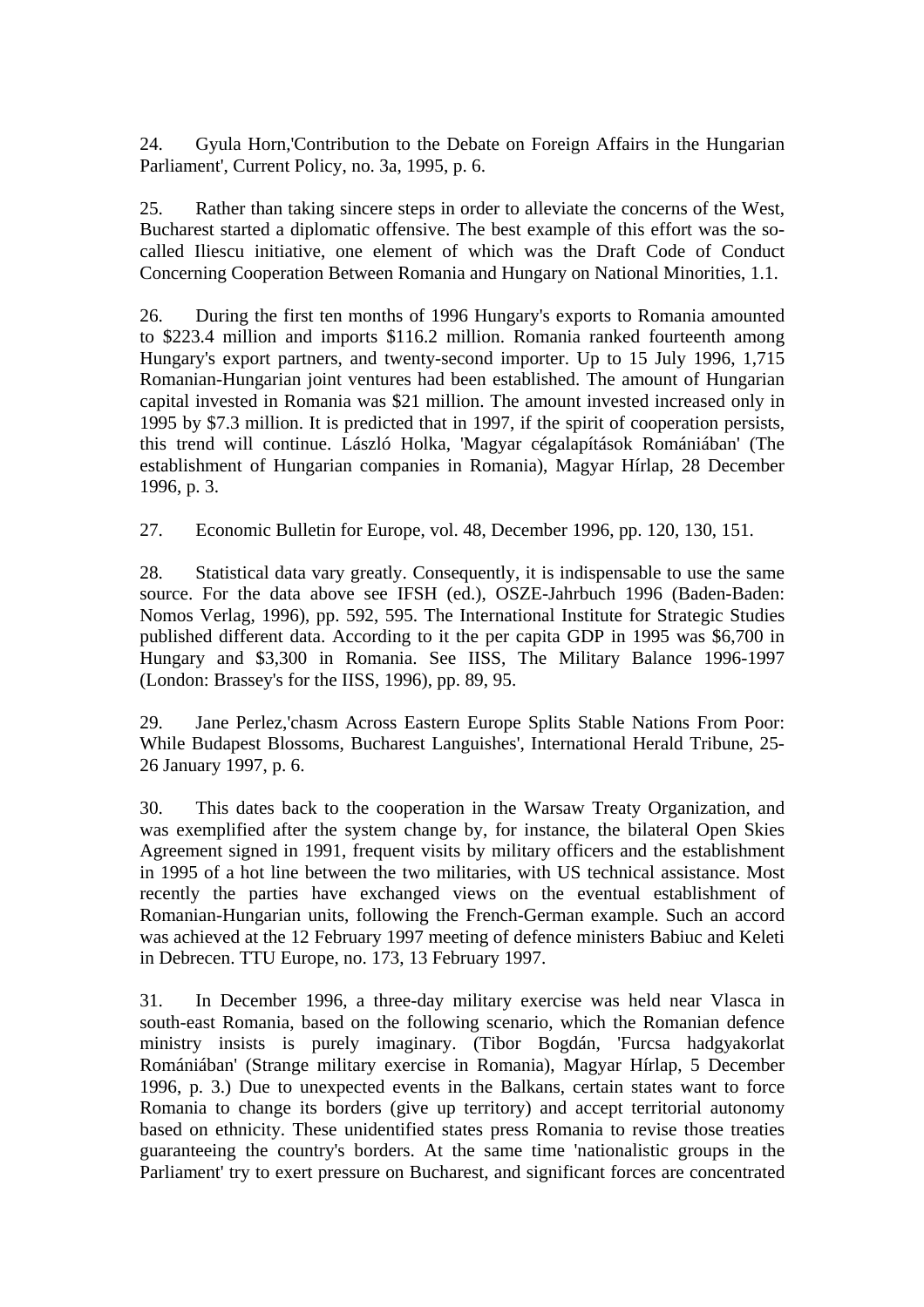24. Gyula Horn,'Contribution to the Debate on Foreign Affairs in the Hungarian Parliament', Current Policy, no. 3a, 1995, p. 6.

25. Rather than taking sincere steps in order to alleviate the concerns of the West, Bucharest started a diplomatic offensive. The best example of this effort was the so-called Iliescu initiative, one element of which was the Draft Code of Conduct Concerning Cooperation Between Romania and Hungary on National Minorities, 1.1.

26. During the first ten months of 1996 Hungary's exports to Romania amounted to $223.4 million and imports $116.2 million. Romania ranked fourteenth among Hungary's export partners, and twenty-second importer. Up to 15 July 1996, 1,715 Romanian-Hungarian joint ventures had been established. The amount of Hungarian capital invested in Romania was $21 million. The amount invested increased only in 1995 by $7.3 million. It is predicted that in 1997, if the spirit of cooperation persists, this trend will continue. László Holka, 'Magyar cégalapítások Romániában' (The establishment of Hungarian companies in Romania), Magyar Hírlap, 28 December 1996, p. 3.

27. Economic Bulletin for Europe, vol. 48, December 1996, pp. 120, 130, 151.

28. Statistical data vary greatly. Consequently, it is indispensable to use the same source. For the data above see IFSH (ed.), OSZE-Jahrbuch 1996 (Baden-Baden: Nomos Verlag, 1996), pp. 592, 595. The International Institute for Strategic Studies published different data. According to it the per capita GDP in 1995 was $6,700 in Hungary and $3,300 in Romania. See IISS, The Military Balance 1996-1997 (London: Brassey's for the IISS, 1996), pp. 89, 95.

29. Jane Perlez,'chasm Across Eastern Europe Splits Stable Nations From Poor: While Budapest Blossoms, Bucharest Languishes', International Herald Tribune, 25-26 January 1997, p. 6.

30. This dates back to the cooperation in the Warsaw Treaty Organization, and was exemplified after the system change by, for instance, the bilateral Open Skies Agreement signed in 1991, frequent visits by military officers and the establishment in 1995 of a hot line between the two militaries, with US technical assistance. Most recently the parties have exchanged views on the eventual establishment of Romanian-Hungarian units, following the French-German example. Such an accord was achieved at the 12 February 1997 meeting of defence ministers Babiuc and Keleti in Debrecen. TTU Europe, no. 173, 13 February 1997.

31. In December 1996, a three-day military exercise was held near Vlasca in south-east Romania, based on the following scenario, which the Romanian defence ministry insists is purely imaginary. (Tibor Bogdán, 'Furcsa hadgyakorlat Romániában' (Strange military exercise in Romania), Magyar Hírlap, 5 December 1996, p. 3.) Due to unexpected events in the Balkans, certain states want to force Romania to change its borders (give up territory) and accept territorial autonomy based on ethnicity. These unidentified states press Romania to revise those treaties guaranteeing the country's borders. At the same time 'nationalistic groups in the Parliament' try to exert pressure on Bucharest, and significant forces are concentrated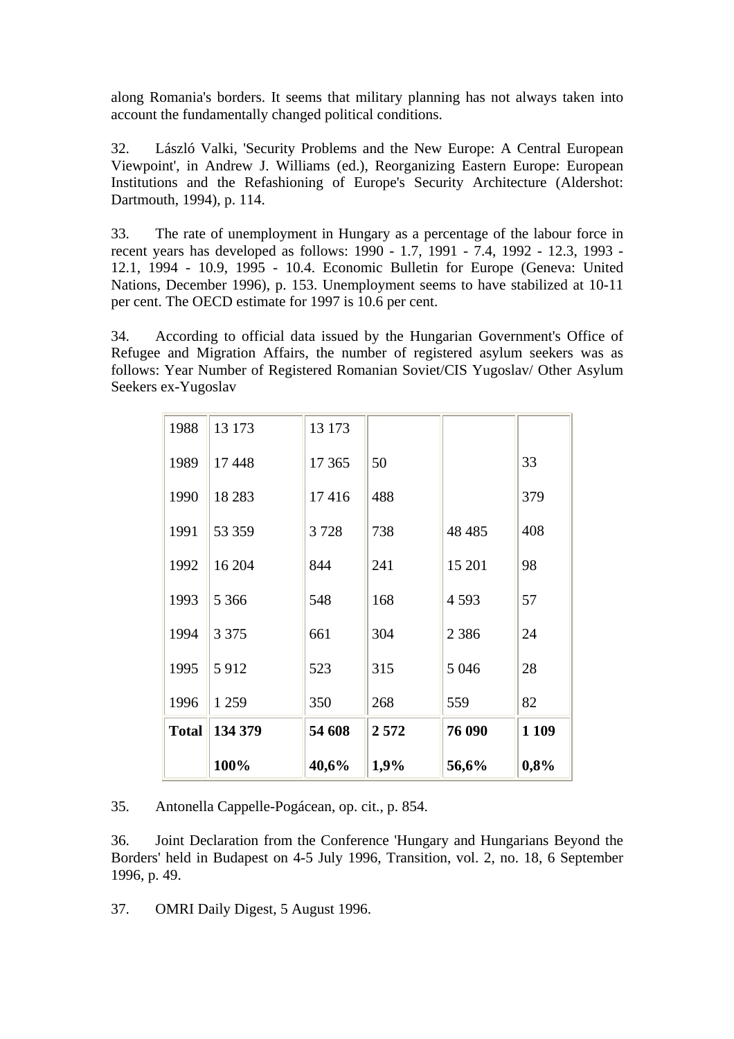along Romania's borders. It seems that military planning has not always taken into account the fundamentally changed political conditions.

32. László Valki, 'Security Problems and the New Europe: A Central European Viewpoint', in Andrew J. Williams (ed.), Reorganizing Eastern Europe: European Institutions and the Refashioning of Europe's Security Architecture (Aldershot: Dartmouth, 1994), p. 114.

33. The rate of unemployment in Hungary as a percentage of the labour force in recent years has developed as follows: 1990 - 1.7, 1991 - 7.4, 1992 - 12.3, 1993 - 12.1, 1994 - 10.9, 1995 - 10.4. Economic Bulletin for Europe (Geneva: United Nations, December 1996), p. 153. Unemployment seems to have stabilized at 10-11 per cent. The OECD estimate for 1997 is 10.6 per cent.

34. According to official data issued by the Hungarian Government's Office of Refugee and Migration Affairs, the number of registered asylum seekers was as follows: Year Number of Registered Romanian Soviet/CIS Yugoslav/ Other Asylum Seekers ex-Yugoslav

| Year | Number of Registered Asylum Seekers | Romanian | Soviet/CIS | Yugoslav/ ex-Yugoslav | Other |
|---|---|---|---|---|---|
| 1988 | 13 173 | 13 173 | | | |
| 1989 | 17 448 | 17 365 | 50 | | 33 |
| 1990 | 18 283 | 17 416 | 488 | | 379 |
| 1991 | 53 359 | 3 728 | 738 | 48 485 | 408 |
| 1992 | 16 204 | 844 | 241 | 15 201 | 98 |
| 1993 | 5 366 | 548 | 168 | 4 593 | 57 |
| 1994 | 3 375 | 661 | 304 | 2 386 | 24 |
| 1995 | 5 912 | 523 | 315 | 5 046 | 28 |
| 1996 | 1 259 | 350 | 268 | 559 | 82 |
| **Total** | **134 379** | **54 608** | **2 572** | **76 090** | **1 109** |
| | **100%** | **40,6%** | **1,9%** | **56,6%** | **0,8%** |

35. Antonella Cappelle-Pogácean, op. cit., p. 854.

36. Joint Declaration from the Conference 'Hungary and Hungarians Beyond the Borders' held in Budapest on 4-5 July 1996, Transition, vol. 2, no. 18, 6 September 1996, p. 49.

37. OMRI Daily Digest, 5 August 1996.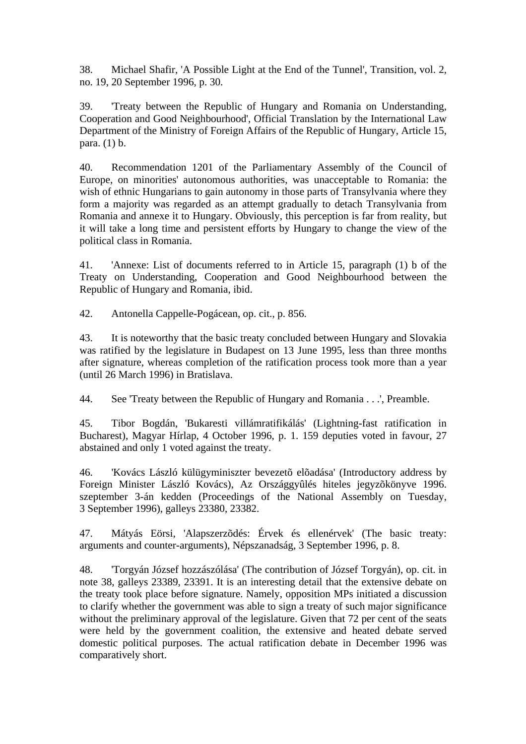38. Michael Shafir, 'A Possible Light at the End of the Tunnel', Transition, vol. 2, no. 19, 20 September 1996, p. 30.

39. 'Treaty between the Republic of Hungary and Romania on Understanding, Cooperation and Good Neighbourhood', Official Translation by the International Law Department of the Ministry of Foreign Affairs of the Republic of Hungary, Article 15, para. (1) b.

40. Recommendation 1201 of the Parliamentary Assembly of the Council of Europe, on minorities' autonomous authorities, was unacceptable to Romania: the wish of ethnic Hungarians to gain autonomy in those parts of Transylvania where they form a majority was regarded as an attempt gradually to detach Transylvania from Romania and annexe it to Hungary. Obviously, this perception is far from reality, but it will take a long time and persistent efforts by Hungary to change the view of the political class in Romania.

41. 'Annexe: List of documents referred to in Article 15, paragraph (1) b of the Treaty on Understanding, Cooperation and Good Neighbourhood between the Republic of Hungary and Romania, ibid.

42. Antonella Cappelle-Pogácean, op. cit., p. 856.

43. It is noteworthy that the basic treaty concluded between Hungary and Slovakia was ratified by the legislature in Budapest on 13 June 1995, less than three months after signature, whereas completion of the ratification process took more than a year (until 26 March 1996) in Bratislava.

44. See 'Treaty between the Republic of Hungary and Romania . . .', Preamble.

45. Tibor Bogdán, 'Bukaresti villámratifikálás' (Lightning-fast ratification in Bucharest), Magyar Hírlap, 4 October 1996, p. 1. 159 deputies voted in favour, 27 abstained and only 1 voted against the treaty.

46. 'Kovács László külügyminiszter bevezetõ elõadása' (Introductory address by Foreign Minister László Kovács), Az Országgyûlés hiteles jegyzõkönyve 1996. szeptember 3-án kedden (Proceedings of the National Assembly on Tuesday, 3 September 1996), galleys 23380, 23382.

47. Mátyás Eörsi, 'Alapszerzõdés: Érvek és ellenérvek' (The basic treaty: arguments and counter-arguments), Népszanadság, 3 September 1996, p. 8.

48. 'Torgyán József hozzászólása' (The contribution of József Torgyán), op. cit. in note 38, galleys 23389, 23391. It is an interesting detail that the extensive debate on the treaty took place before signature. Namely, opposition MPs initiated a discussion to clarify whether the government was able to sign a treaty of such major significance without the preliminary approval of the legislature. Given that 72 per cent of the seats were held by the government coalition, the extensive and heated debate served domestic political purposes. The actual ratification debate in December 1996 was comparatively short.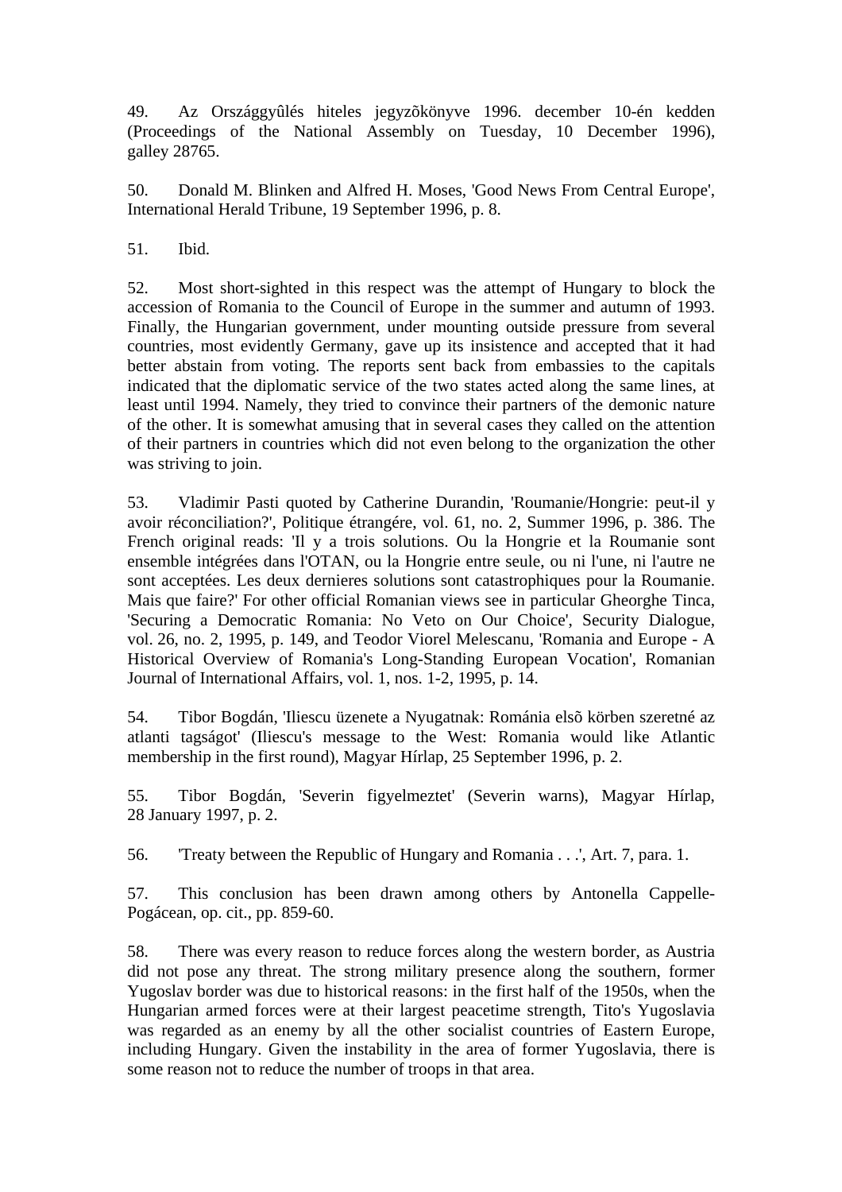49. Az Országgyûlés hiteles jegyzõkönyve 1996. december 10-én kedden (Proceedings of the National Assembly on Tuesday, 10 December 1996), galley 28765.

50. Donald M. Blinken and Alfred H. Moses, 'Good News From Central Europe', International Herald Tribune, 19 September 1996, p. 8.

51. Ibid.

52. Most short-sighted in this respect was the attempt of Hungary to block the accession of Romania to the Council of Europe in the summer and autumn of 1993. Finally, the Hungarian government, under mounting outside pressure from several countries, most evidently Germany, gave up its insistence and accepted that it had better abstain from voting. The reports sent back from embassies to the capitals indicated that the diplomatic service of the two states acted along the same lines, at least until 1994. Namely, they tried to convince their partners of the demonic nature of the other. It is somewhat amusing that in several cases they called on the attention of their partners in countries which did not even belong to the organization the other was striving to join.

53. Vladimir Pasti quoted by Catherine Durandin, 'Roumanie/Hongrie: peut-il y avoir réconciliation?', Politique étrangére, vol. 61, no. 2, Summer 1996, p. 386. The French original reads: 'Il y a trois solutions. Ou la Hongrie et la Roumanie sont ensemble intégrées dans l'OTAN, ou la Hongrie entre seule, ou ni l'une, ni l'autre ne sont acceptées. Les deux dernieres solutions sont catastrophiques pour la Roumanie. Mais que faire?' For other official Romanian views see in particular Gheorghe Tinca, 'Securing a Democratic Romania: No Veto on Our Choice', Security Dialogue, vol. 26, no. 2, 1995, p. 149, and Teodor Viorel Melescanu, 'Romania and Europe - A Historical Overview of Romania's Long-Standing European Vocation', Romanian Journal of International Affairs, vol. 1, nos. 1-2, 1995, p. 14.

54. Tibor Bogdán, 'Iliescu üzenete a Nyugatnak: Románia elsõ körben szeretné az atlanti tagságot' (Iliescu's message to the West: Romania would like Atlantic membership in the first round), Magyar Hírlap, 25 September 1996, p. 2.

55. Tibor Bogdán, 'Severin figyelmeztet' (Severin warns), Magyar Hírlap, 28 January 1997, p. 2.

56. 'Treaty between the Republic of Hungary and Romania . . .', Art. 7, para. 1.

57. This conclusion has been drawn among others by Antonella Cappelle-Pogácean, op. cit., pp. 859-60.

58. There was every reason to reduce forces along the western border, as Austria did not pose any threat. The strong military presence along the southern, former Yugoslav border was due to historical reasons: in the first half of the 1950s, when the Hungarian armed forces were at their largest peacetime strength, Tito's Yugoslavia was regarded as an enemy by all the other socialist countries of Eastern Europe, including Hungary. Given the instability in the area of former Yugoslavia, there is some reason not to reduce the number of troops in that area.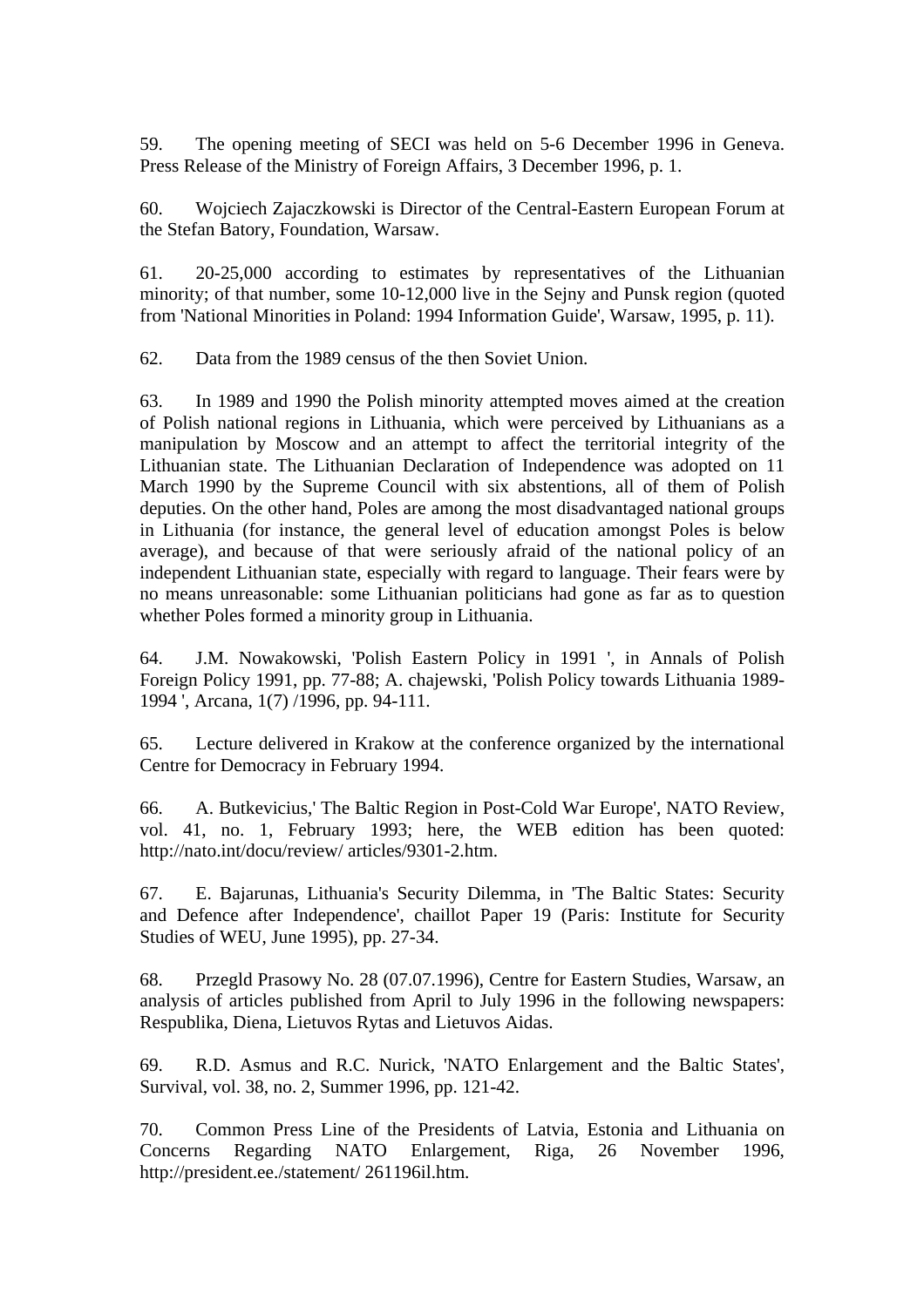59. The opening meeting of SECI was held on 5-6 December 1996 in Geneva. Press Release of the Ministry of Foreign Affairs, 3 December 1996, p. 1.

60. Wojciech Zajaczkowski is Director of the Central-Eastern European Forum at the Stefan Batory, Foundation, Warsaw.

61. 20-25,000 according to estimates by representatives of the Lithuanian minority; of that number, some 10-12,000 live in the Sejny and Punsk region (quoted from 'National Minorities in Poland: 1994 Information Guide', Warsaw, 1995, p. 11).

62. Data from the 1989 census of the then Soviet Union.

63. In 1989 and 1990 the Polish minority attempted moves aimed at the creation of Polish national regions in Lithuania, which were perceived by Lithuanians as a manipulation by Moscow and an attempt to affect the territorial integrity of the Lithuanian state. The Lithuanian Declaration of Independence was adopted on 11 March 1990 by the Supreme Council with six abstentions, all of them of Polish deputies. On the other hand, Poles are among the most disadvantaged national groups in Lithuania (for instance, the general level of education amongst Poles is below average), and because of that were seriously afraid of the national policy of an independent Lithuanian state, especially with regard to language. Their fears were by no means unreasonable: some Lithuanian politicians had gone as far as to question whether Poles formed a minority group in Lithuania.

64. J.M. Nowakowski, 'Polish Eastern Policy in 1991 ', in Annals of Polish Foreign Policy 1991, pp. 77-88; A. chajewski, 'Polish Policy towards Lithuania 1989-1994 ', Arcana, 1(7) /1996, pp. 94-111.

65. Lecture delivered in Krakow at the conference organized by the international Centre for Democracy in February 1994.

66. A. Butkevicius,' The Baltic Region in Post-Cold War Europe', NATO Review, vol. 41, no. 1, February 1993; here, the WEB edition has been quoted: http://nato.int/docu/review/ articles/9301-2.htm.

67. E. Bajarunas, Lithuania's Security Dilemma, in 'The Baltic States: Security and Defence after Independence', chaillot Paper 19 (Paris: Institute for Security Studies of WEU, June 1995), pp. 27-34.

68. Przegld Prasowy No. 28 (07.07.1996), Centre for Eastern Studies, Warsaw, an analysis of articles published from April to July 1996 in the following newspapers: Respublika, Diena, Lietuvos Rytas and Lietuvos Aidas.

69. R.D. Asmus and R.C. Nurick, 'NATO Enlargement and the Baltic States', Survival, vol. 38, no. 2, Summer 1996, pp. 121-42.

70. Common Press Line of the Presidents of Latvia, Estonia and Lithuania on Concerns Regarding NATO Enlargement, Riga, 26 November 1996, http://president.ee./statement/ 261196il.htm.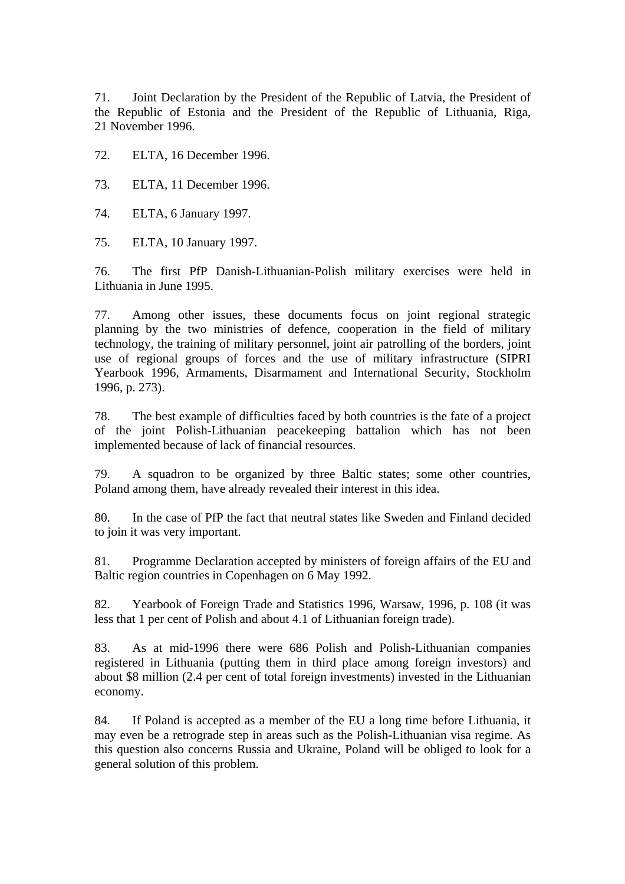71. Joint Declaration by the President of the Republic of Latvia, the President of the Republic of Estonia and the President of the Republic of Lithuania, Riga, 21 November 1996.

72. ELTA, 16 December 1996.

73. ELTA, 11 December 1996.

74. ELTA, 6 January 1997.

75. ELTA, 10 January 1997.

76. The first PfP Danish-Lithuanian-Polish military exercises were held in Lithuania in June 1995.

77. Among other issues, these documents focus on joint regional strategic planning by the two ministries of defence, cooperation in the field of military technology, the training of military personnel, joint air patrolling of the borders, joint use of regional groups of forces and the use of military infrastructure (SIPRI Yearbook 1996, Armaments, Disarmament and International Security, Stockholm 1996, p. 273).

78. The best example of difficulties faced by both countries is the fate of a project of the joint Polish-Lithuanian peacekeeping battalion which has not been implemented because of lack of financial resources.

79. A squadron to be organized by three Baltic states; some other countries, Poland among them, have already revealed their interest in this idea.

80. In the case of PfP the fact that neutral states like Sweden and Finland decided to join it was very important.

81. Programme Declaration accepted by ministers of foreign affairs of the EU and Baltic region countries in Copenhagen on 6 May 1992.

82. Yearbook of Foreign Trade and Statistics 1996, Warsaw, 1996, p. 108 (it was less that 1 per cent of Polish and about 4.1 of Lithuanian foreign trade).

83. As at mid-1996 there were 686 Polish and Polish-Lithuanian companies registered in Lithuania (putting them in third place among foreign investors) and about $8 million (2.4 per cent of total foreign investments) invested in the Lithuanian economy.

84. If Poland is accepted as a member of the EU a long time before Lithuania, it may even be a retrograde step in areas such as the Polish-Lithuanian visa regime. As this question also concerns Russia and Ukraine, Poland will be obliged to look for a general solution of this problem.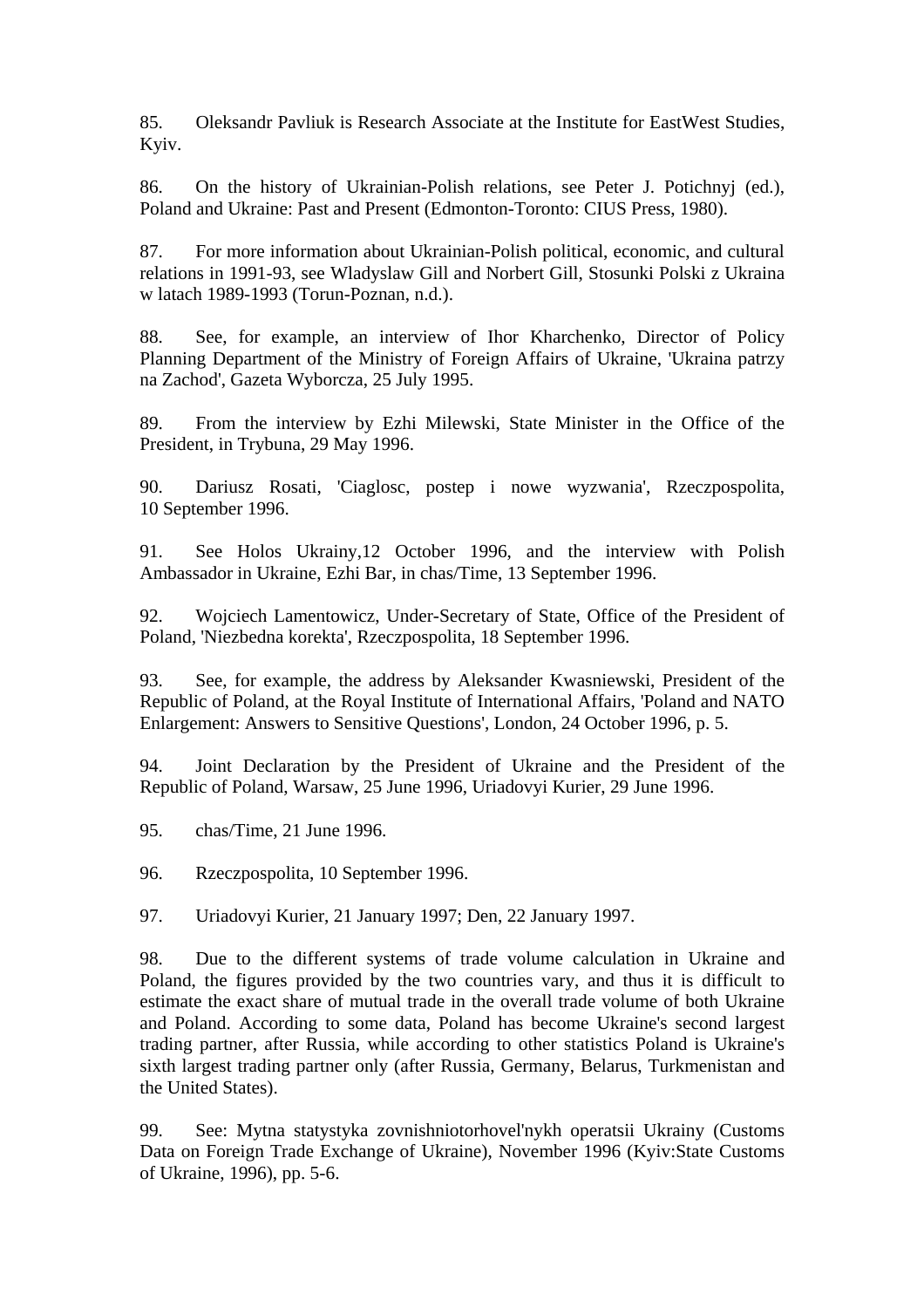85. Oleksandr Pavliuk is Research Associate at the Institute for EastWest Studies, Kyiv.

86. On the history of Ukrainian-Polish relations, see Peter J. Potichnyj (ed.), Poland and Ukraine: Past and Present (Edmonton-Toronto: CIUS Press, 1980).

87. For more information about Ukrainian-Polish political, economic, and cultural relations in 1991-93, see Wladyslaw Gill and Norbert Gill, Stosunki Polski z Ukraina w latach 1989-1993 (Torun-Poznan, n.d.).

88. See, for example, an interview of Ihor Kharchenko, Director of Policy Planning Department of the Ministry of Foreign Affairs of Ukraine, 'Ukraina patrzy na Zachod', Gazeta Wyborcza, 25 July 1995.

89. From the interview by Ezhi Milewski, State Minister in the Office of the President, in Trybuna, 29 May 1996.

90. Dariusz Rosati, 'Ciaglosc, postep i nowe wyzwania', Rzeczpospolita, 10 September 1996.

91. See Holos Ukrainy,12 October 1996, and the interview with Polish Ambassador in Ukraine, Ezhi Bar, in chas/Time, 13 September 1996.

92. Wojciech Lamentowicz, Under-Secretary of State, Office of the President of Poland, 'Niezbedna korekta', Rzeczpospolita, 18 September 1996.

93. See, for example, the address by Aleksander Kwasniewski, President of the Republic of Poland, at the Royal Institute of International Affairs, 'Poland and NATO Enlargement: Answers to Sensitive Questions', London, 24 October 1996, p. 5.

94. Joint Declaration by the President of Ukraine and the President of the Republic of Poland, Warsaw, 25 June 1996, Uriadovyi Kurier, 29 June 1996.

95. chas/Time, 21 June 1996.

96. Rzeczpospolita, 10 September 1996.

97. Uriadovyi Kurier, 21 January 1997; Den, 22 January 1997.

98. Due to the different systems of trade volume calculation in Ukraine and Poland, the figures provided by the two countries vary, and thus it is difficult to estimate the exact share of mutual trade in the overall trade volume of both Ukraine and Poland. According to some data, Poland has become Ukraine's second largest trading partner, after Russia, while according to other statistics Poland is Ukraine's sixth largest trading partner only (after Russia, Germany, Belarus, Turkmenistan and the United States).

99. See: Mytna statystyka zovnishniotorhovel'nykh operatsii Ukrainy (Customs Data on Foreign Trade Exchange of Ukraine), November 1996 (Kyiv:State Customs of Ukraine, 1996), pp. 5-6.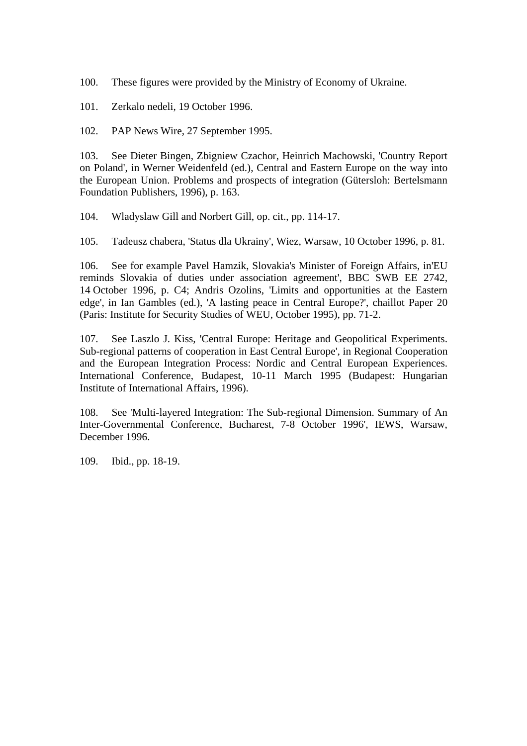100. These figures were provided by the Ministry of Economy of Ukraine.

101. Zerkalo nedeli, 19 October 1996.

102. PAP News Wire, 27 September 1995.

103. See Dieter Bingen, Zbigniew Czachor, Heinrich Machowski, 'Country Report on Poland', in Werner Weidenfeld (ed.), Central and Eastern Europe on the way into the European Union. Problems and prospects of integration (Gütersloh: Bertelsmann Foundation Publishers, 1996), p. 163.

104. Wladyslaw Gill and Norbert Gill, op. cit., pp. 114-17.

105. Tadeusz chabera, 'Status dla Ukrainy', Wiez, Warsaw, 10 October 1996, p. 81.

106. See for example Pavel Hamzik, Slovakia's Minister of Foreign Affairs, in'EU reminds Slovakia of duties under association agreement', BBC SWB EE 2742, 14 October 1996, p. C4; Andris Ozolins, 'Limits and opportunities at the Eastern edge', in Ian Gambles (ed.), 'A lasting peace in Central Europe?', chaillot Paper 20 (Paris: Institute for Security Studies of WEU, October 1995), pp. 71-2.

107. See Laszlo J. Kiss, 'Central Europe: Heritage and Geopolitical Experiments. Sub-regional patterns of cooperation in East Central Europe', in Regional Cooperation and the European Integration Process: Nordic and Central European Experiences. International Conference, Budapest, 10-11 March 1995 (Budapest: Hungarian Institute of International Affairs, 1996).

108. See 'Multi-layered Integration: The Sub-regional Dimension. Summary of An Inter-Governmental Conference, Bucharest, 7-8 October 1996', IEWS, Warsaw, December 1996.

109. Ibid., pp. 18-19.